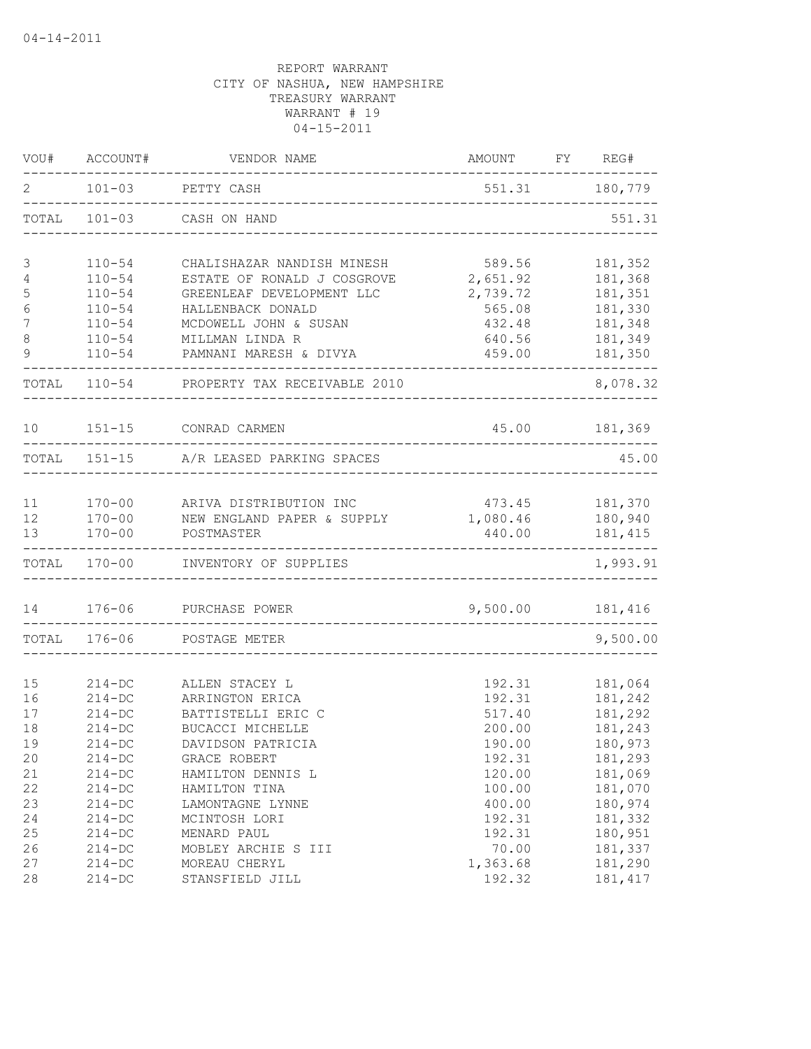04-14-2011

REPORT WARRANT
CITY OF NASHUA, NEW HAMPSHIRE
TREASURY WARRANT
WARRANT # 19
04-15-2011

| VOU# | ACCOUNT# | VENDOR NAME | AMOUNT | FY | REG# |
|---|---|---|---|---|---|
| 2 | 101-03 | PETTY CASH | 551.31 | | 180,779 |
| TOTAL | 101-03 | CASH ON HAND | | | 551.31 |
| 3 | 110-54 | CHALISHAZAR NANDISH MINESH | 589.56 | | 181,352 |
| 4 | 110-54 | ESTATE OF RONALD J COSGROVE | 2,651.92 | | 181,368 |
| 5 | 110-54 | GREENLEAF DEVELOPMENT LLC | 2,739.72 | | 181,351 |
| 6 | 110-54 | HALLENBACK DONALD | 565.08 | | 181,330 |
| 7 | 110-54 | MCDOWELL JOHN & SUSAN | 432.48 | | 181,348 |
| 8 | 110-54 | MILLMAN LINDA R | 640.56 | | 181,349 |
| 9 | 110-54 | PAMNANI MARESH & DIVYA | 459.00 | | 181,350 |
| TOTAL | 110-54 | PROPERTY TAX RECEIVABLE 2010 | | | 8,078.32 |
| 10 | 151-15 | CONRAD CARMEN | 45.00 | | 181,369 |
| TOTAL | 151-15 | A/R LEASED PARKING SPACES | | | 45.00 |
| 11 | 170-00 | ARIVA DISTRIBUTION INC | 473.45 | | 181,370 |
| 12 | 170-00 | NEW ENGLAND PAPER & SUPPLY | 1,080.46 | | 180,940 |
| 13 | 170-00 | POSTMASTER | 440.00 | | 181,415 |
| TOTAL | 170-00 | INVENTORY OF SUPPLIES | | | 1,993.91 |
| 14 | 176-06 | PURCHASE POWER | 9,500.00 | | 181,416 |
| TOTAL | 176-06 | POSTAGE METER | | | 9,500.00 |
| 15 | 214-DC | ALLEN STACEY L | 192.31 | | 181,064 |
| 16 | 214-DC | ARRINGTON ERICA | 192.31 | | 181,242 |
| 17 | 214-DC | BATTISTELLI ERIC C | 517.40 | | 181,292 |
| 18 | 214-DC | BUCACCI MICHELLE | 200.00 | | 181,243 |
| 19 | 214-DC | DAVIDSON PATRICIA | 190.00 | | 180,973 |
| 20 | 214-DC | GRACE ROBERT | 192.31 | | 181,293 |
| 21 | 214-DC | HAMILTON DENNIS L | 120.00 | | 181,069 |
| 22 | 214-DC | HAMILTON TINA | 100.00 | | 181,070 |
| 23 | 214-DC | LAMONTAGNE LYNNE | 400.00 | | 180,974 |
| 24 | 214-DC | MCINTOSH LORI | 192.31 | | 181,332 |
| 25 | 214-DC | MENARD PAUL | 192.31 | | 180,951 |
| 26 | 214-DC | MOBLEY ARCHIE S III | 70.00 | | 181,337 |
| 27 | 214-DC | MOREAU CHERYL | 1,363.68 | | 181,290 |
| 28 | 214-DC | STANSFIELD JILL | 192.32 | | 181,417 |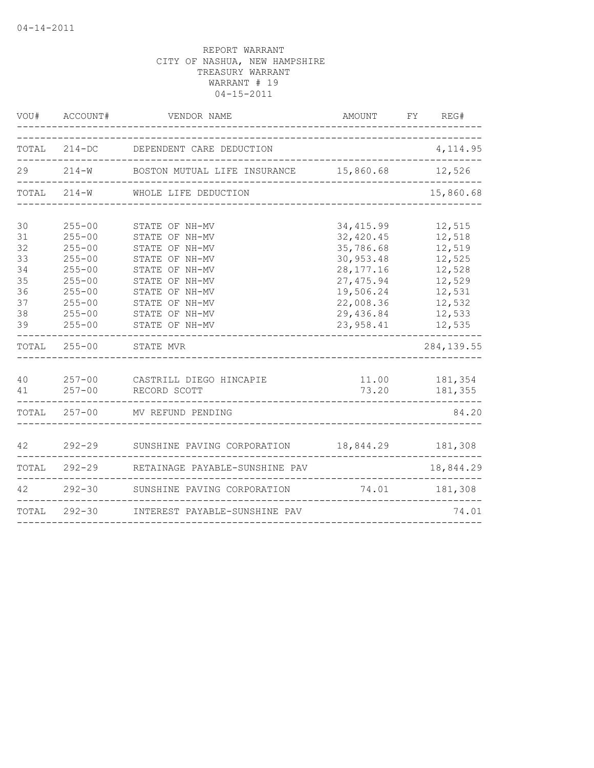04-14-2011

REPORT WARRANT
CITY OF NASHUA, NEW HAMPSHIRE
TREASURY WARRANT
WARRANT # 19
04-15-2011

| VOU# | ACCOUNT# | VENDOR NAME | AMOUNT | FY | REG# |
|---|---|---|---|---|---|
| TOTAL | 214-DC | DEPENDENT CARE DEDUCTION | | | 4,114.95 |
| 29 | 214-W | BOSTON MUTUAL LIFE INSURANCE | 15,860.68 | | 12,526 |
| TOTAL | 214-W | WHOLE LIFE DEDUCTION | | | 15,860.68 |
| 30 | 255-00 | STATE OF NH-MV | 34,415.99 | | 12,515 |
| 31 | 255-00 | STATE OF NH-MV | 32,420.45 | | 12,518 |
| 32 | 255-00 | STATE OF NH-MV | 35,786.68 | | 12,519 |
| 33 | 255-00 | STATE OF NH-MV | 30,953.48 | | 12,525 |
| 34 | 255-00 | STATE OF NH-MV | 28,177.16 | | 12,528 |
| 35 | 255-00 | STATE OF NH-MV | 27,475.94 | | 12,529 |
| 36 | 255-00 | STATE OF NH-MV | 19,506.24 | | 12,531 |
| 37 | 255-00 | STATE OF NH-MV | 22,008.36 | | 12,532 |
| 38 | 255-00 | STATE OF NH-MV | 29,436.84 | | 12,533 |
| 39 | 255-00 | STATE OF NH-MV | 23,958.41 | | 12,535 |
| TOTAL | 255-00 | STATE MVR | | | 284,139.55 |
| 40 | 257-00 | CASTRILL DIEGO HINCAPIE | 11.00 | | 181,354 |
| 41 | 257-00 | RECORD SCOTT | 73.20 | | 181,355 |
| TOTAL | 257-00 | MV REFUND PENDING | | | 84.20 |
| 42 | 292-29 | SUNSHINE PAVING CORPORATION | 18,844.29 | | 181,308 |
| TOTAL | 292-29 | RETAINAGE PAYABLE-SUNSHINE PAV | | | 18,844.29 |
| 42 | 292-30 | SUNSHINE PAVING CORPORATION | 74.01 | | 181,308 |
| TOTAL | 292-30 | INTEREST PAYABLE-SUNSHINE PAV | | | 74.01 |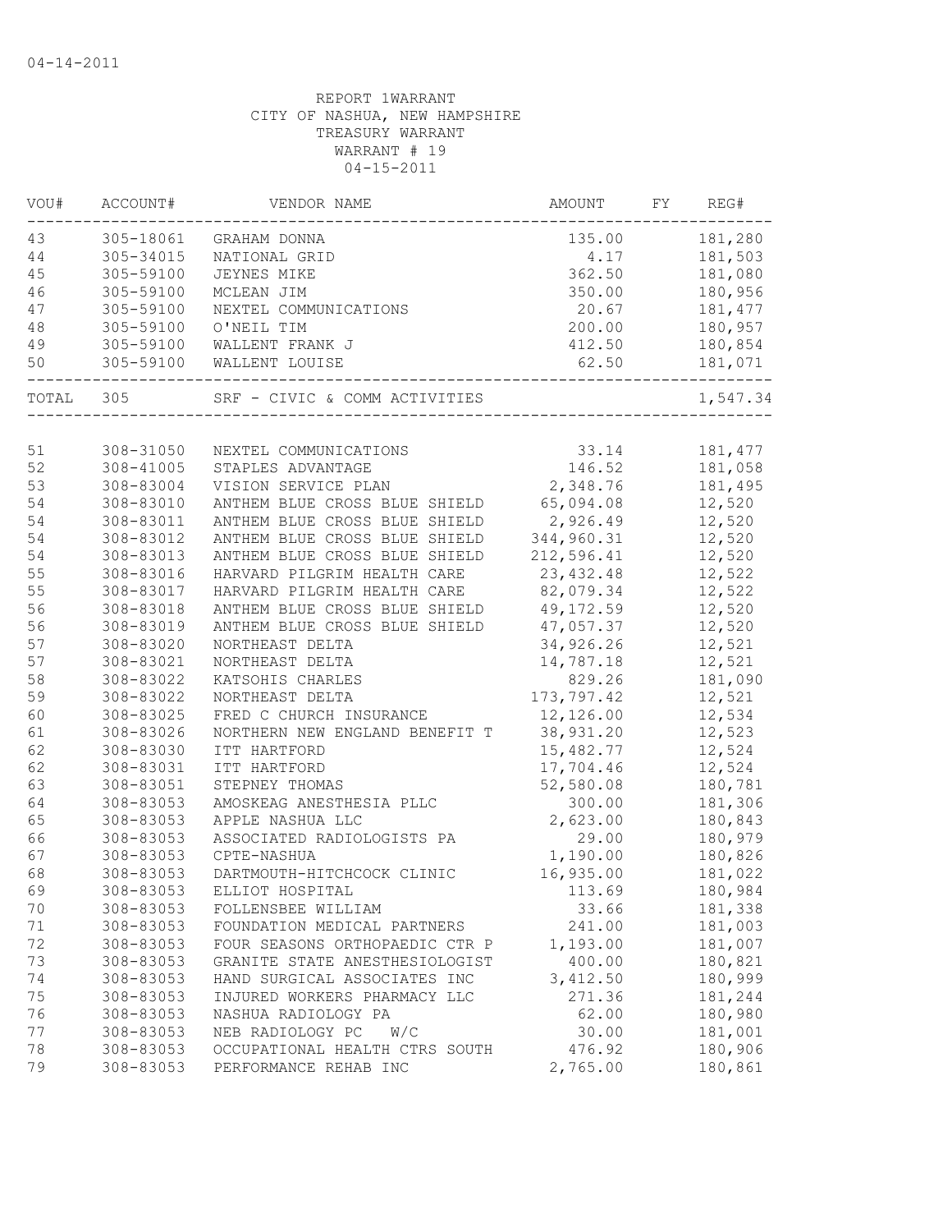04-14-2011

REPORT 1WARRANT
CITY OF NASHUA, NEW HAMPSHIRE
TREASURY WARRANT
WARRANT # 19
04-15-2011

| VOU# | ACCOUNT# | VENDOR NAME | AMOUNT | FY | REG# |
|---|---|---|---|---|---|
| 43 | 305-18061 | GRAHAM DONNA | 135.00 | | 181,280 |
| 44 | 305-34015 | NATIONAL GRID | 4.17 | | 181,503 |
| 45 | 305-59100 | JEYNES MIKE | 362.50 | | 181,080 |
| 46 | 305-59100 | MCLEAN JIM | 350.00 | | 180,956 |
| 47 | 305-59100 | NEXTEL COMMUNICATIONS | 20.67 | | 181,477 |
| 48 | 305-59100 | O'NEIL TIM | 200.00 | | 180,957 |
| 49 | 305-59100 | WALLENT FRANK J | 412.50 | | 180,854 |
| 50 | 305-59100 | WALLENT LOUISE | 62.50 | | 181,071 |
| TOTAL | 305 | SRF - CIVIC & COMM ACTIVITIES | | | 1,547.34 |
| 51 | 308-31050 | NEXTEL COMMUNICATIONS | 33.14 | | 181,477 |
| 52 | 308-41005 | STAPLES ADVANTAGE | 146.52 | | 181,058 |
| 53 | 308-83004 | VISION SERVICE PLAN | 2,348.76 | | 181,495 |
| 54 | 308-83010 | ANTHEM BLUE CROSS BLUE SHIELD | 65,094.08 | | 12,520 |
| 54 | 308-83011 | ANTHEM BLUE CROSS BLUE SHIELD | 2,926.49 | | 12,520 |
| 54 | 308-83012 | ANTHEM BLUE CROSS BLUE SHIELD | 344,960.31 | | 12,520 |
| 54 | 308-83013 | ANTHEM BLUE CROSS BLUE SHIELD | 212,596.41 | | 12,520 |
| 55 | 308-83016 | HARVARD PILGRIM HEALTH CARE | 23,432.48 | | 12,522 |
| 55 | 308-83017 | HARVARD PILGRIM HEALTH CARE | 82,079.34 | | 12,522 |
| 56 | 308-83018 | ANTHEM BLUE CROSS BLUE SHIELD | 49,172.59 | | 12,520 |
| 56 | 308-83019 | ANTHEM BLUE CROSS BLUE SHIELD | 47,057.37 | | 12,520 |
| 57 | 308-83020 | NORTHEAST DELTA | 34,926.26 | | 12,521 |
| 57 | 308-83021 | NORTHEAST DELTA | 14,787.18 | | 12,521 |
| 58 | 308-83022 | KATSOHIS CHARLES | 829.26 | | 181,090 |
| 59 | 308-83022 | NORTHEAST DELTA | 173,797.42 | | 12,521 |
| 60 | 308-83025 | FRED C CHURCH INSURANCE | 12,126.00 | | 12,534 |
| 61 | 308-83026 | NORTHERN NEW ENGLAND BENEFIT T | 38,931.20 | | 12,523 |
| 62 | 308-83030 | ITT HARTFORD | 15,482.77 | | 12,524 |
| 62 | 308-83031 | ITT HARTFORD | 17,704.46 | | 12,524 |
| 63 | 308-83051 | STEPNEY THOMAS | 52,580.08 | | 180,781 |
| 64 | 308-83053 | AMOSKEAG ANESTHESIA PLLC | 300.00 | | 181,306 |
| 65 | 308-83053 | APPLE NASHUA LLC | 2,623.00 | | 180,843 |
| 66 | 308-83053 | ASSOCIATED RADIOLOGISTS PA | 29.00 | | 180,979 |
| 67 | 308-83053 | CPTE-NASHUA | 1,190.00 | | 180,826 |
| 68 | 308-83053 | DARTMOUTH-HITCHCOCK CLINIC | 16,935.00 | | 181,022 |
| 69 | 308-83053 | ELLIOT HOSPITAL | 113.69 | | 180,984 |
| 70 | 308-83053 | FOLLENSBEE WILLIAM | 33.66 | | 181,338 |
| 71 | 308-83053 | FOUNDATION MEDICAL PARTNERS | 241.00 | | 181,003 |
| 72 | 308-83053 | FOUR SEASONS ORTHOPAEDIC CTR P | 1,193.00 | | 181,007 |
| 73 | 308-83053 | GRANITE STATE ANESTHESIOLOGIST | 400.00 | | 180,821 |
| 74 | 308-83053 | HAND SURGICAL ASSOCIATES INC | 3,412.50 | | 180,999 |
| 75 | 308-83053 | INJURED WORKERS PHARMACY LLC | 271.36 | | 181,244 |
| 76 | 308-83053 | NASHUA RADIOLOGY PA | 62.00 | | 180,980 |
| 77 | 308-83053 | NEB RADIOLOGY PC W/C | 30.00 | | 181,001 |
| 78 | 308-83053 | OCCUPATIONAL HEALTH CTRS SOUTH | 476.92 | | 180,906 |
| 79 | 308-83053 | PERFORMANCE REHAB INC | 2,765.00 | | 180,861 |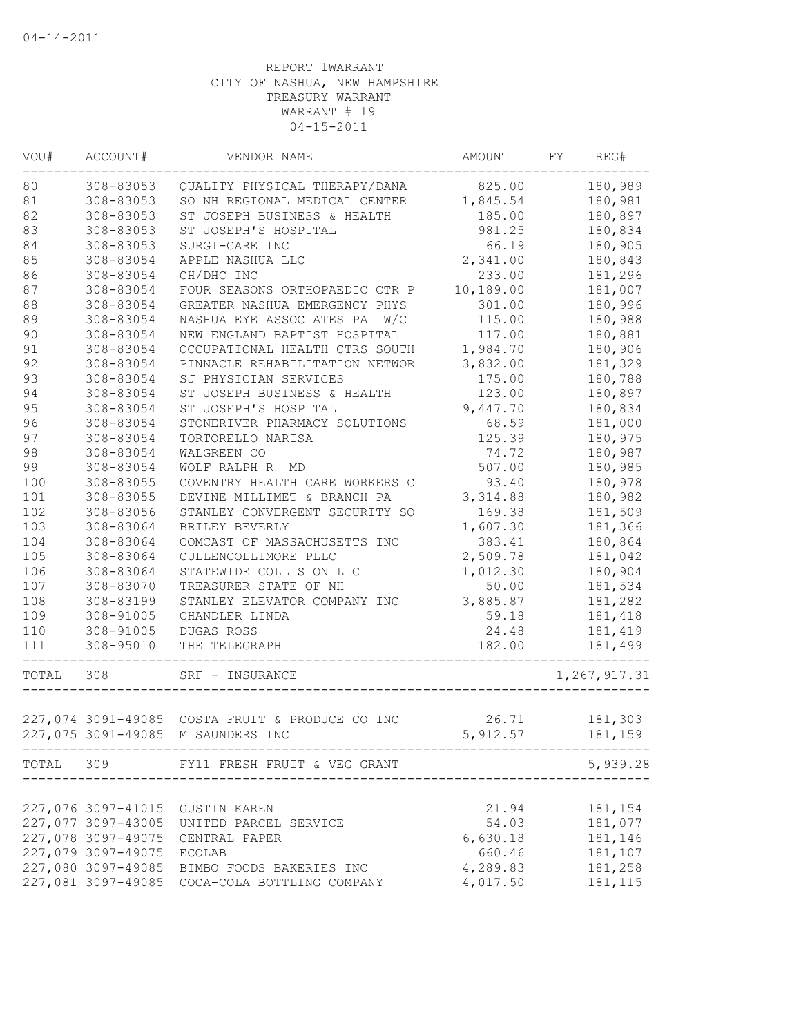04-14-2011

REPORT 1WARRANT
CITY OF NASHUA, NEW HAMPSHIRE
TREASURY WARRANT
WARRANT # 19
04-15-2011

| VOU# | ACCOUNT# | VENDOR NAME | AMOUNT | FY | REG# |
|---|---|---|---|---|---|
| 80 | 308-83053 | QUALITY PHYSICAL THERAPY/DANA | 825.00 | | 180,989 |
| 81 | 308-83053 | SO NH REGIONAL MEDICAL CENTER | 1,845.54 | | 180,981 |
| 82 | 308-83053 | ST JOSEPH BUSINESS & HEALTH | 185.00 | | 180,897 |
| 83 | 308-83053 | ST JOSEPH'S HOSPITAL | 981.25 | | 180,834 |
| 84 | 308-83053 | SURGI-CARE INC | 66.19 | | 180,905 |
| 85 | 308-83054 | APPLE NASHUA LLC | 2,341.00 | | 180,843 |
| 86 | 308-83054 | CH/DHC INC | 233.00 | | 181,296 |
| 87 | 308-83054 | FOUR SEASONS ORTHOPAEDIC CTR P | 10,189.00 | | 181,007 |
| 88 | 308-83054 | GREATER NASHUA EMERGENCY PHYS | 301.00 | | 180,996 |
| 89 | 308-83054 | NASHUA EYE ASSOCIATES PA W/C | 115.00 | | 180,988 |
| 90 | 308-83054 | NEW ENGLAND BAPTIST HOSPITAL | 117.00 | | 180,881 |
| 91 | 308-83054 | OCCUPATIONAL HEALTH CTRS SOUTH | 1,984.70 | | 180,906 |
| 92 | 308-83054 | PINNACLE REHABILITATION NETWOR | 3,832.00 | | 181,329 |
| 93 | 308-83054 | SJ PHYSICIAN SERVICES | 175.00 | | 180,788 |
| 94 | 308-83054 | ST JOSEPH BUSINESS & HEALTH | 123.00 | | 180,897 |
| 95 | 308-83054 | ST JOSEPH'S HOSPITAL | 9,447.70 | | 180,834 |
| 96 | 308-83054 | STONERIVER PHARMACY SOLUTIONS | 68.59 | | 181,000 |
| 97 | 308-83054 | TORTORELLO NARISA | 125.39 | | 180,975 |
| 98 | 308-83054 | WALGREEN CO | 74.72 | | 180,987 |
| 99 | 308-83054 | WOLF RALPH R MD | 507.00 | | 180,985 |
| 100 | 308-83055 | COVENTRY HEALTH CARE WORKERS C | 93.40 | | 180,978 |
| 101 | 308-83055 | DEVINE MILLIMET & BRANCH PA | 3,314.88 | | 180,982 |
| 102 | 308-83056 | STANLEY CONVERGENT SECURITY SO | 169.38 | | 181,509 |
| 103 | 308-83064 | BRILEY BEVERLY | 1,607.30 | | 181,366 |
| 104 | 308-83064 | COMCAST OF MASSACHUSETTS INC | 383.41 | | 180,864 |
| 105 | 308-83064 | CULLENCOLLIMORE PLLC | 2,509.78 | | 181,042 |
| 106 | 308-83064 | STATEWIDE COLLISION LLC | 1,012.30 | | 180,904 |
| 107 | 308-83070 | TREASURER STATE OF NH | 50.00 | | 181,534 |
| 108 | 308-83199 | STANLEY ELEVATOR COMPANY INC | 3,885.87 | | 181,282 |
| 109 | 308-91005 | CHANDLER LINDA | 59.18 | | 181,418 |
| 110 | 308-91005 | DUGAS ROSS | 24.48 | | 181,419 |
| 111 | 308-95010 | THE TELEGRAPH | 182.00 | | 181,499 |
| TOTAL | 308 | SRF - INSURANCE | | | 1,267,917.31 |
| 227,074 | 3091-49085 | COSTA FRUIT & PRODUCE CO INC | 26.71 | | 181,303 |
| 227,075 | 3091-49085 | M SAUNDERS INC | 5,912.57 | | 181,159 |
| TOTAL | 309 | FY11 FRESH FRUIT & VEG GRANT | | | 5,939.28 |
| 227,076 | 3097-41015 | GUSTIN KAREN | 21.94 | | 181,154 |
| 227,077 | 3097-43005 | UNITED PARCEL SERVICE | 54.03 | | 181,077 |
| 227,078 | 3097-49075 | CENTRAL PAPER | 6,630.18 | | 181,146 |
| 227,079 | 3097-49075 | ECOLAB | 660.46 | | 181,107 |
| 227,080 | 3097-49085 | BIMBO FOODS BAKERIES INC | 4,289.83 | | 181,258 |
| 227,081 | 3097-49085 | COCA-COLA BOTTLING COMPANY | 4,017.50 | | 181,115 |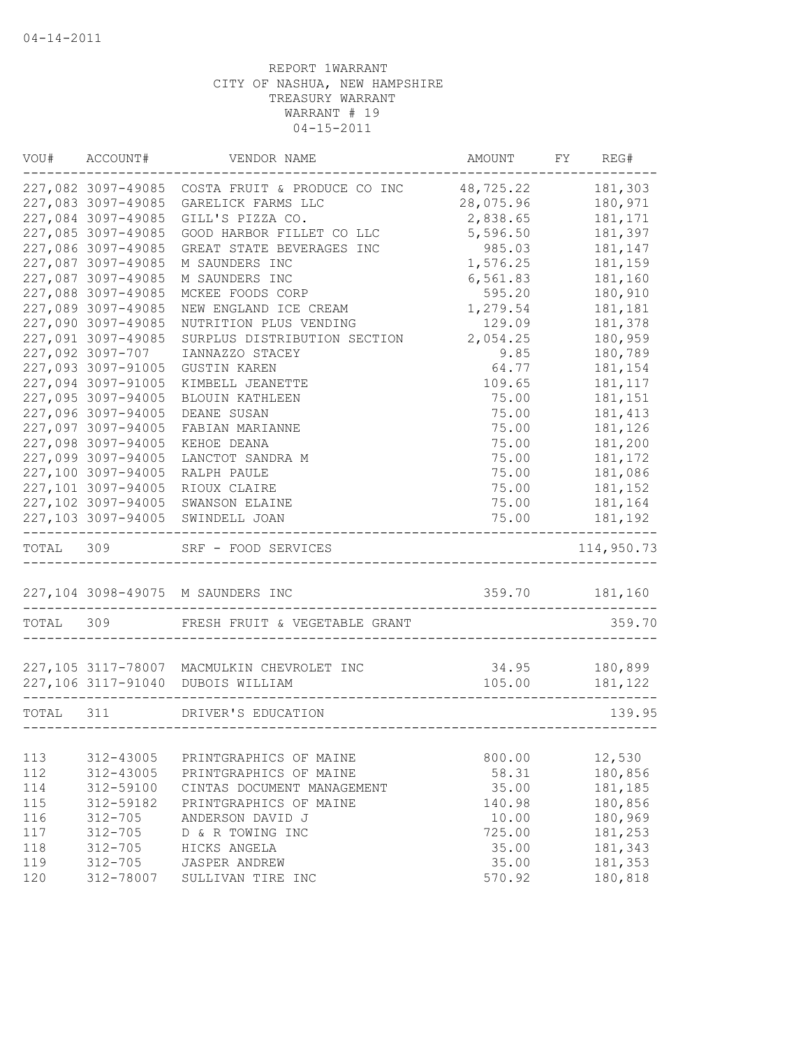04-14-2011

REPORT 1WARRANT
CITY OF NASHUA, NEW HAMPSHIRE
TREASURY WARRANT
WARRANT # 19
04-15-2011

| VOU# | ACCOUNT# | VENDOR NAME | AMOUNT | FY | REG# |
|---|---|---|---|---|---|
| 227,082 | 3097-49085 | COSTA FRUIT & PRODUCE CO INC | 48,725.22 | | 181,303 |
| 227,083 | 3097-49085 | GARELICK FARMS LLC | 28,075.96 | | 180,971 |
| 227,084 | 3097-49085 | GILL'S PIZZA CO. | 2,838.65 | | 181,171 |
| 227,085 | 3097-49085 | GOOD HARBOR FILLET CO LLC | 5,596.50 | | 181,397 |
| 227,086 | 3097-49085 | GREAT STATE BEVERAGES INC | 985.03 | | 181,147 |
| 227,087 | 3097-49085 | M SAUNDERS INC | 1,576.25 | | 181,159 |
| 227,087 | 3097-49085 | M SAUNDERS INC | 6,561.83 | | 181,160 |
| 227,088 | 3097-49085 | MCKEE FOODS CORP | 595.20 | | 180,910 |
| 227,089 | 3097-49085 | NEW ENGLAND ICE CREAM | 1,279.54 | | 181,181 |
| 227,090 | 3097-49085 | NUTRITION PLUS VENDING | 129.09 | | 181,378 |
| 227,091 | 3097-49085 | SURPLUS DISTRIBUTION SECTION | 2,054.25 | | 180,959 |
| 227,092 | 3097-707 | IANNAZZO STACEY | 9.85 | | 180,789 |
| 227,093 | 3097-91005 | GUSTIN KAREN | 64.77 | | 181,154 |
| 227,094 | 3097-91005 | KIMBELL JEANETTE | 109.65 | | 181,117 |
| 227,095 | 3097-94005 | BLOUIN KATHLEEN | 75.00 | | 181,151 |
| 227,096 | 3097-94005 | DEANE SUSAN | 75.00 | | 181,413 |
| 227,097 | 3097-94005 | FABIAN MARIANNE | 75.00 | | 181,126 |
| 227,098 | 3097-94005 | KEHOE DEANA | 75.00 | | 181,200 |
| 227,099 | 3097-94005 | LANCTOT SANDRA M | 75.00 | | 181,172 |
| 227,100 | 3097-94005 | RALPH PAULE | 75.00 | | 181,086 |
| 227,101 | 3097-94005 | RIOUX CLAIRE | 75.00 | | 181,152 |
| 227,102 | 3097-94005 | SWANSON ELAINE | 75.00 | | 181,164 |
| 227,103 | 3097-94005 | SWINDELL JOAN | 75.00 | | 181,192 |
| TOTAL | 309 | SRF - FOOD SERVICES | | | 114,950.73 |
| 227,104 | 3098-49075 | M SAUNDERS INC | 359.70 | | 181,160 |
| TOTAL | 309 | FRESH FRUIT & VEGETABLE GRANT | | | 359.70 |
| 227,105 | 3117-78007 | MACMULKIN CHEVROLET INC | 34.95 | | 180,899 |
| 227,106 | 3117-91040 | DUBOIS WILLIAM | 105.00 | | 181,122 |
| TOTAL | 311 | DRIVER'S EDUCATION | | | 139.95 |
| 113 | 312-43005 | PRINTGRAPHICS OF MAINE | 800.00 | | 12,530 |
| 112 | 312-43005 | PRINTGRAPHICS OF MAINE | 58.31 | | 180,856 |
| 114 | 312-59100 | CINTAS DOCUMENT MANAGEMENT | 35.00 | | 181,185 |
| 115 | 312-59182 | PRINTGRAPHICS OF MAINE | 140.98 | | 180,856 |
| 116 | 312-705 | ANDERSON DAVID J | 10.00 | | 180,969 |
| 117 | 312-705 | D & R TOWING INC | 725.00 | | 181,253 |
| 118 | 312-705 | HICKS ANGELA | 35.00 | | 181,343 |
| 119 | 312-705 | JASPER ANDREW | 35.00 | | 181,353 |
| 120 | 312-78007 | SULLIVAN TIRE INC | 570.92 | | 180,818 |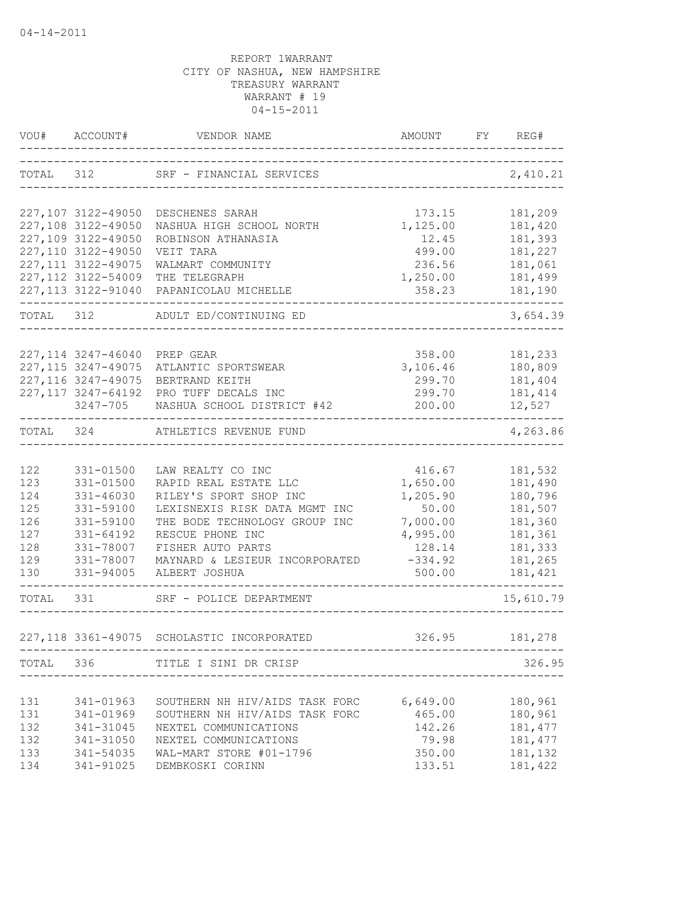04-14-2011

REPORT 1WARRANT
CITY OF NASHUA, NEW HAMPSHIRE
TREASURY WARRANT
WARRANT # 19
04-15-2011

| VOU# | ACCOUNT# | VENDOR NAME | AMOUNT | FY | REG# |
|---|---|---|---|---|---|
| TOTAL | 312 | SRF - FINANCIAL SERVICES | | | 2,410.21 |
| 227,107 | 3122-49050 | DESCHENES SARAH | 173.15 | | 181,209 |
| 227,108 | 3122-49050 | NASHUA HIGH SCHOOL NORTH | 1,125.00 | | 181,420 |
| 227,109 | 3122-49050 | ROBINSON ATHANASIA | 12.45 | | 181,393 |
| 227,110 | 3122-49050 | VEIT TARA | 499.00 | | 181,227 |
| 227,111 | 3122-49075 | WALMART COMMUNITY | 236.56 | | 181,061 |
| 227,112 | 3122-54009 | THE TELEGRAPH | 1,250.00 | | 181,499 |
| 227,113 | 3122-91040 | PAPANICOLAU MICHELLE | 358.23 | | 181,190 |
| TOTAL | 312 | ADULT ED/CONTINUING ED | | | 3,654.39 |
| 227,114 | 3247-46040 | PREP GEAR | 358.00 | | 181,233 |
| 227,115 | 3247-49075 | ATLANTIC SPORTSWEAR | 3,106.46 | | 180,809 |
| 227,116 | 3247-49075 | BERTRAND KEITH | 299.70 | | 181,404 |
| 227,117 | 3247-64192 | PRO TUFF DECALS INC | 299.70 | | 181,414 |
| | 3247-705 | NASHUA SCHOOL DISTRICT #42 | 200.00 | | 12,527 |
| TOTAL | 324 | ATHLETICS REVENUE FUND | | | 4,263.86 |
| 122 | 331-01500 | LAW REALTY CO INC | 416.67 | | 181,532 |
| 123 | 331-01500 | RAPID REAL ESTATE LLC | 1,650.00 | | 181,490 |
| 124 | 331-46030 | RILEY'S SPORT SHOP INC | 1,205.90 | | 180,796 |
| 125 | 331-59100 | LEXISNEXIS RISK DATA MGMT INC | 50.00 | | 181,507 |
| 126 | 331-59100 | THE BODE TECHNOLOGY GROUP INC | 7,000.00 | | 181,360 |
| 127 | 331-64192 | RESCUE PHONE INC | 4,995.00 | | 181,361 |
| 128 | 331-78007 | FISHER AUTO PARTS | 128.14 | | 181,333 |
| 129 | 331-78007 | MAYNARD & LESIEUR INCORPORATED | -334.92 | | 181,265 |
| 130 | 331-94005 | ALBERT JOSHUA | 500.00 | | 181,421 |
| TOTAL | 331 | SRF - POLICE DEPARTMENT | | | 15,610.79 |
| 227,118 | 3361-49075 | SCHOLASTIC INCORPORATED | 326.95 | | 181,278 |
| TOTAL | 336 | TITLE I SINI DR CRISP | | | 326.95 |
| 131 | 341-01963 | SOUTHERN NH HIV/AIDS TASK FORC | 6,649.00 | | 180,961 |
| 131 | 341-01969 | SOUTHERN NH HIV/AIDS TASK FORC | 465.00 | | 180,961 |
| 132 | 341-31045 | NEXTEL COMMUNICATIONS | 142.26 | | 181,477 |
| 132 | 341-31050 | NEXTEL COMMUNICATIONS | 79.98 | | 181,477 |
| 133 | 341-54035 | WAL-MART STORE #01-1796 | 350.00 | | 181,132 |
| 134 | 341-91025 | DEMBKOSKI CORINN | 133.51 | | 181,422 |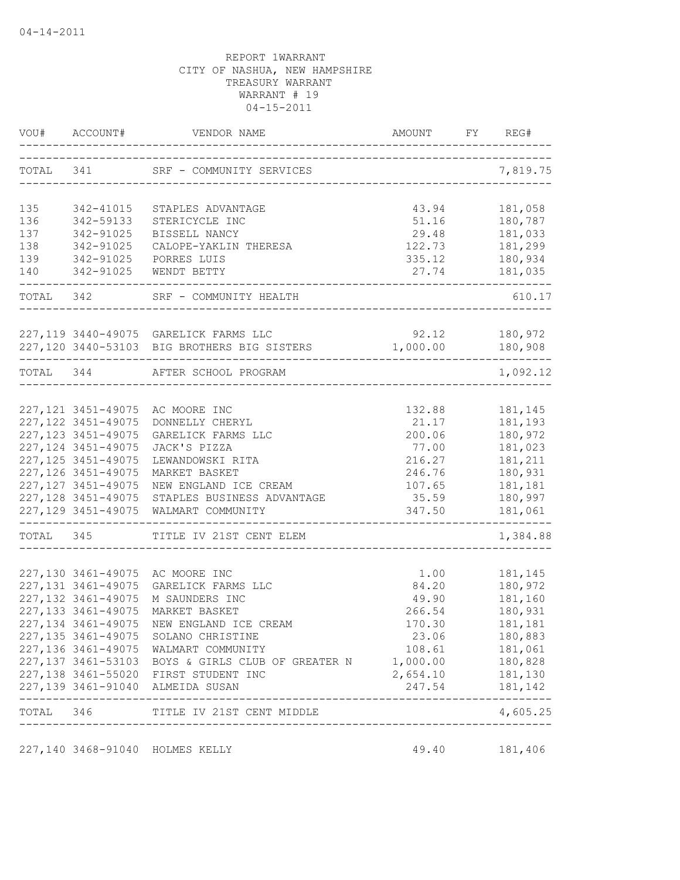04-14-2011

REPORT 1WARRANT
CITY OF NASHUA, NEW HAMPSHIRE
TREASURY WARRANT
WARRANT # 19
04-15-2011

| VOU# | ACCOUNT# | VENDOR NAME | AMOUNT | FY | REG# |
|---|---|---|---|---|---|
| TOTAL | 341 | SRF - COMMUNITY SERVICES | | | 7,819.75 |
| 135 | 342-41015 | STAPLES ADVANTAGE | 43.94 | | 181,058 |
| 136 | 342-59133 | STERICYCLE INC | 51.16 | | 180,787 |
| 137 | 342-91025 | BISSELL NANCY | 29.48 | | 181,033 |
| 138 | 342-91025 | CALOPE-YAKLIN THERESA | 122.73 | | 181,299 |
| 139 | 342-91025 | PORRES LUIS | 335.12 | | 180,934 |
| 140 | 342-91025 | WENDT BETTY | 27.74 | | 181,035 |
| TOTAL | 342 | SRF - COMMUNITY HEALTH | | | 610.17 |
| 227,119 | 3440-49075 | GARELICK FARMS LLC | 92.12 | | 180,972 |
| 227,120 | 3440-53103 | BIG BROTHERS BIG SISTERS | 1,000.00 | | 180,908 |
| TOTAL | 344 | AFTER SCHOOL PROGRAM | | | 1,092.12 |
| 227,121 | 3451-49075 | AC MOORE INC | 132.88 | | 181,145 |
| 227,122 | 3451-49075 | DONNELLY CHERYL | 21.17 | | 181,193 |
| 227,123 | 3451-49075 | GARELICK FARMS LLC | 200.06 | | 180,972 |
| 227,124 | 3451-49075 | JACK'S PIZZA | 77.00 | | 181,023 |
| 227,125 | 3451-49075 | LEWANDOWSKI RITA | 216.27 | | 181,211 |
| 227,126 | 3451-49075 | MARKET BASKET | 246.76 | | 180,931 |
| 227,127 | 3451-49075 | NEW ENGLAND ICE CREAM | 107.65 | | 181,181 |
| 227,128 | 3451-49075 | STAPLES BUSINESS ADVANTAGE | 35.59 | | 180,997 |
| 227,129 | 3451-49075 | WALMART COMMUNITY | 347.50 | | 181,061 |
| TOTAL | 345 | TITLE IV 21ST CENT ELEM | | | 1,384.88 |
| 227,130 | 3461-49075 | AC MOORE INC | 1.00 | | 181,145 |
| 227,131 | 3461-49075 | GARELICK FARMS LLC | 84.20 | | 180,972 |
| 227,132 | 3461-49075 | M SAUNDERS INC | 49.90 | | 181,160 |
| 227,133 | 3461-49075 | MARKET BASKET | 266.54 | | 180,931 |
| 227,134 | 3461-49075 | NEW ENGLAND ICE CREAM | 170.30 | | 181,181 |
| 227,135 | 3461-49075 | SOLANO CHRISTINE | 23.06 | | 180,883 |
| 227,136 | 3461-49075 | WALMART COMMUNITY | 108.61 | | 181,061 |
| 227,137 | 3461-53103 | BOYS & GIRLS CLUB OF GREATER N | 1,000.00 | | 180,828 |
| 227,138 | 3461-55020 | FIRST STUDENT INC | 2,654.10 | | 181,130 |
| 227,139 | 3461-91040 | ALMEIDA SUSAN | 247.54 | | 181,142 |
| TOTAL | 346 | TITLE IV 21ST CENT MIDDLE | | | 4,605.25 |
| 227,140 | 3468-91040 | HOLMES KELLY | 49.40 | | 181,406 |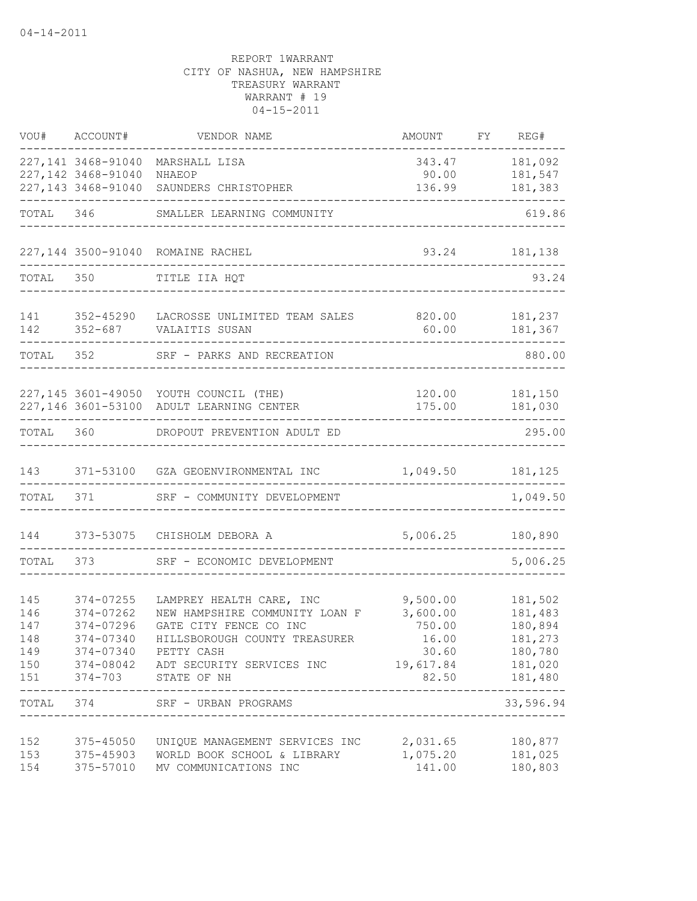04-14-2011

REPORT 1WARRANT
CITY OF NASHUA, NEW HAMPSHIRE
TREASURY WARRANT
WARRANT # 19
04-15-2011

| VOU# | ACCOUNT# | VENDOR NAME | AMOUNT | FY | REG# |
|---|---|---|---|---|---|
| 227,141 | 3468-91040 | MARSHALL LISA | 343.47 | | 181,092 |
| 227,142 | 3468-91040 | NHAEOP | 90.00 | | 181,547 |
| 227,143 | 3468-91040 | SAUNDERS CHRISTOPHER | 136.99 | | 181,383 |
| TOTAL | 346 | SMALLER LEARNING COMMUNITY | | | 619.86 |
| 227,144 | 3500-91040 | ROMAINE RACHEL | 93.24 | | 181,138 |
| TOTAL | 350 | TITLE IIA HQT | | | 93.24 |
| 141 | 352-45290 | LACROSSE UNLIMITED TEAM SALES | 820.00 | | 181,237 |
| 142 | 352-687 | VALAITIS SUSAN | 60.00 | | 181,367 |
| TOTAL | 352 | SRF - PARKS AND RECREATION | | | 880.00 |
| 227,145 | 3601-49050 | YOUTH COUNCIL (THE) | 120.00 | | 181,150 |
| 227,146 | 3601-53100 | ADULT LEARNING CENTER | 175.00 | | 181,030 |
| TOTAL | 360 | DROPOUT PREVENTION ADULT ED | | | 295.00 |
| 143 | 371-53100 | GZA GEOENVIRONMENTAL INC | 1,049.50 | | 181,125 |
| TOTAL | 371 | SRF - COMMUNITY DEVELOPMENT | | | 1,049.50 |
| 144 | 373-53075 | CHISHOLM DEBORA A | 5,006.25 | | 180,890 |
| TOTAL | 373 | SRF - ECONOMIC DEVELOPMENT | | | 5,006.25 |
| 145 | 374-07255 | LAMPREY HEALTH CARE, INC | 9,500.00 | | 181,502 |
| 146 | 374-07262 | NEW HAMPSHIRE COMMUNITY LOAN F | 3,600.00 | | 181,483 |
| 147 | 374-07296 | GATE CITY FENCE CO INC | 750.00 | | 180,894 |
| 148 | 374-07340 | HILLSBOROUGH COUNTY TREASURER | 16.00 | | 181,273 |
| 149 | 374-07340 | PETTY CASH | 30.60 | | 180,780 |
| 150 | 374-08042 | ADT SECURITY SERVICES INC | 19,617.84 | | 181,020 |
| 151 | 374-703 | STATE OF NH | 82.50 | | 181,480 |
| TOTAL | 374 | SRF - URBAN PROGRAMS | | | 33,596.94 |
| 152 | 375-45050 | UNIQUE MANAGEMENT SERVICES INC | 2,031.65 | | 180,877 |
| 153 | 375-45903 | WORLD BOOK SCHOOL & LIBRARY | 1,075.20 | | 181,025 |
| 154 | 375-57010 | MV COMMUNICATIONS INC | 141.00 | | 180,803 |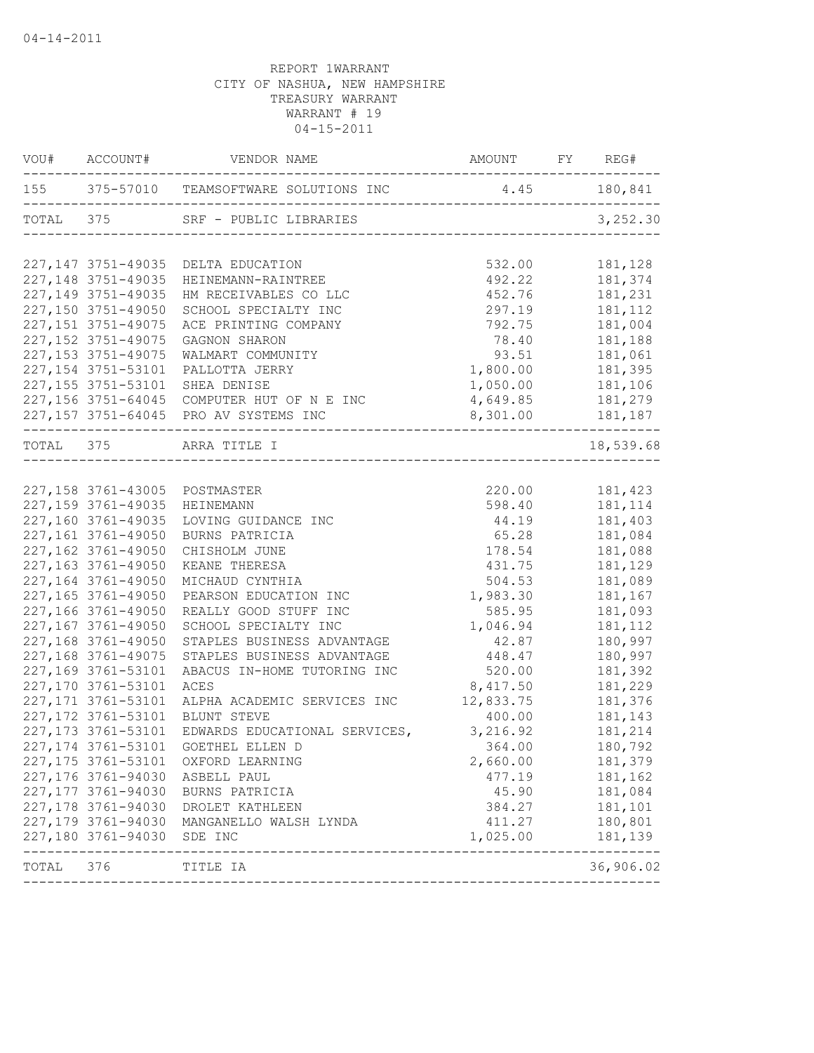04-14-2011

REPORT 1WARRANT
CITY OF NASHUA, NEW HAMPSHIRE
TREASURY WARRANT
WARRANT # 19
04-15-2011

| VOU# | ACCOUNT# | VENDOR NAME | AMOUNT | FY | REG# |
|---|---|---|---|---|---|
| 155 | 375-57010 | TEAMSOFTWARE SOLUTIONS INC | 4.45 | | 180,841 |
| TOTAL | 375 | SRF - PUBLIC LIBRARIES | | | 3,252.30 |
| 227,147 | 3751-49035 | DELTA EDUCATION | 532.00 | | 181,128 |
| 227,148 | 3751-49035 | HEINEMANN-RAINTREE | 492.22 | | 181,374 |
| 227,149 | 3751-49035 | HM RECEIVABLES CO LLC | 452.76 | | 181,231 |
| 227,150 | 3751-49050 | SCHOOL SPECIALTY INC | 297.19 | | 181,112 |
| 227,151 | 3751-49075 | ACE PRINTING COMPANY | 792.75 | | 181,004 |
| 227,152 | 3751-49075 | GAGNON SHARON | 78.40 | | 181,188 |
| 227,153 | 3751-49075 | WALMART COMMUNITY | 93.51 | | 181,061 |
| 227,154 | 3751-53101 | PALLOTTA JERRY | 1,800.00 | | 181,395 |
| 227,155 | 3751-53101 | SHEA DENISE | 1,050.00 | | 181,106 |
| 227,156 | 3751-64045 | COMPUTER HUT OF N E INC | 4,649.85 | | 181,279 |
| 227,157 | 3751-64045 | PRO AV SYSTEMS INC | 8,301.00 | | 181,187 |
| TOTAL | 375 | ARRA TITLE I | | | 18,539.68 |
| 227,158 | 3761-43005 | POSTMASTER | 220.00 | | 181,423 |
| 227,159 | 3761-49035 | HEINEMANN | 598.40 | | 181,114 |
| 227,160 | 3761-49035 | LOVING GUIDANCE INC | 44.19 | | 181,403 |
| 227,161 | 3761-49050 | BURNS PATRICIA | 65.28 | | 181,084 |
| 227,162 | 3761-49050 | CHISHOLM JUNE | 178.54 | | 181,088 |
| 227,163 | 3761-49050 | KEANE THERESA | 431.75 | | 181,129 |
| 227,164 | 3761-49050 | MICHAUD CYNTHIA | 504.53 | | 181,089 |
| 227,165 | 3761-49050 | PEARSON EDUCATION INC | 1,983.30 | | 181,167 |
| 227,166 | 3761-49050 | REALLY GOOD STUFF INC | 585.95 | | 181,093 |
| 227,167 | 3761-49050 | SCHOOL SPECIALTY INC | 1,046.94 | | 181,112 |
| 227,168 | 3761-49050 | STAPLES BUSINESS ADVANTAGE | 42.87 | | 180,997 |
| 227,168 | 3761-49075 | STAPLES BUSINESS ADVANTAGE | 448.47 | | 180,997 |
| 227,169 | 3761-53101 | ABACUS IN-HOME TUTORING INC | 520.00 | | 181,392 |
| 227,170 | 3761-53101 | ACES | 8,417.50 | | 181,229 |
| 227,171 | 3761-53101 | ALPHA ACADEMIC SERVICES INC | 12,833.75 | | 181,376 |
| 227,172 | 3761-53101 | BLUNT STEVE | 400.00 | | 181,143 |
| 227,173 | 3761-53101 | EDWARDS EDUCATIONAL SERVICES, | 3,216.92 | | 181,214 |
| 227,174 | 3761-53101 | GOETHEL ELLEN D | 364.00 | | 180,792 |
| 227,175 | 3761-53101 | OXFORD LEARNING | 2,660.00 | | 181,379 |
| 227,176 | 3761-94030 | ASBELL PAUL | 477.19 | | 181,162 |
| 227,177 | 3761-94030 | BURNS PATRICIA | 45.90 | | 181,084 |
| 227,178 | 3761-94030 | DROLET KATHLEEN | 384.27 | | 181,101 |
| 227,179 | 3761-94030 | MANGANELLO WALSH LYNDA | 411.27 | | 180,801 |
| 227,180 | 3761-94030 | SDE INC | 1,025.00 | | 181,139 |
| TOTAL | 376 | TITLE IA | | | 36,906.02 |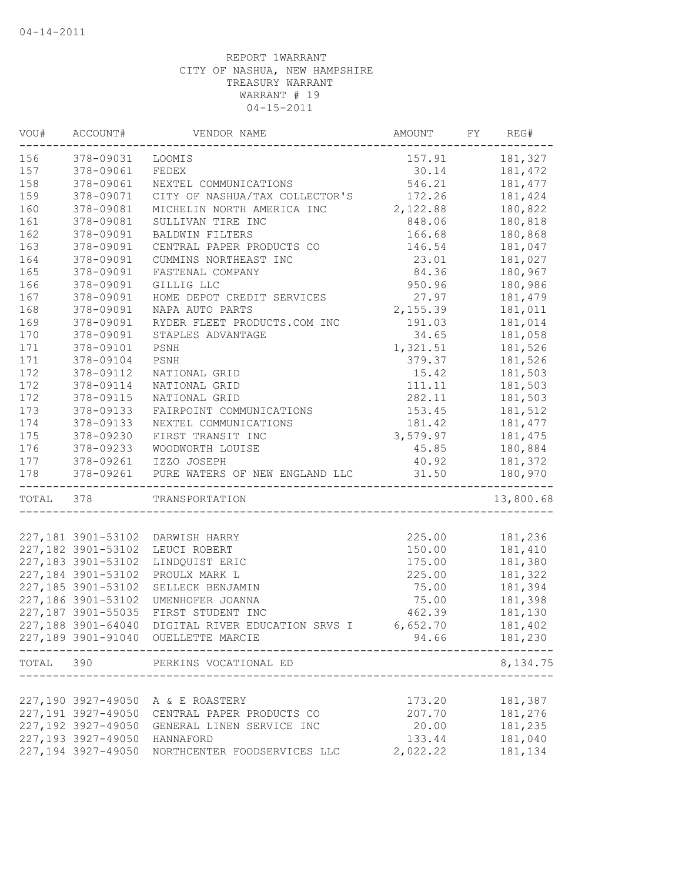REPORT 1WARRANT
CITY OF NASHUA, NEW HAMPSHIRE
TREASURY WARRANT
WARRANT # 19
04-15-2011

| VOU# | ACCOUNT# | VENDOR NAME | AMOUNT | FY | REG# |
|---|---|---|---|---|---|
| 156 | 378-09031 | LOOMIS | 157.91 | | 181,327 |
| 157 | 378-09061 | FEDEX | 30.14 | | 181,472 |
| 158 | 378-09061 | NEXTEL COMMUNICATIONS | 546.21 | | 181,477 |
| 159 | 378-09071 | CITY OF NASHUA/TAX COLLECTOR'S | 172.26 | | 181,424 |
| 160 | 378-09081 | MICHELIN NORTH AMERICA INC | 2,122.88 | | 180,822 |
| 161 | 378-09081 | SULLIVAN TIRE INC | 848.06 | | 180,818 |
| 162 | 378-09091 | BALDWIN FILTERS | 166.68 | | 180,868 |
| 163 | 378-09091 | CENTRAL PAPER PRODUCTS CO | 146.54 | | 181,047 |
| 164 | 378-09091 | CUMMINS NORTHEAST INC | 23.01 | | 181,027 |
| 165 | 378-09091 | FASTENAL COMPANY | 84.36 | | 180,967 |
| 166 | 378-09091 | GILLIG LLC | 950.96 | | 180,986 |
| 167 | 378-09091 | HOME DEPOT CREDIT SERVICES | 27.97 | | 181,479 |
| 168 | 378-09091 | NAPA AUTO PARTS | 2,155.39 | | 181,011 |
| 169 | 378-09091 | RYDER FLEET PRODUCTS.COM INC | 191.03 | | 181,014 |
| 170 | 378-09091 | STAPLES ADVANTAGE | 34.65 | | 181,058 |
| 171 | 378-09101 | PSNH | 1,321.51 | | 181,526 |
| 171 | 378-09104 | PSNH | 379.37 | | 181,526 |
| 172 | 378-09112 | NATIONAL GRID | 15.42 | | 181,503 |
| 172 | 378-09114 | NATIONAL GRID | 111.11 | | 181,503 |
| 172 | 378-09115 | NATIONAL GRID | 282.11 | | 181,503 |
| 173 | 378-09133 | FAIRPOINT COMMUNICATIONS | 153.45 | | 181,512 |
| 174 | 378-09133 | NEXTEL COMMUNICATIONS | 181.42 | | 181,477 |
| 175 | 378-09230 | FIRST TRANSIT INC | 3,579.97 | | 181,475 |
| 176 | 378-09233 | WOODWORTH LOUISE | 45.85 | | 180,884 |
| 177 | 378-09261 | IZZO JOSEPH | 40.92 | | 181,372 |
| 178 | 378-09261 | PURE WATERS OF NEW ENGLAND LLC | 31.50 | | 180,970 |
| TOTAL | 378 | TRANSPORTATION | | | 13,800.68 |
| 227,181 | 3901-53102 | DARWISH HARRY | 225.00 | | 181,236 |
| 227,182 | 3901-53102 | LEUCI ROBERT | 150.00 | | 181,410 |
| 227,183 | 3901-53102 | LINDQUIST ERIC | 175.00 | | 181,380 |
| 227,184 | 3901-53102 | PROULX MARK L | 225.00 | | 181,322 |
| 227,185 | 3901-53102 | SELLECK BENJAMIN | 75.00 | | 181,394 |
| 227,186 | 3901-53102 | UMENHOFER JOANNA | 75.00 | | 181,398 |
| 227,187 | 3901-55035 | FIRST STUDENT INC | 462.39 | | 181,130 |
| 227,188 | 3901-64040 | DIGITAL RIVER EDUCATION SRVS I | 6,652.70 | | 181,402 |
| 227,189 | 3901-91040 | OUELLETTE MARCIE | 94.66 | | 181,230 |
| TOTAL | 390 | PERKINS VOCATIONAL ED | | | 8,134.75 |
| 227,190 | 3927-49050 | A & E ROASTERY | 173.20 | | 181,387 |
| 227,191 | 3927-49050 | CENTRAL PAPER PRODUCTS CO | 207.70 | | 181,276 |
| 227,192 | 3927-49050 | GENERAL LINEN SERVICE INC | 20.00 | | 181,235 |
| 227,193 | 3927-49050 | HANNAFORD | 133.44 | | 181,040 |
| 227,194 | 3927-49050 | NORTHCENTER FOODSERVICES LLC | 2,022.22 | | 181,134 |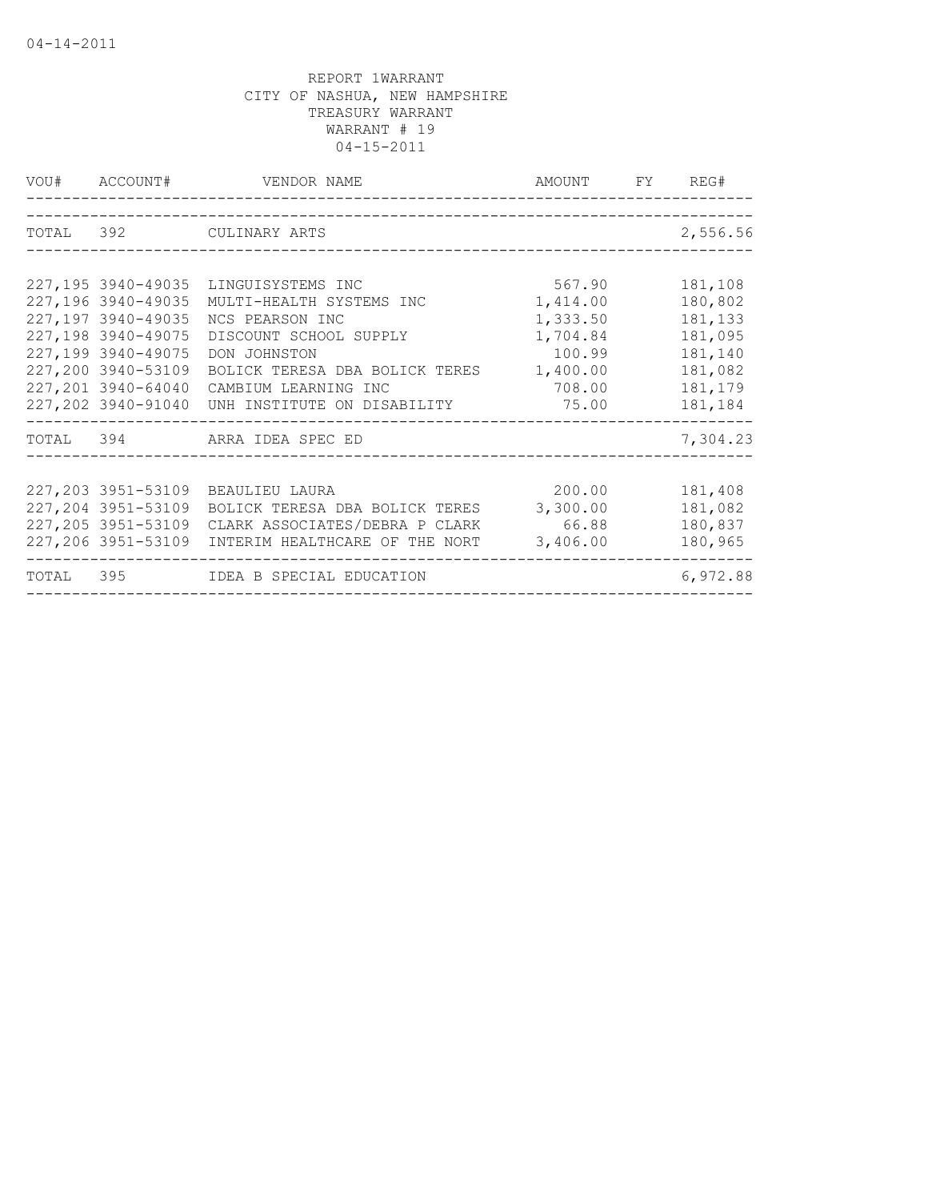04-14-2011

REPORT 1WARRANT
CITY OF NASHUA, NEW HAMPSHIRE
TREASURY WARRANT
WARRANT # 19
04-15-2011

| VOU# | ACCOUNT# | VENDOR NAME | AMOUNT | FY | REG# |
|---|---|---|---|---|---|
| TOTAL | 392 | CULINARY ARTS | | | 2,556.56 |
| 227,195 | 3940-49035 | LINGUISYSTEMS INC | 567.90 | | 181,108 |
| 227,196 | 3940-49035 | MULTI-HEALTH SYSTEMS INC | 1,414.00 | | 180,802 |
| 227,197 | 3940-49035 | NCS PEARSON INC | 1,333.50 | | 181,133 |
| 227,198 | 3940-49075 | DISCOUNT SCHOOL SUPPLY | 1,704.84 | | 181,095 |
| 227,199 | 3940-49075 | DON JOHNSTON | 100.99 | | 181,140 |
| 227,200 | 3940-53109 | BOLICK TERESA DBA BOLICK TERES | 1,400.00 | | 181,082 |
| 227,201 | 3940-64040 | CAMBIUM LEARNING INC | 708.00 | | 181,179 |
| 227,202 | 3940-91040 | UNH INSTITUTE ON DISABILITY | 75.00 | | 181,184 |
| TOTAL | 394 | ARRA IDEA SPEC ED | | | 7,304.23 |
| 227,203 | 3951-53109 | BEAULIEU LAURA | 200.00 | | 181,408 |
| 227,204 | 3951-53109 | BOLICK TERESA DBA BOLICK TERES | 3,300.00 | | 181,082 |
| 227,205 | 3951-53109 | CLARK ASSOCIATES/DEBRA P CLARK | 66.88 | | 180,837 |
| 227,206 | 3951-53109 | INTERIM HEALTHCARE OF THE NORT | 3,406.00 | | 180,965 |
| TOTAL | 395 | IDEA B SPECIAL EDUCATION | | | 6,972.88 |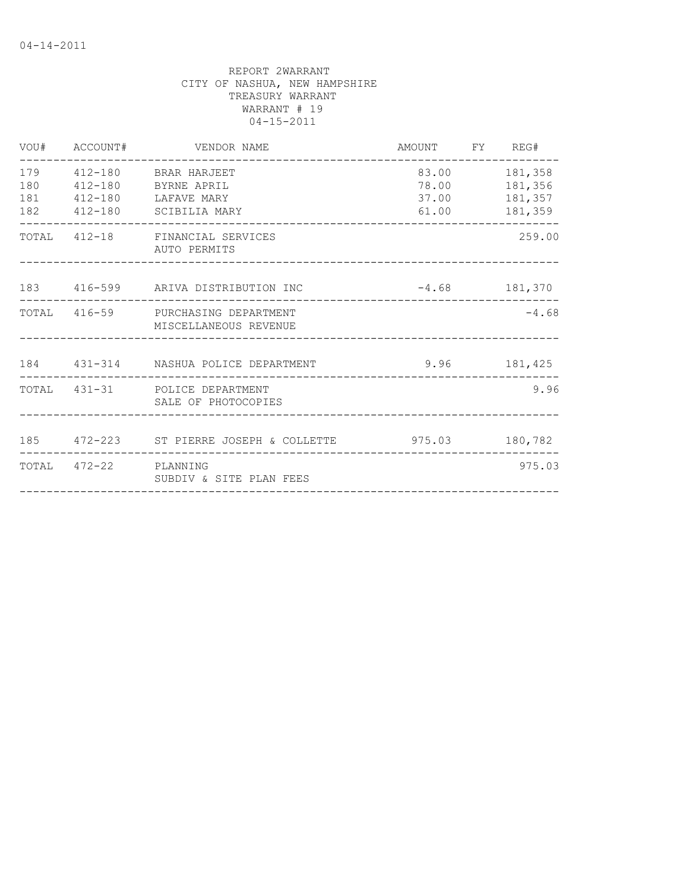04-14-2011

REPORT 2WARRANT
CITY OF NASHUA, NEW HAMPSHIRE
TREASURY WARRANT
WARRANT # 19
04-15-2011

| VOU# | ACCOUNT# | VENDOR NAME | AMOUNT | FY | REG# |
|---|---|---|---|---|---|
| 179 | 412-180 | BRAR HARJEET | 83.00 | | 181,358 |
| 180 | 412-180 | BYRNE APRIL | 78.00 | | 181,356 |
| 181 | 412-180 | LAFAVE MARY | 37.00 | | 181,357 |
| 182 | 412-180 | SCIBILIA MARY | 61.00 | | 181,359 |
| TOTAL | 412-18 | FINANCIAL SERVICES AUTO PERMITS | | | 259.00 |
| 183 | 416-599 | ARIVA DISTRIBUTION INC | -4.68 | | 181,370 |
| TOTAL | 416-59 | PURCHASING DEPARTMENT MISCELLANEOUS REVENUE | | | -4.68 |
| 184 | 431-314 | NASHUA POLICE DEPARTMENT | 9.96 | | 181,425 |
| TOTAL | 431-31 | POLICE DEPARTMENT SALE OF PHOTOCOPIES | | | 9.96 |
| 185 | 472-223 | ST PIERRE JOSEPH & COLLETTE | 975.03 | | 180,782 |
| TOTAL | 472-22 | PLANNING SUBDIV & SITE PLAN FEES | | | 975.03 |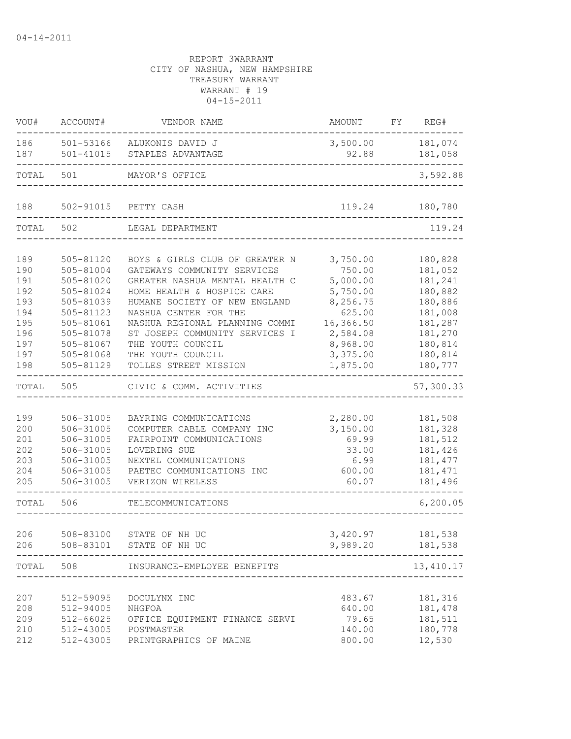04-14-2011

REPORT 3WARRANT
CITY OF NASHUA, NEW HAMPSHIRE
TREASURY WARRANT
WARRANT # 19
04-15-2011

| VOU# | ACCOUNT# | VENDOR NAME | AMOUNT | FY | REG# |
|---|---|---|---|---|---|
| 186 | 501-53166 | ALUKONIS DAVID J | 3,500.00 | | 181,074 |
| 187 | 501-41015 | STAPLES ADVANTAGE | 92.88 | | 181,058 |
| TOTAL | 501 | MAYOR'S OFFICE | | | 3,592.88 |
| 188 | 502-91015 | PETTY CASH | 119.24 | | 180,780 |
| TOTAL | 502 | LEGAL DEPARTMENT | | | 119.24 |
| 189 | 505-81120 | BOYS & GIRLS CLUB OF GREATER N | 3,750.00 | | 180,828 |
| 190 | 505-81004 | GATEWAYS COMMUNITY SERVICES | 750.00 | | 181,052 |
| 191 | 505-81020 | GREATER NASHUA MENTAL HEALTH C | 5,000.00 | | 181,241 |
| 192 | 505-81024 | HOME HEALTH & HOSPICE CARE | 5,750.00 | | 180,882 |
| 193 | 505-81039 | HUMANE SOCIETY OF NEW ENGLAND | 8,256.75 | | 180,886 |
| 194 | 505-81123 | NASHUA CENTER FOR THE | 625.00 | | 181,008 |
| 195 | 505-81061 | NASHUA REGIONAL PLANNING COMMI | 16,366.50 | | 181,287 |
| 196 | 505-81078 | ST JOSEPH COMMUNITY SERVICES I | 2,584.08 | | 181,270 |
| 197 | 505-81067 | THE YOUTH COUNCIL | 8,968.00 | | 180,814 |
| 197 | 505-81068 | THE YOUTH COUNCIL | 3,375.00 | | 180,814 |
| 198 | 505-81129 | TOLLES STREET MISSION | 1,875.00 | | 180,777 |
| TOTAL | 505 | CIVIC & COMM. ACTIVITIES | | | 57,300.33 |
| 199 | 506-31005 | BAYRING COMMUNICATIONS | 2,280.00 | | 181,508 |
| 200 | 506-31005 | COMPUTER CABLE COMPANY INC | 3,150.00 | | 181,328 |
| 201 | 506-31005 | FAIRPOINT COMMUNICATIONS | 69.99 | | 181,512 |
| 202 | 506-31005 | LOVERING SUE | 33.00 | | 181,426 |
| 203 | 506-31005 | NEXTEL COMMUNICATIONS | 6.99 | | 181,477 |
| 204 | 506-31005 | PAETEC COMMUNICATIONS INC | 600.00 | | 181,471 |
| 205 | 506-31005 | VERIZON WIRELESS | 60.07 | | 181,496 |
| TOTAL | 506 | TELECOMMUNICATIONS | | | 6,200.05 |
| 206 | 508-83100 | STATE OF NH UC | 3,420.97 | | 181,538 |
| 206 | 508-83101 | STATE OF NH UC | 9,989.20 | | 181,538 |
| TOTAL | 508 | INSURANCE-EMPLOYEE BENEFITS | | | 13,410.17 |
| 207 | 512-59095 | DOCULYNX INC | 483.67 | | 181,316 |
| 208 | 512-94005 | NHGFOA | 640.00 | | 181,478 |
| 209 | 512-66025 | OFFICE EQUIPMENT FINANCE SERVI | 79.65 | | 181,511 |
| 210 | 512-43005 | POSTMASTER | 140.00 | | 180,778 |
| 212 | 512-43005 | PRINTGRAPHICS OF MAINE | 800.00 | | 12,530 |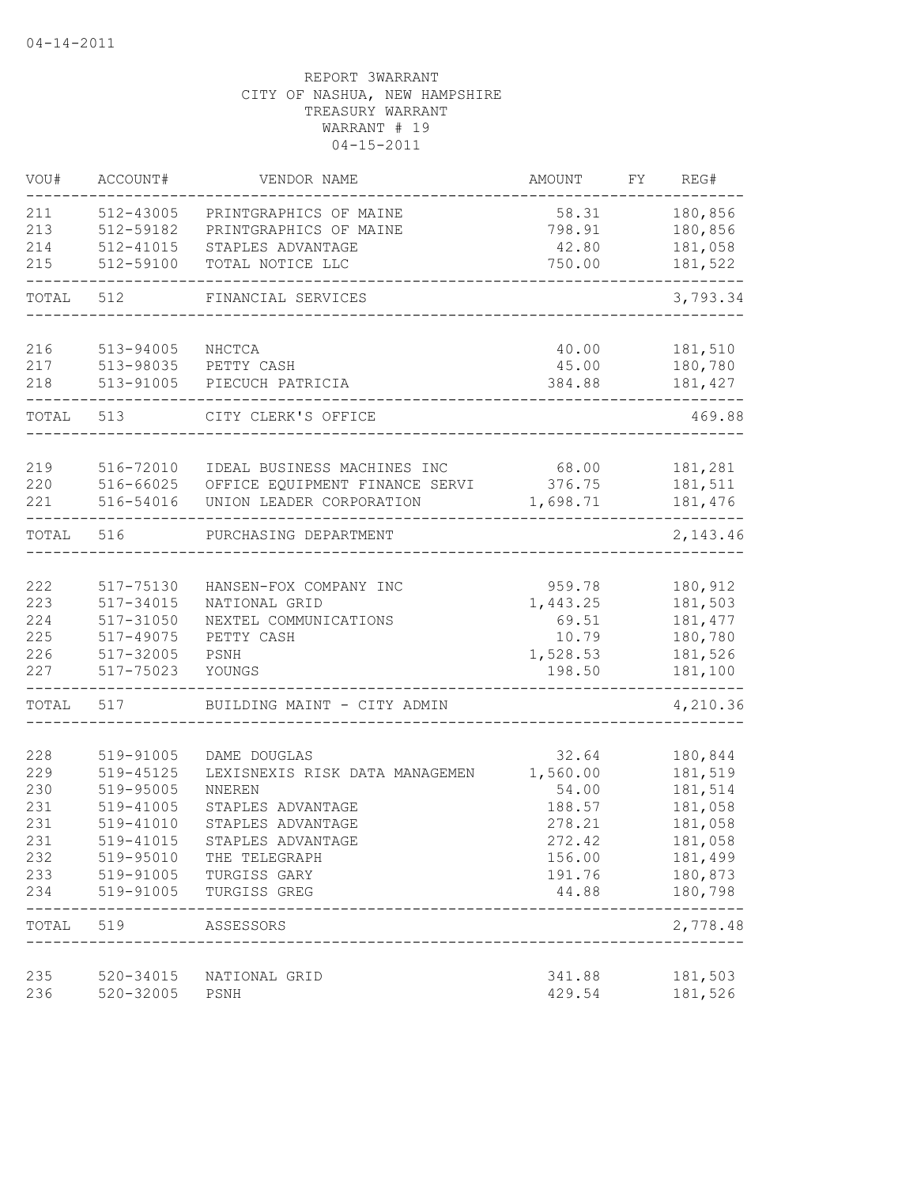04-14-2011

REPORT 3WARRANT
CITY OF NASHUA, NEW HAMPSHIRE
TREASURY WARRANT
WARRANT # 19
04-15-2011

| VOU# | ACCOUNT# | VENDOR NAME | AMOUNT | FY | REG# |
|---|---|---|---|---|---|
| 211 | 512-43005 | PRINTGRAPHICS OF MAINE | 58.31 | | 180,856 |
| 213 | 512-59182 | PRINTGRAPHICS OF MAINE | 798.91 | | 180,856 |
| 214 | 512-41015 | STAPLES ADVANTAGE | 42.80 | | 181,058 |
| 215 | 512-59100 | TOTAL NOTICE LLC | 750.00 | | 181,522 |
| TOTAL | 512 | FINANCIAL SERVICES | | | 3,793.34 |
| 216 | 513-94005 | NHCTCA | 40.00 | | 181,510 |
| 217 | 513-98035 | PETTY CASH | 45.00 | | 180,780 |
| 218 | 513-91005 | PIECUCH PATRICIA | 384.88 | | 181,427 |
| TOTAL | 513 | CITY CLERK'S OFFICE | | | 469.88 |
| 219 | 516-72010 | IDEAL BUSINESS MACHINES INC | 68.00 | | 181,281 |
| 220 | 516-66025 | OFFICE EQUIPMENT FINANCE SERVI | 376.75 | | 181,511 |
| 221 | 516-54016 | UNION LEADER CORPORATION | 1,698.71 | | 181,476 |
| TOTAL | 516 | PURCHASING DEPARTMENT | | | 2,143.46 |
| 222 | 517-75130 | HANSEN-FOX COMPANY INC | 959.78 | | 180,912 |
| 223 | 517-34015 | NATIONAL GRID | 1,443.25 | | 181,503 |
| 224 | 517-31050 | NEXTEL COMMUNICATIONS | 69.51 | | 181,477 |
| 225 | 517-49075 | PETTY CASH | 10.79 | | 180,780 |
| 226 | 517-32005 | PSNH | 1,528.53 | | 181,526 |
| 227 | 517-75023 | YOUNGS | 198.50 | | 181,100 |
| TOTAL | 517 | BUILDING MAINT - CITY ADMIN | | | 4,210.36 |
| 228 | 519-91005 | DAME DOUGLAS | 32.64 | | 180,844 |
| 229 | 519-45125 | LEXISNEXIS RISK DATA MANAGEMEN | 1,560.00 | | 181,519 |
| 230 | 519-95005 | NNEREN | 54.00 | | 181,514 |
| 231 | 519-41005 | STAPLES ADVANTAGE | 188.57 | | 181,058 |
| 231 | 519-41010 | STAPLES ADVANTAGE | 278.21 | | 181,058 |
| 231 | 519-41015 | STAPLES ADVANTAGE | 272.42 | | 181,058 |
| 232 | 519-95010 | THE TELEGRAPH | 156.00 | | 181,499 |
| 233 | 519-91005 | TURGISS GARY | 191.76 | | 180,873 |
| 234 | 519-91005 | TURGISS GREG | 44.88 | | 180,798 |
| TOTAL | 519 | ASSESSORS | | | 2,778.48 |
| 235 | 520-34015 | NATIONAL GRID | 341.88 | | 181,503 |
| 236 | 520-32005 | PSNH | 429.54 | | 181,526 |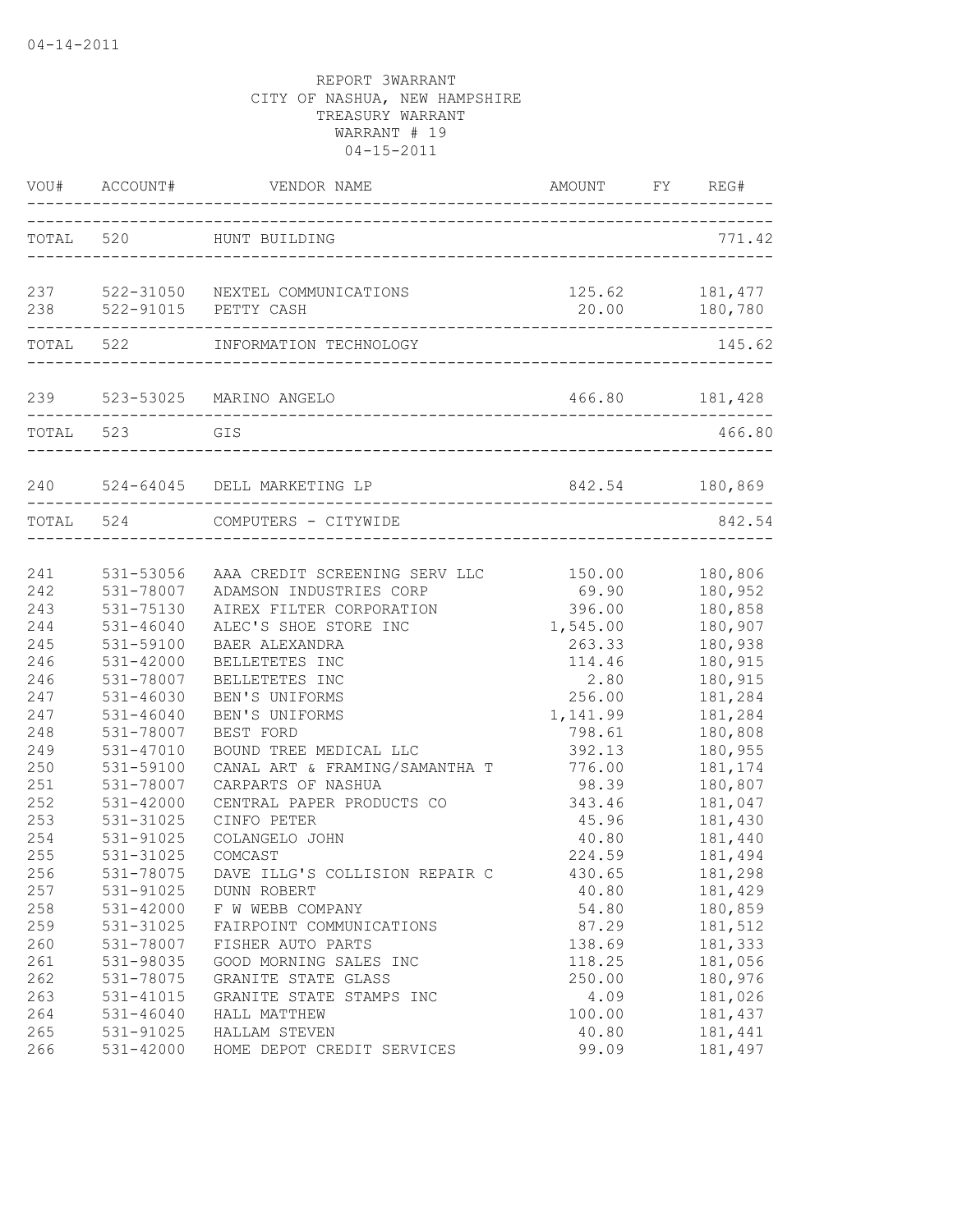04-14-2011

REPORT 3WARRANT
CITY OF NASHUA, NEW HAMPSHIRE
TREASURY WARRANT
WARRANT # 19
04-15-2011

| VOU# | ACCOUNT# | VENDOR NAME | AMOUNT | FY | REG# |
|---|---|---|---|---|---|
| TOTAL | 520 | HUNT BUILDING | | | 771.42 |
| 237 | 522-31050 | NEXTEL COMMUNICATIONS | 125.62 | | 181,477 |
| 238 | 522-91015 | PETTY CASH | 20.00 | | 180,780 |
| TOTAL | 522 | INFORMATION TECHNOLOGY | | | 145.62 |
| 239 | 523-53025 | MARINO ANGELO | 466.80 | | 181,428 |
| TOTAL | 523 | GIS | | | 466.80 |
| 240 | 524-64045 | DELL MARKETING LP | 842.54 | | 180,869 |
| TOTAL | 524 | COMPUTERS - CITYWIDE | | | 842.54 |
| 241 | 531-53056 | AAA CREDIT SCREENING SERV LLC | 150.00 | | 180,806 |
| 242 | 531-78007 | ADAMSON INDUSTRIES CORP | 69.90 | | 180,952 |
| 243 | 531-75130 | AIREX FILTER CORPORATION | 396.00 | | 180,858 |
| 244 | 531-46040 | ALEC'S SHOE STORE INC | 1,545.00 | | 180,907 |
| 245 | 531-59100 | BAER ALEXANDRA | 263.33 | | 180,938 |
| 246 | 531-42000 | BELLETETES INC | 114.46 | | 180,915 |
| 246 | 531-78007 | BELLETETES INC | 2.80 | | 180,915 |
| 247 | 531-46030 | BEN'S UNIFORMS | 256.00 | | 181,284 |
| 247 | 531-46040 | BEN'S UNIFORMS | 1,141.99 | | 181,284 |
| 248 | 531-78007 | BEST FORD | 798.61 | | 180,808 |
| 249 | 531-47010 | BOUND TREE MEDICAL LLC | 392.13 | | 180,955 |
| 250 | 531-59100 | CANAL ART & FRAMING/SAMANTHA T | 776.00 | | 181,174 |
| 251 | 531-78007 | CARPARTS OF NASHUA | 98.39 | | 180,807 |
| 252 | 531-42000 | CENTRAL PAPER PRODUCTS CO | 343.46 | | 181,047 |
| 253 | 531-31025 | CINFO PETER | 45.96 | | 181,430 |
| 254 | 531-91025 | COLANGELO JOHN | 40.80 | | 181,440 |
| 255 | 531-31025 | COMCAST | 224.59 | | 181,494 |
| 256 | 531-78075 | DAVE ILLG'S COLLISION REPAIR C | 430.65 | | 181,298 |
| 257 | 531-91025 | DUNN ROBERT | 40.80 | | 181,429 |
| 258 | 531-42000 | F W WEBB COMPANY | 54.80 | | 180,859 |
| 259 | 531-31025 | FAIRPOINT COMMUNICATIONS | 87.29 | | 181,512 |
| 260 | 531-78007 | FISHER AUTO PARTS | 138.69 | | 181,333 |
| 261 | 531-98035 | GOOD MORNING SALES INC | 118.25 | | 181,056 |
| 262 | 531-78075 | GRANITE STATE GLASS | 250.00 | | 180,976 |
| 263 | 531-41015 | GRANITE STATE STAMPS INC | 4.09 | | 181,026 |
| 264 | 531-46040 | HALL MATTHEW | 100.00 | | 181,437 |
| 265 | 531-91025 | HALLAM STEVEN | 40.80 | | 181,441 |
| 266 | 531-42000 | HOME DEPOT CREDIT SERVICES | 99.09 | | 181,497 |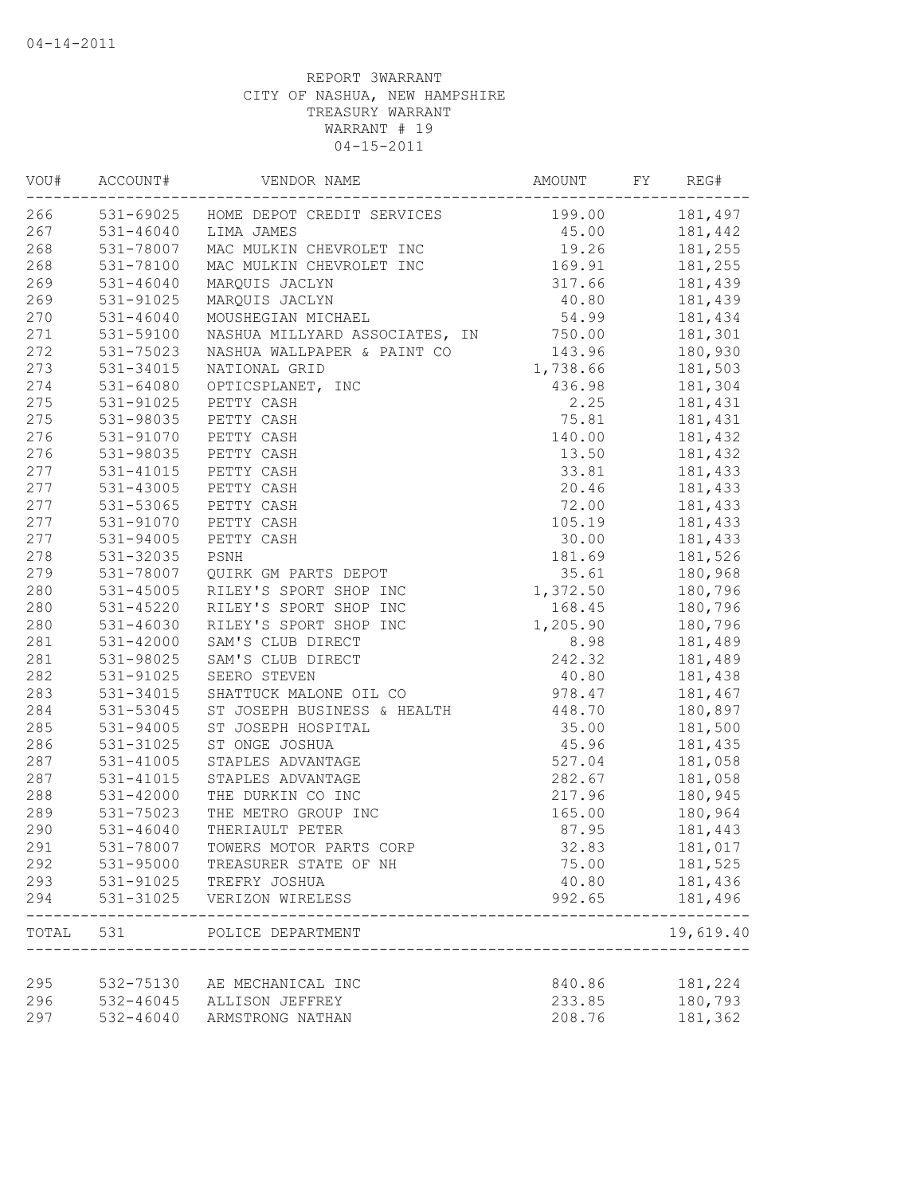04-14-2011

REPORT 3WARRANT
CITY OF NASHUA, NEW HAMPSHIRE
TREASURY WARRANT
WARRANT # 19
04-15-2011

| VOU# | ACCOUNT# | VENDOR NAME | AMOUNT | FY | REG# |
|---|---|---|---|---|---|
| 266 | 531-69025 | HOME DEPOT CREDIT SERVICES | 199.00 | | 181,497 |
| 267 | 531-46040 | LIMA JAMES | 45.00 | | 181,442 |
| 268 | 531-78007 | MAC MULKIN CHEVROLET INC | 19.26 | | 181,255 |
| 268 | 531-78100 | MAC MULKIN CHEVROLET INC | 169.91 | | 181,255 |
| 269 | 531-46040 | MARQUIS JACLYN | 317.66 | | 181,439 |
| 269 | 531-91025 | MARQUIS JACLYN | 40.80 | | 181,439 |
| 270 | 531-46040 | MOUSHEGIAN MICHAEL | 54.99 | | 181,434 |
| 271 | 531-59100 | NASHUA MILLYARD ASSOCIATES, IN | 750.00 | | 181,301 |
| 272 | 531-75023 | NASHUA WALLPAPER & PAINT CO | 143.96 | | 180,930 |
| 273 | 531-34015 | NATIONAL GRID | 1,738.66 | | 181,503 |
| 274 | 531-64080 | OPTICSPLANET, INC | 436.98 | | 181,304 |
| 275 | 531-91025 | PETTY CASH | 2.25 | | 181,431 |
| 275 | 531-98035 | PETTY CASH | 75.81 | | 181,431 |
| 276 | 531-91070 | PETTY CASH | 140.00 | | 181,432 |
| 276 | 531-98035 | PETTY CASH | 13.50 | | 181,432 |
| 277 | 531-41015 | PETTY CASH | 33.81 | | 181,433 |
| 277 | 531-43005 | PETTY CASH | 20.46 | | 181,433 |
| 277 | 531-53065 | PETTY CASH | 72.00 | | 181,433 |
| 277 | 531-91070 | PETTY CASH | 105.19 | | 181,433 |
| 277 | 531-94005 | PETTY CASH | 30.00 | | 181,433 |
| 278 | 531-32035 | PSNH | 181.69 | | 181,526 |
| 279 | 531-78007 | QUIRK GM PARTS DEPOT | 35.61 | | 180,968 |
| 280 | 531-45005 | RILEY'S SPORT SHOP INC | 1,372.50 | | 180,796 |
| 280 | 531-45220 | RILEY'S SPORT SHOP INC | 168.45 | | 180,796 |
| 280 | 531-46030 | RILEY'S SPORT SHOP INC | 1,205.90 | | 180,796 |
| 281 | 531-42000 | SAM'S CLUB DIRECT | 8.98 | | 181,489 |
| 281 | 531-98025 | SAM'S CLUB DIRECT | 242.32 | | 181,489 |
| 282 | 531-91025 | SEERO STEVEN | 40.80 | | 181,438 |
| 283 | 531-34015 | SHATTUCK MALONE OIL CO | 978.47 | | 181,467 |
| 284 | 531-53045 | ST JOSEPH BUSINESS & HEALTH | 448.70 | | 180,897 |
| 285 | 531-94005 | ST JOSEPH HOSPITAL | 35.00 | | 181,500 |
| 286 | 531-31025 | ST ONGE JOSHUA | 45.96 | | 181,435 |
| 287 | 531-41005 | STAPLES ADVANTAGE | 527.04 | | 181,058 |
| 287 | 531-41015 | STAPLES ADVANTAGE | 282.67 | | 181,058 |
| 288 | 531-42000 | THE DURKIN CO INC | 217.96 | | 180,945 |
| 289 | 531-75023 | THE METRO GROUP INC | 165.00 | | 180,964 |
| 290 | 531-46040 | THERIAULT PETER | 87.95 | | 181,443 |
| 291 | 531-78007 | TOWERS MOTOR PARTS CORP | 32.83 | | 181,017 |
| 292 | 531-95000 | TREASURER STATE OF NH | 75.00 | | 181,525 |
| 293 | 531-91025 | TREFRY JOSHUA | 40.80 | | 181,436 |
| 294 | 531-31025 | VERIZON WIRELESS | 992.65 | | 181,496 |
| TOTAL | 531 | POLICE DEPARTMENT | | | 19,619.40 |
| 295 | 532-75130 | AE MECHANICAL INC | 840.86 | | 181,224 |
| 296 | 532-46045 | ALLISON JEFFREY | 233.85 | | 180,793 |
| 297 | 532-46040 | ARMSTRONG NATHAN | 208.76 | | 181,362 |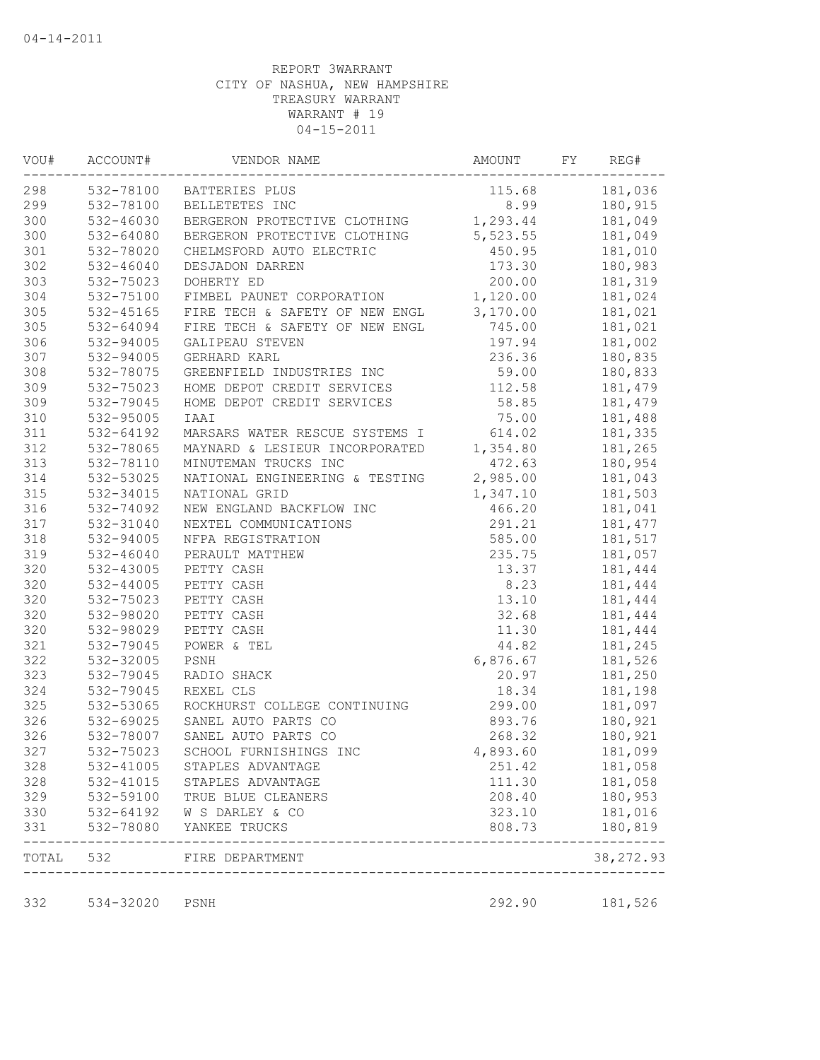04-14-2011

REPORT 3WARRANT
CITY OF NASHUA, NEW HAMPSHIRE
TREASURY WARRANT
WARRANT # 19
04-15-2011

| VOU# | ACCOUNT# | VENDOR NAME | AMOUNT | FY | REG# |
|---|---|---|---|---|---|
| 298 | 532-78100 | BATTERIES PLUS | 115.68 | | 181,036 |
| 299 | 532-78100 | BELLETETES INC | 8.99 | | 180,915 |
| 300 | 532-46030 | BERGERON PROTECTIVE CLOTHING | 1,293.44 | | 181,049 |
| 300 | 532-64080 | BERGERON PROTECTIVE CLOTHING | 5,523.55 | | 181,049 |
| 301 | 532-78020 | CHELMSFORD AUTO ELECTRIC | 450.95 | | 181,010 |
| 302 | 532-46040 | DESJADON DARREN | 173.30 | | 180,983 |
| 303 | 532-75023 | DOHERTY ED | 200.00 | | 181,319 |
| 304 | 532-75100 | FIMBEL PAUNET CORPORATION | 1,120.00 | | 181,024 |
| 305 | 532-45165 | FIRE TECH & SAFETY OF NEW ENGL | 3,170.00 | | 181,021 |
| 305 | 532-64094 | FIRE TECH & SAFETY OF NEW ENGL | 745.00 | | 181,021 |
| 306 | 532-94005 | GALIPEAU STEVEN | 197.94 | | 181,002 |
| 307 | 532-94005 | GERHARD KARL | 236.36 | | 180,835 |
| 308 | 532-78075 | GREENFIELD INDUSTRIES INC | 59.00 | | 180,833 |
| 309 | 532-75023 | HOME DEPOT CREDIT SERVICES | 112.58 | | 181,479 |
| 309 | 532-79045 | HOME DEPOT CREDIT SERVICES | 58.85 | | 181,479 |
| 310 | 532-95005 | IAAI | 75.00 | | 181,488 |
| 311 | 532-64192 | MARSARS WATER RESCUE SYSTEMS I | 614.02 | | 181,335 |
| 312 | 532-78065 | MAYNARD & LESIEUR INCORPORATED | 1,354.80 | | 181,265 |
| 313 | 532-78110 | MINUTEMAN TRUCKS INC | 472.63 | | 180,954 |
| 314 | 532-53025 | NATIONAL ENGINEERING & TESTING | 2,985.00 | | 181,043 |
| 315 | 532-34015 | NATIONAL GRID | 1,347.10 | | 181,503 |
| 316 | 532-74092 | NEW ENGLAND BACKFLOW INC | 466.20 | | 181,041 |
| 317 | 532-31040 | NEXTEL COMMUNICATIONS | 291.21 | | 181,477 |
| 318 | 532-94005 | NFPA REGISTRATION | 585.00 | | 181,517 |
| 319 | 532-46040 | PERAULT MATTHEW | 235.75 | | 181,057 |
| 320 | 532-43005 | PETTY CASH | 13.37 | | 181,444 |
| 320 | 532-44005 | PETTY CASH | 8.23 | | 181,444 |
| 320 | 532-75023 | PETTY CASH | 13.10 | | 181,444 |
| 320 | 532-98020 | PETTY CASH | 32.68 | | 181,444 |
| 320 | 532-98029 | PETTY CASH | 11.30 | | 181,444 |
| 321 | 532-79045 | POWER & TEL | 44.82 | | 181,245 |
| 322 | 532-32005 | PSNH | 6,876.67 | | 181,526 |
| 323 | 532-79045 | RADIO SHACK | 20.97 | | 181,250 |
| 324 | 532-79045 | REXEL CLS | 18.34 | | 181,198 |
| 325 | 532-53065 | ROCKHURST COLLEGE CONTINUING | 299.00 | | 181,097 |
| 326 | 532-69025 | SANEL AUTO PARTS CO | 893.76 | | 180,921 |
| 326 | 532-78007 | SANEL AUTO PARTS CO | 268.32 | | 180,921 |
| 327 | 532-75023 | SCHOOL FURNISHINGS INC | 4,893.60 | | 181,099 |
| 328 | 532-41005 | STAPLES ADVANTAGE | 251.42 | | 181,058 |
| 328 | 532-41015 | STAPLES ADVANTAGE | 111.30 | | 181,058 |
| 329 | 532-59100 | TRUE BLUE CLEANERS | 208.40 | | 180,953 |
| 330 | 532-64192 | W S DARLEY & CO | 323.10 | | 181,016 |
| 331 | 532-78080 | YANKEE TRUCKS | 808.73 | | 180,819 |
| TOTAL | 532 | FIRE DEPARTMENT | | | 38,272.93 |
| 332 | 534-32020 | PSNH | 292.90 | | 181,526 |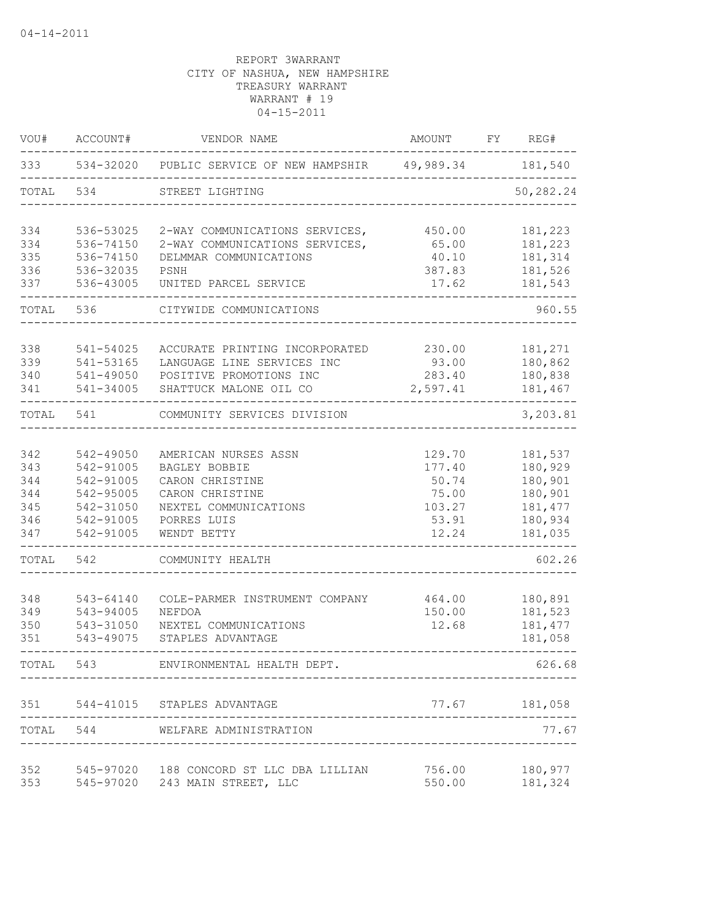04-14-2011

REPORT 3WARRANT
CITY OF NASHUA, NEW HAMPSHIRE
TREASURY WARRANT
WARRANT # 19
04-15-2011

| VOU# | ACCOUNT# | VENDOR NAME | AMOUNT | FY | REG# |
|---|---|---|---|---|---|
| 333 | 534-32020 | PUBLIC SERVICE OF NEW HAMPSHIR | 49,989.34 | | 181,540 |
| TOTAL | 534 | STREET LIGHTING | | | 50,282.24 |
| 334 | 536-53025 | 2-WAY COMMUNICATIONS SERVICES, | 450.00 | | 181,223 |
| 334 | 536-74150 | 2-WAY COMMUNICATIONS SERVICES, | 65.00 | | 181,223 |
| 335 | 536-74150 | DELMMAR COMMUNICATIONS | 40.10 | | 181,314 |
| 336 | 536-32035 | PSNH | 387.83 | | 181,526 |
| 337 | 536-43005 | UNITED PARCEL SERVICE | 17.62 | | 181,543 |
| TOTAL | 536 | CITYWIDE COMMUNICATIONS | | | 960.55 |
| 338 | 541-54025 | ACCURATE PRINTING INCORPORATED | 230.00 | | 181,271 |
| 339 | 541-53165 | LANGUAGE LINE SERVICES INC | 93.00 | | 180,862 |
| 340 | 541-49050 | POSITIVE PROMOTIONS INC | 283.40 | | 180,838 |
| 341 | 541-34005 | SHATTUCK MALONE OIL CO | 2,597.41 | | 181,467 |
| TOTAL | 541 | COMMUNITY SERVICES DIVISION | | | 3,203.81 |
| 342 | 542-49050 | AMERICAN NURSES ASSN | 129.70 | | 181,537 |
| 343 | 542-91005 | BAGLEY BOBBIE | 177.40 | | 180,929 |
| 344 | 542-91005 | CARON CHRISTINE | 50.74 | | 180,901 |
| 344 | 542-95005 | CARON CHRISTINE | 75.00 | | 180,901 |
| 345 | 542-31050 | NEXTEL COMMUNICATIONS | 103.27 | | 181,477 |
| 346 | 542-91005 | PORRES LUIS | 53.91 | | 180,934 |
| 347 | 542-91005 | WENDT BETTY | 12.24 | | 181,035 |
| TOTAL | 542 | COMMUNITY HEALTH | | | 602.26 |
| 348 | 543-64140 | COLE-PARMER INSTRUMENT COMPANY | 464.00 | | 180,891 |
| 349 | 543-94005 | NEFDOA | 150.00 | | 181,523 |
| 350 | 543-31050 | NEXTEL COMMUNICATIONS | 12.68 | | 181,477 |
| 351 | 543-49075 | STAPLES ADVANTAGE | | | 181,058 |
| TOTAL | 543 | ENVIRONMENTAL HEALTH DEPT. | | | 626.68 |
| 351 | 544-41015 | STAPLES ADVANTAGE | 77.67 | | 181,058 |
| TOTAL | 544 | WELFARE ADMINISTRATION | | | 77.67 |
| 352 | 545-97020 | 188 CONCORD ST LLC DBA LILLIAN | 756.00 | | 180,977 |
| 353 | 545-97020 | 243 MAIN STREET, LLC | 550.00 | | 181,324 |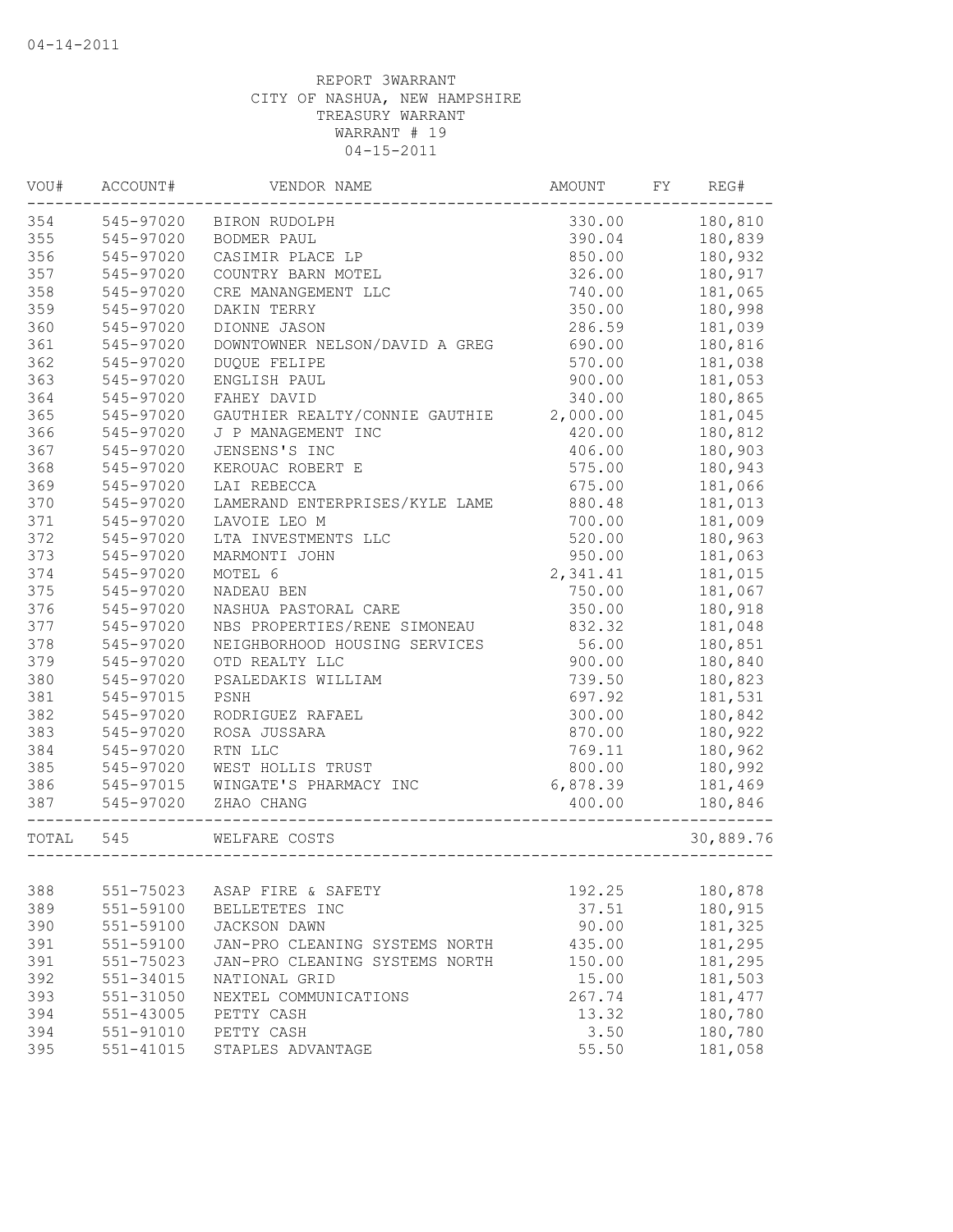04-14-2011

REPORT 3WARRANT
CITY OF NASHUA, NEW HAMPSHIRE
TREASURY WARRANT
WARRANT # 19
04-15-2011

| VOU# | ACCOUNT# | VENDOR NAME | AMOUNT | FY | REG# |
|---|---|---|---|---|---|
| 354 | 545-97020 | BIRON RUDOLPH | 330.00 | | 180,810 |
| 355 | 545-97020 | BODMER PAUL | 390.04 | | 180,839 |
| 356 | 545-97020 | CASIMIR PLACE LP | 850.00 | | 180,932 |
| 357 | 545-97020 | COUNTRY BARN MOTEL | 326.00 | | 180,917 |
| 358 | 545-97020 | CRE MANANGEMENT LLC | 740.00 | | 181,065 |
| 359 | 545-97020 | DAKIN TERRY | 350.00 | | 180,998 |
| 360 | 545-97020 | DIONNE JASON | 286.59 | | 181,039 |
| 361 | 545-97020 | DOWNTOWNER NELSON/DAVID A GREG | 690.00 | | 180,816 |
| 362 | 545-97020 | DUQUE FELIPE | 570.00 | | 181,038 |
| 363 | 545-97020 | ENGLISH PAUL | 900.00 | | 181,053 |
| 364 | 545-97020 | FAHEY DAVID | 340.00 | | 180,865 |
| 365 | 545-97020 | GAUTHIER REALTY/CONNIE GAUTHIE | 2,000.00 | | 181,045 |
| 366 | 545-97020 | J P MANAGEMENT INC | 420.00 | | 180,812 |
| 367 | 545-97020 | JENSENS'S INC | 406.00 | | 180,903 |
| 368 | 545-97020 | KEROUAC ROBERT E | 575.00 | | 180,943 |
| 369 | 545-97020 | LAI REBECCA | 675.00 | | 181,066 |
| 370 | 545-97020 | LAMERAND ENTERPRISES/KYLE LAME | 880.48 | | 181,013 |
| 371 | 545-97020 | LAVOIE LEO M | 700.00 | | 181,009 |
| 372 | 545-97020 | LTA INVESTMENTS LLC | 520.00 | | 180,963 |
| 373 | 545-97020 | MARMONTI JOHN | 950.00 | | 181,063 |
| 374 | 545-97020 | MOTEL 6 | 2,341.41 | | 181,015 |
| 375 | 545-97020 | NADEAU BEN | 750.00 | | 181,067 |
| 376 | 545-97020 | NASHUA PASTORAL CARE | 350.00 | | 180,918 |
| 377 | 545-97020 | NBS PROPERTIES/RENE SIMONEAU | 832.32 | | 181,048 |
| 378 | 545-97020 | NEIGHBORHOOD HOUSING SERVICES | 56.00 | | 180,851 |
| 379 | 545-97020 | OTD REALTY LLC | 900.00 | | 180,840 |
| 380 | 545-97020 | PSALEDAKIS WILLIAM | 739.50 | | 180,823 |
| 381 | 545-97015 | PSNH | 697.92 | | 181,531 |
| 382 | 545-97020 | RODRIGUEZ RAFAEL | 300.00 | | 180,842 |
| 383 | 545-97020 | ROSA JUSSARA | 870.00 | | 180,922 |
| 384 | 545-97020 | RTN LLC | 769.11 | | 180,962 |
| 385 | 545-97020 | WEST HOLLIS TRUST | 800.00 | | 180,992 |
| 386 | 545-97015 | WINGATE'S PHARMACY INC | 6,878.39 | | 181,469 |
| 387 | 545-97020 | ZHAO CHANG | 400.00 | | 180,846 |
| TOTAL | 545 | WELFARE COSTS | | | 30,889.76 |
| 388 | 551-75023 | ASAP FIRE & SAFETY | 192.25 | | 180,878 |
| 389 | 551-59100 | BELLETETES INC | 37.51 | | 180,915 |
| 390 | 551-59100 | JACKSON DAWN | 90.00 | | 181,325 |
| 391 | 551-59100 | JAN-PRO CLEANING SYSTEMS NORTH | 435.00 | | 181,295 |
| 391 | 551-75023 | JAN-PRO CLEANING SYSTEMS NORTH | 150.00 | | 181,295 |
| 392 | 551-34015 | NATIONAL GRID | 15.00 | | 181,503 |
| 393 | 551-31050 | NEXTEL COMMUNICATIONS | 267.74 | | 181,477 |
| 394 | 551-43005 | PETTY CASH | 13.32 | | 180,780 |
| 394 | 551-91010 | PETTY CASH | 3.50 | | 180,780 |
| 395 | 551-41015 | STAPLES ADVANTAGE | 55.50 | | 181,058 |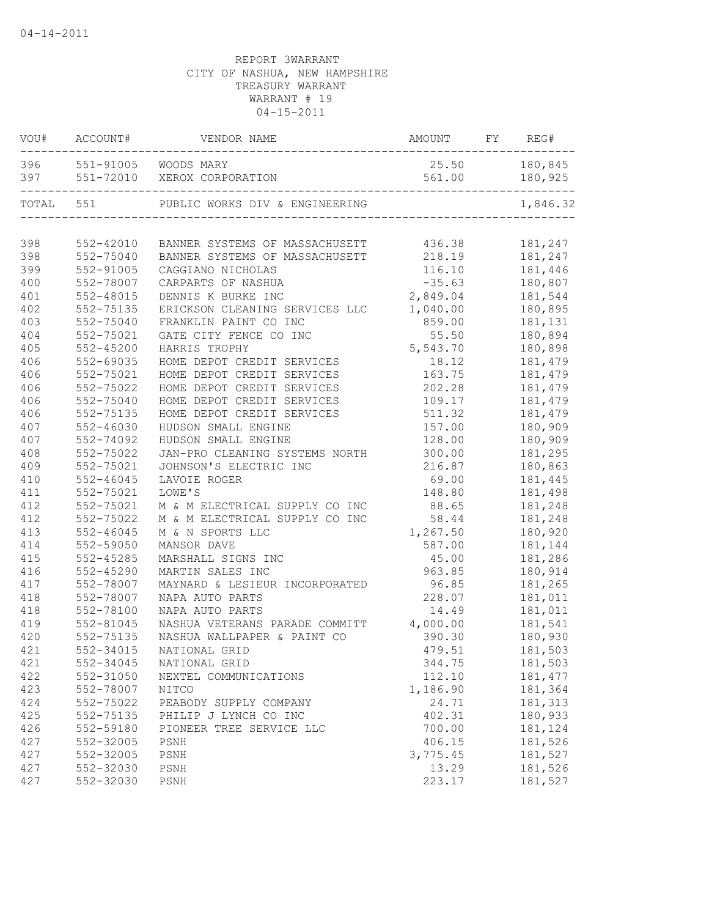04-14-2011

REPORT 3WARRANT
CITY OF NASHUA, NEW HAMPSHIRE
TREASURY WARRANT
WARRANT # 19
04-15-2011

| VOU# | ACCOUNT# | VENDOR NAME | AMOUNT | FY | REG# |
|---|---|---|---|---|---|
| 396 | 551-91005 | WOODS MARY | 25.50 | | 180,845 |
| 397 | 551-72010 | XEROX CORPORATION | 561.00 | | 180,925 |
| TOTAL | 551 | PUBLIC WORKS DIV & ENGINEERING | | | 1,846.32 |
| 398 | 552-42010 | BANNER SYSTEMS OF MASSACHUSETT | 436.38 | | 181,247 |
| 398 | 552-75040 | BANNER SYSTEMS OF MASSACHUSETT | 218.19 | | 181,247 |
| 399 | 552-91005 | CAGGIANO NICHOLAS | 116.10 | | 181,446 |
| 400 | 552-78007 | CARPARTS OF NASHUA | -35.63 | | 180,807 |
| 401 | 552-48015 | DENNIS K BURKE INC | 2,849.04 | | 181,544 |
| 402 | 552-75135 | ERICKSON CLEANING SERVICES LLC | 1,040.00 | | 180,895 |
| 403 | 552-75040 | FRANKLIN PAINT CO INC | 859.00 | | 181,131 |
| 404 | 552-75021 | GATE CITY FENCE CO INC | 55.50 | | 180,894 |
| 405 | 552-45200 | HARRIS TROPHY | 5,543.70 | | 180,898 |
| 406 | 552-69035 | HOME DEPOT CREDIT SERVICES | 18.12 | | 181,479 |
| 406 | 552-75021 | HOME DEPOT CREDIT SERVICES | 163.75 | | 181,479 |
| 406 | 552-75022 | HOME DEPOT CREDIT SERVICES | 202.28 | | 181,479 |
| 406 | 552-75040 | HOME DEPOT CREDIT SERVICES | 109.17 | | 181,479 |
| 406 | 552-75135 | HOME DEPOT CREDIT SERVICES | 511.32 | | 181,479 |
| 407 | 552-46030 | HUDSON SMALL ENGINE | 157.00 | | 180,909 |
| 407 | 552-74092 | HUDSON SMALL ENGINE | 128.00 | | 180,909 |
| 408 | 552-75022 | JAN-PRO CLEANING SYSTEMS NORTH | 300.00 | | 181,295 |
| 409 | 552-75021 | JOHNSON'S ELECTRIC INC | 216.87 | | 180,863 |
| 410 | 552-46045 | LAVOIE ROGER | 69.00 | | 181,445 |
| 411 | 552-75021 | LOWE'S | 148.80 | | 181,498 |
| 412 | 552-75021 | M & M ELECTRICAL SUPPLY CO INC | 88.65 | | 181,248 |
| 412 | 552-75022 | M & M ELECTRICAL SUPPLY CO INC | 58.44 | | 181,248 |
| 413 | 552-46045 | M & N SPORTS LLC | 1,267.50 | | 180,920 |
| 414 | 552-59050 | MANSOR DAVE | 587.00 | | 181,144 |
| 415 | 552-45285 | MARSHALL SIGNS INC | 45.00 | | 181,286 |
| 416 | 552-45290 | MARTIN SALES INC | 963.85 | | 180,914 |
| 417 | 552-78007 | MAYNARD & LESIEUR INCORPORATED | 96.85 | | 181,265 |
| 418 | 552-78007 | NAPA AUTO PARTS | 228.07 | | 181,011 |
| 418 | 552-78100 | NAPA AUTO PARTS | 14.49 | | 181,011 |
| 419 | 552-81045 | NASHUA VETERANS PARADE COMMITT | 4,000.00 | | 181,541 |
| 420 | 552-75135 | NASHUA WALLPAPER & PAINT CO | 390.30 | | 180,930 |
| 421 | 552-34015 | NATIONAL GRID | 479.51 | | 181,503 |
| 421 | 552-34045 | NATIONAL GRID | 344.75 | | 181,503 |
| 422 | 552-31050 | NEXTEL COMMUNICATIONS | 112.10 | | 181,477 |
| 423 | 552-78007 | NITCO | 1,186.90 | | 181,364 |
| 424 | 552-75022 | PEABODY SUPPLY COMPANY | 24.71 | | 181,313 |
| 425 | 552-75135 | PHILIP J LYNCH CO INC | 402.31 | | 180,933 |
| 426 | 552-59180 | PIONEER TREE SERVICE LLC | 700.00 | | 181,124 |
| 427 | 552-32005 | PSNH | 406.15 | | 181,526 |
| 427 | 552-32005 | PSNH | 3,775.45 | | 181,527 |
| 427 | 552-32030 | PSNH | 13.29 | | 181,526 |
| 427 | 552-32030 | PSNH | 223.17 | | 181,527 |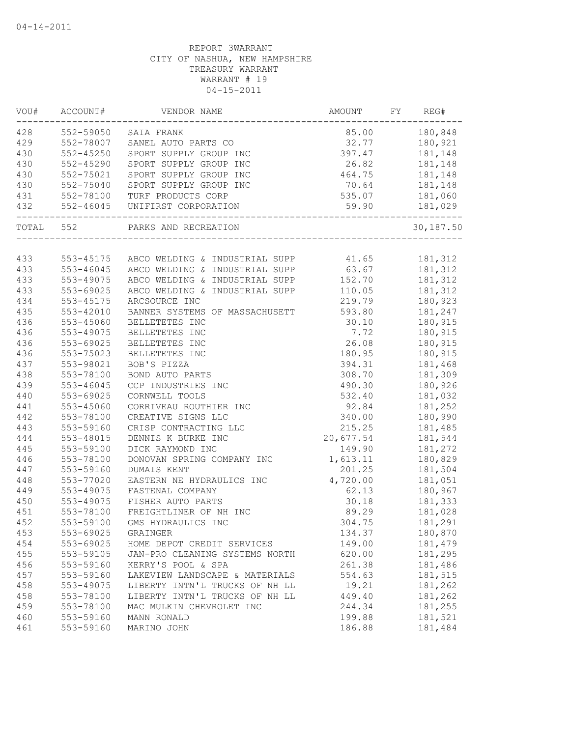04-14-2011

REPORT 3WARRANT
CITY OF NASHUA, NEW HAMPSHIRE
TREASURY WARRANT
WARRANT # 19
04-15-2011

| VOU# | ACCOUNT# | VENDOR NAME | AMOUNT | FY | REG# |
|---|---|---|---|---|---|
| 428 | 552-59050 | SAIA FRANK | 85.00 | | 180,848 |
| 429 | 552-78007 | SANEL AUTO PARTS CO | 32.77 | | 180,921 |
| 430 | 552-45250 | SPORT SUPPLY GROUP INC | 397.47 | | 181,148 |
| 430 | 552-45290 | SPORT SUPPLY GROUP INC | 26.82 | | 181,148 |
| 430 | 552-75021 | SPORT SUPPLY GROUP INC | 464.75 | | 181,148 |
| 430 | 552-75040 | SPORT SUPPLY GROUP INC | 70.64 | | 181,148 |
| 431 | 552-78100 | TURF PRODUCTS CORP | 535.07 | | 181,060 |
| 432 | 552-46045 | UNIFIRST CORPORATION | 59.90 | | 181,029 |
| TOTAL | 552 | PARKS AND RECREATION | | | 30,187.50 |
| 433 | 553-45175 | ABCO WELDING & INDUSTRIAL SUPP | 41.65 | | 181,312 |
| 433 | 553-46045 | ABCO WELDING & INDUSTRIAL SUPP | 63.67 | | 181,312 |
| 433 | 553-49075 | ABCO WELDING & INDUSTRIAL SUPP | 152.70 | | 181,312 |
| 433 | 553-69025 | ABCO WELDING & INDUSTRIAL SUPP | 110.05 | | 181,312 |
| 434 | 553-45175 | ARCSOURCE INC | 219.79 | | 180,923 |
| 435 | 553-42010 | BANNER SYSTEMS OF MASSACHUSETT | 593.80 | | 181,247 |
| 436 | 553-45060 | BELLETETES INC | 30.10 | | 180,915 |
| 436 | 553-49075 | BELLETETES INC | 7.72 | | 180,915 |
| 436 | 553-69025 | BELLETETES INC | 26.08 | | 180,915 |
| 436 | 553-75023 | BELLETETES INC | 180.95 | | 180,915 |
| 437 | 553-98021 | BOB'S PIZZA | 394.31 | | 181,468 |
| 438 | 553-78100 | BOND AUTO PARTS | 308.70 | | 181,309 |
| 439 | 553-46045 | CCP INDUSTRIES INC | 490.30 | | 180,926 |
| 440 | 553-69025 | CORNWELL TOOLS | 532.40 | | 181,032 |
| 441 | 553-45060 | CORRIVEAU ROUTHIER INC | 92.84 | | 181,252 |
| 442 | 553-78100 | CREATIVE SIGNS LLC | 340.00 | | 180,990 |
| 443 | 553-59160 | CRISP CONTRACTING LLC | 215.25 | | 181,485 |
| 444 | 553-48015 | DENNIS K BURKE INC | 20,677.54 | | 181,544 |
| 445 | 553-59100 | DICK RAYMOND INC | 149.90 | | 181,272 |
| 446 | 553-78100 | DONOVAN SPRING COMPANY INC | 1,613.11 | | 180,829 |
| 447 | 553-59160 | DUMAIS KENT | 201.25 | | 181,504 |
| 448 | 553-77020 | EASTERN NE HYDRAULICS INC | 4,720.00 | | 181,051 |
| 449 | 553-49075 | FASTENAL COMPANY | 62.13 | | 180,967 |
| 450 | 553-49075 | FISHER AUTO PARTS | 30.18 | | 181,333 |
| 451 | 553-78100 | FREIGHTLINER OF NH INC | 89.29 | | 181,028 |
| 452 | 553-59100 | GMS HYDRAULICS INC | 304.75 | | 181,291 |
| 453 | 553-69025 | GRAINGER | 134.37 | | 180,870 |
| 454 | 553-69025 | HOME DEPOT CREDIT SERVICES | 149.00 | | 181,479 |
| 455 | 553-59105 | JAN-PRO CLEANING SYSTEMS NORTH | 620.00 | | 181,295 |
| 456 | 553-59160 | KERRY'S POOL & SPA | 261.38 | | 181,486 |
| 457 | 553-59160 | LAKEVIEW LANDSCAPE & MATERIALS | 554.63 | | 181,515 |
| 458 | 553-49075 | LIBERTY INTN'L TRUCKS OF NH LL | 19.21 | | 181,262 |
| 458 | 553-78100 | LIBERTY INTN'L TRUCKS OF NH LL | 449.40 | | 181,262 |
| 459 | 553-78100 | MAC MULKIN CHEVROLET INC | 244.34 | | 181,255 |
| 460 | 553-59160 | MANN RONALD | 199.88 | | 181,521 |
| 461 | 553-59160 | MARINO JOHN | 186.88 | | 181,484 |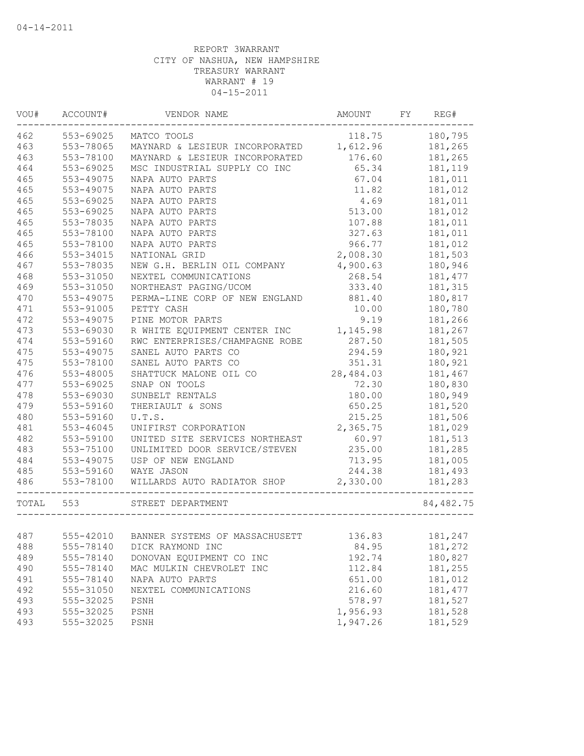04-14-2011

REPORT 3WARRANT
CITY OF NASHUA, NEW HAMPSHIRE
TREASURY WARRANT
WARRANT # 19
04-15-2011

| VOU# | ACCOUNT# | VENDOR NAME | AMOUNT | FY | REG# |
|---|---|---|---|---|---|
| 462 | 553-69025 | MATCO TOOLS | 118.75 | | 180,795 |
| 463 | 553-78065 | MAYNARD & LESIEUR INCORPORATED | 1,612.96 | | 181,265 |
| 463 | 553-78100 | MAYNARD & LESIEUR INCORPORATED | 176.60 | | 181,265 |
| 464 | 553-69025 | MSC INDUSTRIAL SUPPLY CO INC | 65.34 | | 181,119 |
| 465 | 553-49075 | NAPA AUTO PARTS | 67.04 | | 181,011 |
| 465 | 553-49075 | NAPA AUTO PARTS | 11.82 | | 181,012 |
| 465 | 553-69025 | NAPA AUTO PARTS | 4.69 | | 181,011 |
| 465 | 553-69025 | NAPA AUTO PARTS | 513.00 | | 181,012 |
| 465 | 553-78035 | NAPA AUTO PARTS | 107.88 | | 181,011 |
| 465 | 553-78100 | NAPA AUTO PARTS | 327.63 | | 181,011 |
| 465 | 553-78100 | NAPA AUTO PARTS | 966.77 | | 181,012 |
| 466 | 553-34015 | NATIONAL GRID | 2,008.30 | | 181,503 |
| 467 | 553-78035 | NEW G.H. BERLIN OIL COMPANY | 4,900.63 | | 180,946 |
| 468 | 553-31050 | NEXTEL COMMUNICATIONS | 268.54 | | 181,477 |
| 469 | 553-31050 | NORTHEAST PAGING/UCOM | 333.40 | | 181,315 |
| 470 | 553-49075 | PERMA-LINE CORP OF NEW ENGLAND | 881.40 | | 180,817 |
| 471 | 553-91005 | PETTY CASH | 10.00 | | 180,780 |
| 472 | 553-49075 | PINE MOTOR PARTS | 9.19 | | 181,266 |
| 473 | 553-69030 | R WHITE EQUIPMENT CENTER INC | 1,145.98 | | 181,267 |
| 474 | 553-59160 | RWC ENTERPRISES/CHAMPAGNE ROBE | 287.50 | | 181,505 |
| 475 | 553-49075 | SANEL AUTO PARTS CO | 294.59 | | 180,921 |
| 475 | 553-78100 | SANEL AUTO PARTS CO | 351.31 | | 180,921 |
| 476 | 553-48005 | SHATTUCK MALONE OIL CO | 28,484.03 | | 181,467 |
| 477 | 553-69025 | SNAP ON TOOLS | 72.30 | | 180,830 |
| 478 | 553-69030 | SUNBELT RENTALS | 180.00 | | 180,949 |
| 479 | 553-59160 | THERIAULT & SONS | 650.25 | | 181,520 |
| 480 | 553-59160 | U.T.S. | 215.25 | | 181,506 |
| 481 | 553-46045 | UNIFIRST CORPORATION | 2,365.75 | | 181,029 |
| 482 | 553-59100 | UNITED SITE SERVICES NORTHEAST | 60.97 | | 181,513 |
| 483 | 553-75100 | UNLIMITED DOOR SERVICE/STEVEN | 235.00 | | 181,285 |
| 484 | 553-49075 | USP OF NEW ENGLAND | 713.95 | | 181,005 |
| 485 | 553-59160 | WAYE JASON | 244.38 | | 181,493 |
| 486 | 553-78100 | WILLARDS AUTO RADIATOR SHOP | 2,330.00 | | 181,283 |
| TOTAL | 553 | STREET DEPARTMENT | | | 84,482.75 |
| 487 | 555-42010 | BANNER SYSTEMS OF MASSACHUSETT | 136.83 | | 181,247 |
| 488 | 555-78140 | DICK RAYMOND INC | 84.95 | | 181,272 |
| 489 | 555-78140 | DONOVAN EQUIPMENT CO INC | 192.74 | | 180,827 |
| 490 | 555-78140 | MAC MULKIN CHEVROLET INC | 112.84 | | 181,255 |
| 491 | 555-78140 | NAPA AUTO PARTS | 651.00 | | 181,012 |
| 492 | 555-31050 | NEXTEL COMMUNICATIONS | 216.60 | | 181,477 |
| 493 | 555-32025 | PSNH | 578.97 | | 181,527 |
| 493 | 555-32025 | PSNH | 1,956.93 | | 181,528 |
| 493 | 555-32025 | PSNH | 1,947.26 | | 181,529 |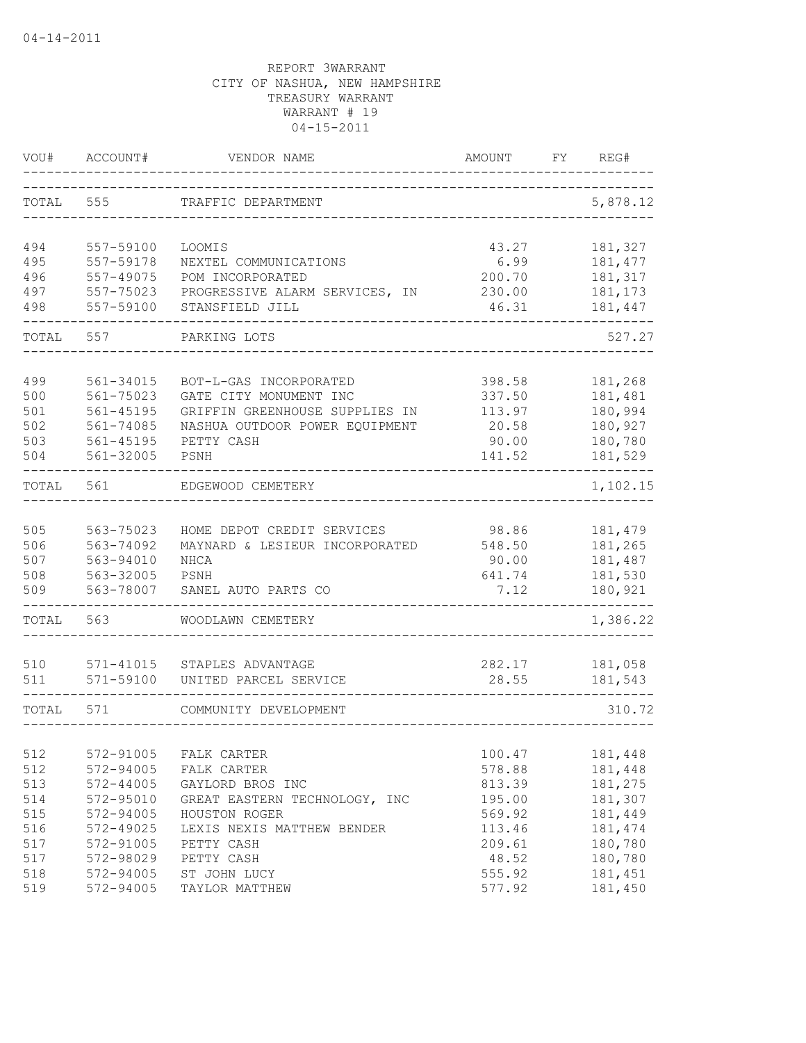04-14-2011

REPORT 3WARRANT
CITY OF NASHUA, NEW HAMPSHIRE
TREASURY WARRANT
WARRANT # 19
04-15-2011

| VOU# | ACCOUNT# | VENDOR NAME | AMOUNT | FY | REG# |
|---|---|---|---|---|---|
| TOTAL | 555 | TRAFFIC DEPARTMENT | | | 5,878.12 |
| 494 | 557-59100 | LOOMIS | 43.27 | | 181,327 |
| 495 | 557-59178 | NEXTEL COMMUNICATIONS | 6.99 | | 181,477 |
| 496 | 557-49075 | POM INCORPORATED | 200.70 | | 181,317 |
| 497 | 557-75023 | PROGRESSIVE ALARM SERVICES, IN | 230.00 | | 181,173 |
| 498 | 557-59100 | STANSFIELD JILL | 46.31 | | 181,447 |
| TOTAL | 557 | PARKING LOTS | | | 527.27 |
| 499 | 561-34015 | BOT-L-GAS INCORPORATED | 398.58 | | 181,268 |
| 500 | 561-75023 | GATE CITY MONUMENT INC | 337.50 | | 181,481 |
| 501 | 561-45195 | GRIFFIN GREENHOUSE SUPPLIES IN | 113.97 | | 180,994 |
| 502 | 561-74085 | NASHUA OUTDOOR POWER EQUIPMENT | 20.58 | | 180,927 |
| 503 | 561-45195 | PETTY CASH | 90.00 | | 180,780 |
| 504 | 561-32005 | PSNH | 141.52 | | 181,529 |
| TOTAL | 561 | EDGEWOOD CEMETERY | | | 1,102.15 |
| 505 | 563-75023 | HOME DEPOT CREDIT SERVICES | 98.86 | | 181,479 |
| 506 | 563-74092 | MAYNARD & LESIEUR INCORPORATED | 548.50 | | 181,265 |
| 507 | 563-94010 | NHCA | 90.00 | | 181,487 |
| 508 | 563-32005 | PSNH | 641.74 | | 181,530 |
| 509 | 563-78007 | SANEL AUTO PARTS CO | 7.12 | | 180,921 |
| TOTAL | 563 | WOODLAWN CEMETERY | | | 1,386.22 |
| 510 | 571-41015 | STAPLES ADVANTAGE | 282.17 | | 181,058 |
| 511 | 571-59100 | UNITED PARCEL SERVICE | 28.55 | | 181,543 |
| TOTAL | 571 | COMMUNITY DEVELOPMENT | | | 310.72 |
| 512 | 572-91005 | FALK CARTER | 100.47 | | 181,448 |
| 512 | 572-94005 | FALK CARTER | 578.88 | | 181,448 |
| 513 | 572-44005 | GAYLORD BROS INC | 813.39 | | 181,275 |
| 514 | 572-95010 | GREAT EASTERN TECHNOLOGY, INC | 195.00 | | 181,307 |
| 515 | 572-94005 | HOUSTON ROGER | 569.92 | | 181,449 |
| 516 | 572-49025 | LEXIS NEXIS MATTHEW BENDER | 113.46 | | 181,474 |
| 517 | 572-91005 | PETTY CASH | 209.61 | | 180,780 |
| 517 | 572-98029 | PETTY CASH | 48.52 | | 180,780 |
| 518 | 572-94005 | ST JOHN LUCY | 555.92 | | 181,451 |
| 519 | 572-94005 | TAYLOR MATTHEW | 577.92 | | 181,450 |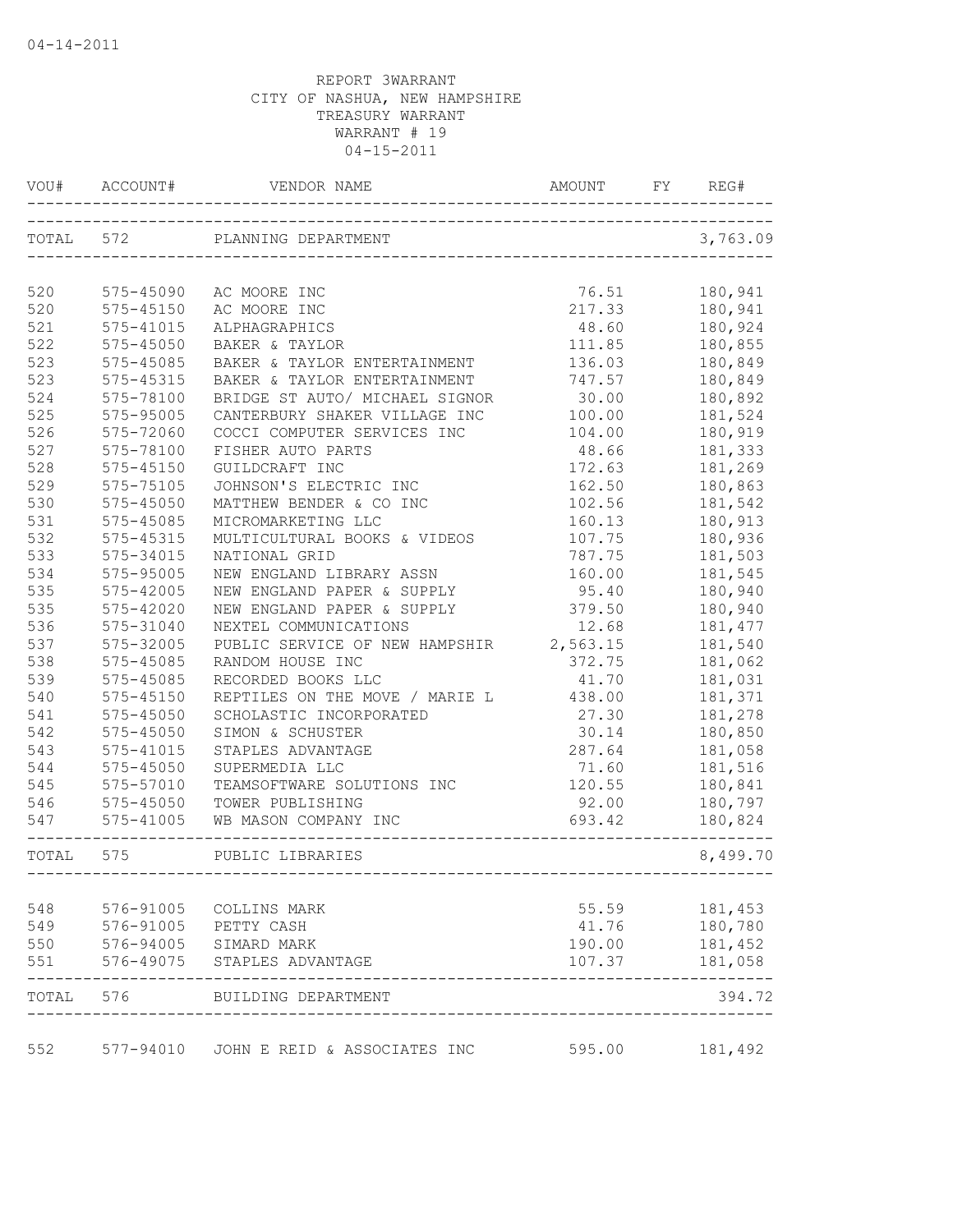04-14-2011

REPORT 3WARRANT
CITY OF NASHUA, NEW HAMPSHIRE
TREASURY WARRANT
WARRANT # 19
04-15-2011

| VOU# | ACCOUNT# | VENDOR NAME | AMOUNT | FY | REG# |
|---|---|---|---|---|---|
| TOTAL | 572 | PLANNING DEPARTMENT | | | 3,763.09 |
| 520 | 575-45090 | AC MOORE INC | 76.51 | | 180,941 |
| 520 | 575-45150 | AC MOORE INC | 217.33 | | 180,941 |
| 521 | 575-41015 | ALPHAGRAPHICS | 48.60 | | 180,924 |
| 522 | 575-45050 | BAKER & TAYLOR | 111.85 | | 180,855 |
| 523 | 575-45085 | BAKER & TAYLOR ENTERTAINMENT | 136.03 | | 180,849 |
| 523 | 575-45315 | BAKER & TAYLOR ENTERTAINMENT | 747.57 | | 180,849 |
| 524 | 575-78100 | BRIDGE ST AUTO/ MICHAEL SIGNOR | 30.00 | | 180,892 |
| 525 | 575-95005 | CANTERBURY SHAKER VILLAGE INC | 100.00 | | 181,524 |
| 526 | 575-72060 | COCCI COMPUTER SERVICES INC | 104.00 | | 180,919 |
| 527 | 575-78100 | FISHER AUTO PARTS | 48.66 | | 181,333 |
| 528 | 575-45150 | GUILDCRAFT INC | 172.63 | | 181,269 |
| 529 | 575-75105 | JOHNSON'S ELECTRIC INC | 162.50 | | 180,863 |
| 530 | 575-45050 | MATTHEW BENDER & CO INC | 102.56 | | 181,542 |
| 531 | 575-45085 | MICROMARKETING LLC | 160.13 | | 180,913 |
| 532 | 575-45315 | MULTICULTURAL BOOKS & VIDEOS | 107.75 | | 180,936 |
| 533 | 575-34015 | NATIONAL GRID | 787.75 | | 181,503 |
| 534 | 575-95005 | NEW ENGLAND LIBRARY ASSN | 160.00 | | 181,545 |
| 535 | 575-42005 | NEW ENGLAND PAPER & SUPPLY | 95.40 | | 180,940 |
| 535 | 575-42020 | NEW ENGLAND PAPER & SUPPLY | 379.50 | | 180,940 |
| 536 | 575-31040 | NEXTEL COMMUNICATIONS | 12.68 | | 181,477 |
| 537 | 575-32005 | PUBLIC SERVICE OF NEW HAMPSHIR | 2,563.15 | | 181,540 |
| 538 | 575-45085 | RANDOM HOUSE INC | 372.75 | | 181,062 |
| 539 | 575-45085 | RECORDED BOOKS LLC | 41.70 | | 181,031 |
| 540 | 575-45150 | REPTILES ON THE MOVE / MARIE L | 438.00 | | 181,371 |
| 541 | 575-45050 | SCHOLASTIC INCORPORATED | 27.30 | | 181,278 |
| 542 | 575-45050 | SIMON & SCHUSTER | 30.14 | | 180,850 |
| 543 | 575-41015 | STAPLES ADVANTAGE | 287.64 | | 181,058 |
| 544 | 575-45050 | SUPERMEDIA LLC | 71.60 | | 181,516 |
| 545 | 575-57010 | TEAMSOFTWARE SOLUTIONS INC | 120.55 | | 180,841 |
| 546 | 575-45050 | TOWER PUBLISHING | 92.00 | | 180,797 |
| 547 | 575-41005 | WB MASON COMPANY INC | 693.42 | | 180,824 |
| TOTAL | 575 | PUBLIC LIBRARIES | | | 8,499.70 |
| 548 | 576-91005 | COLLINS MARK | 55.59 | | 181,453 |
| 549 | 576-91005 | PETTY CASH | 41.76 | | 180,780 |
| 550 | 576-94005 | SIMARD MARK | 190.00 | | 181,452 |
| 551 | 576-49075 | STAPLES ADVANTAGE | 107.37 | | 181,058 |
| TOTAL | 576 | BUILDING DEPARTMENT | | | 394.72 |
| 552 | 577-94010 | JOHN E REID & ASSOCIATES INC | 595.00 | | 181,492 |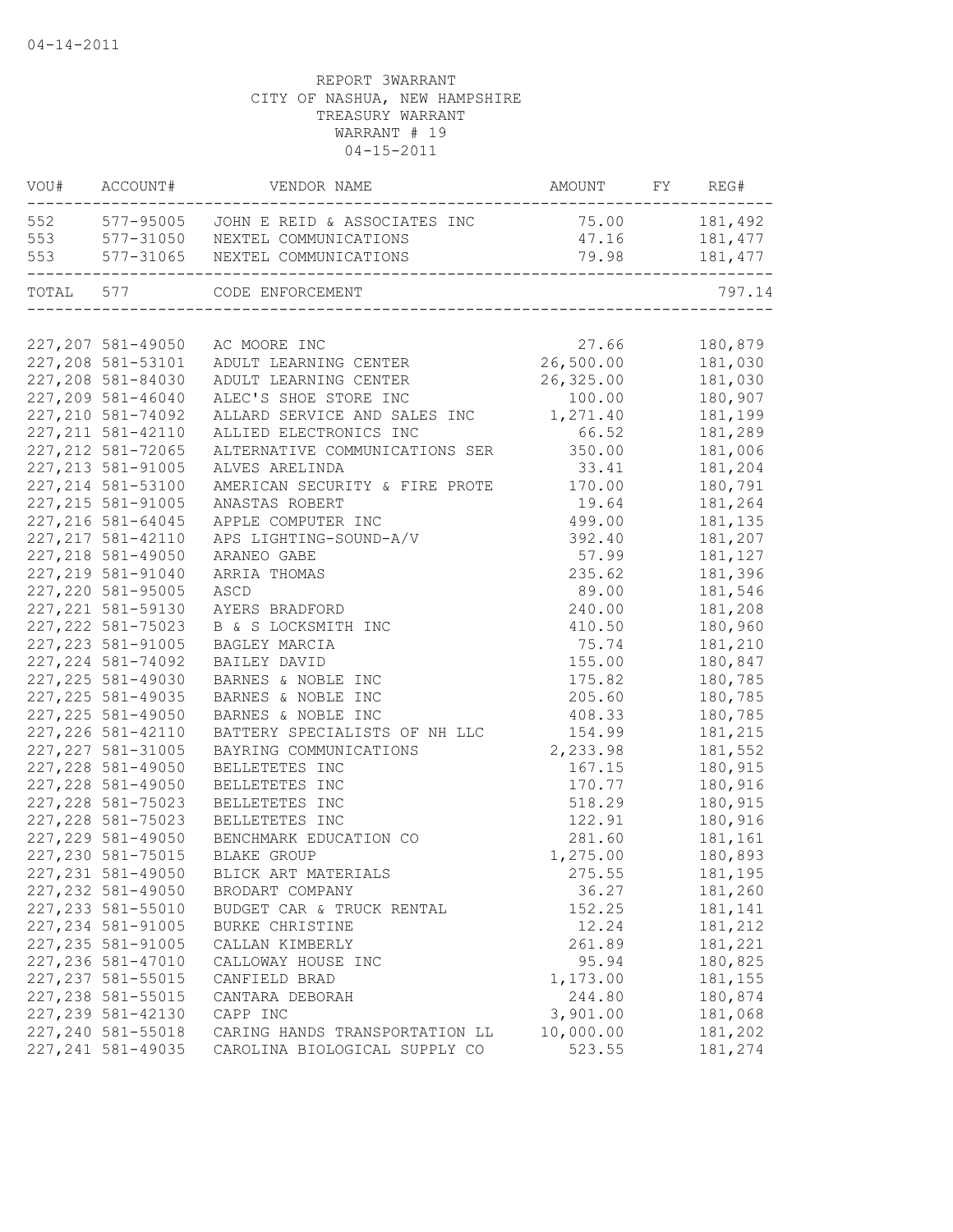04-14-2011

REPORT 3WARRANT
CITY OF NASHUA, NEW HAMPSHIRE
TREASURY WARRANT
WARRANT # 19
04-15-2011

| VOU# | ACCOUNT# | VENDOR NAME | AMOUNT | FY | REG# |
|---|---|---|---|---|---|
| 552 | 577-95005 | JOHN E REID & ASSOCIATES INC | 75.00 | | 181,492 |
| 553 | 577-31050 | NEXTEL COMMUNICATIONS | 47.16 | | 181,477 |
| 553 | 577-31065 | NEXTEL COMMUNICATIONS | 79.98 | | 181,477 |
| TOTAL | 577 | CODE ENFORCEMENT | | | 797.14 |

| VOU# | ACCOUNT# | VENDOR NAME | AMOUNT | FY | REG# |
|---|---|---|---|---|---|
| 227,207 | 581-49050 | AC MOORE INC | 27.66 | | 180,879 |
| 227,208 | 581-53101 | ADULT LEARNING CENTER | 26,500.00 | | 181,030 |
| 227,208 | 581-84030 | ADULT LEARNING CENTER | 26,325.00 | | 181,030 |
| 227,209 | 581-46040 | ALEC'S SHOE STORE INC | 100.00 | | 180,907 |
| 227,210 | 581-74092 | ALLARD SERVICE AND SALES INC | 1,271.40 | | 181,199 |
| 227,211 | 581-42110 | ALLIED ELECTRONICS INC | 66.52 | | 181,289 |
| 227,212 | 581-72065 | ALTERNATIVE COMMUNICATIONS SER | 350.00 | | 181,006 |
| 227,213 | 581-91005 | ALVES ARELINDA | 33.41 | | 181,204 |
| 227,214 | 581-53100 | AMERICAN SECURITY & FIRE PROTE | 170.00 | | 180,791 |
| 227,215 | 581-91005 | ANASTAS ROBERT | 19.64 | | 181,264 |
| 227,216 | 581-64045 | APPLE COMPUTER INC | 499.00 | | 181,135 |
| 227,217 | 581-42110 | APS LIGHTING-SOUND-A/V | 392.40 | | 181,207 |
| 227,218 | 581-49050 | ARANEO GABE | 57.99 | | 181,127 |
| 227,219 | 581-91040 | ARRIA THOMAS | 235.62 | | 181,396 |
| 227,220 | 581-95005 | ASCD | 89.00 | | 181,546 |
| 227,221 | 581-59130 | AYERS BRADFORD | 240.00 | | 181,208 |
| 227,222 | 581-75023 | B & S LOCKSMITH INC | 410.50 | | 180,960 |
| 227,223 | 581-91005 | BAGLEY MARCIA | 75.74 | | 181,210 |
| 227,224 | 581-74092 | BAILEY DAVID | 155.00 | | 180,847 |
| 227,225 | 581-49030 | BARNES & NOBLE INC | 175.82 | | 180,785 |
| 227,225 | 581-49035 | BARNES & NOBLE INC | 205.60 | | 180,785 |
| 227,225 | 581-49050 | BARNES & NOBLE INC | 408.33 | | 180,785 |
| 227,226 | 581-42110 | BATTERY SPECIALISTS OF NH LLC | 154.99 | | 181,215 |
| 227,227 | 581-31005 | BAYRING COMMUNICATIONS | 2,233.98 | | 181,552 |
| 227,228 | 581-49050 | BELLETETES INC | 167.15 | | 180,915 |
| 227,228 | 581-49050 | BELLETETES INC | 170.77 | | 180,916 |
| 227,228 | 581-75023 | BELLETETES INC | 518.29 | | 180,915 |
| 227,228 | 581-75023 | BELLETETES INC | 122.91 | | 180,916 |
| 227,229 | 581-49050 | BENCHMARK EDUCATION CO | 281.60 | | 181,161 |
| 227,230 | 581-75015 | BLAKE GROUP | 1,275.00 | | 180,893 |
| 227,231 | 581-49050 | BLICK ART MATERIALS | 275.55 | | 181,195 |
| 227,232 | 581-49050 | BRODART COMPANY | 36.27 | | 181,260 |
| 227,233 | 581-55010 | BUDGET CAR & TRUCK RENTAL | 152.25 | | 181,141 |
| 227,234 | 581-91005 | BURKE CHRISTINE | 12.24 | | 181,212 |
| 227,235 | 581-91005 | CALLAN KIMBERLY | 261.89 | | 181,221 |
| 227,236 | 581-47010 | CALLOWAY HOUSE INC | 95.94 | | 180,825 |
| 227,237 | 581-55015 | CANFIELD BRAD | 1,173.00 | | 181,155 |
| 227,238 | 581-55015 | CANTARA DEBORAH | 244.80 | | 180,874 |
| 227,239 | 581-42130 | CAPP INC | 3,901.00 | | 181,068 |
| 227,240 | 581-55018 | CARING HANDS TRANSPORTATION LL | 10,000.00 | | 181,202 |
| 227,241 | 581-49035 | CAROLINA BIOLOGICAL SUPPLY CO | 523.55 | | 181,274 |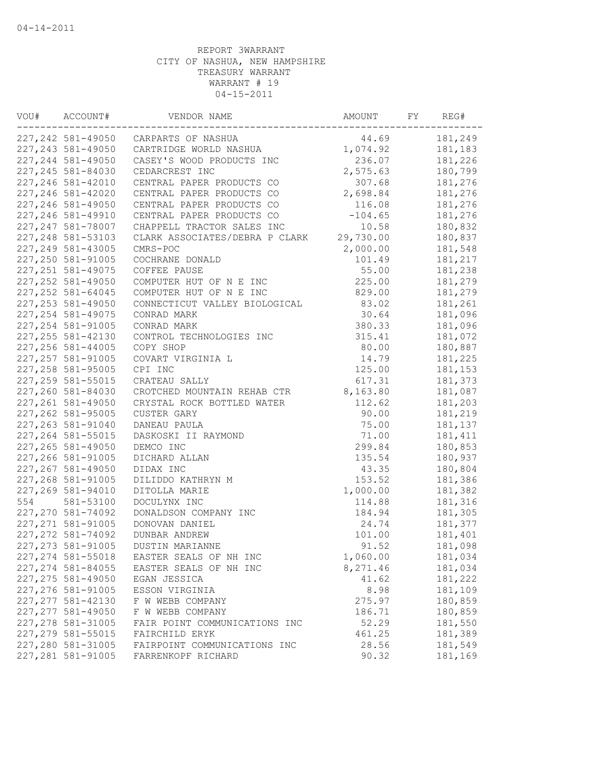04-14-2011

REPORT 3WARRANT
CITY OF NASHUA, NEW HAMPSHIRE
TREASURY WARRANT
WARRANT # 19
04-15-2011

| VOU# | ACCOUNT# | VENDOR NAME | AMOUNT | FY | REG# |
|---|---|---|---|---|---|
| 227,242 | 581-49050 | CARPARTS OF NASHUA | 44.69 | | 181,249 |
| 227,243 | 581-49050 | CARTRIDGE WORLD NASHUA | 1,074.92 | | 181,183 |
| 227,244 | 581-49050 | CASEY'S WOOD PRODUCTS INC | 236.07 | | 181,226 |
| 227,245 | 581-84030 | CEDARCREST INC | 2,575.63 | | 180,799 |
| 227,246 | 581-42010 | CENTRAL PAPER PRODUCTS CO | 307.68 | | 181,276 |
| 227,246 | 581-42020 | CENTRAL PAPER PRODUCTS CO | 2,698.84 | | 181,276 |
| 227,246 | 581-49050 | CENTRAL PAPER PRODUCTS CO | 116.08 | | 181,276 |
| 227,246 | 581-49910 | CENTRAL PAPER PRODUCTS CO | -104.65 | | 181,276 |
| 227,247 | 581-78007 | CHAPPELL TRACTOR SALES INC | 10.58 | | 180,832 |
| 227,248 | 581-53103 | CLARK ASSOCIATES/DEBRA P CLARK | 29,730.00 | | 180,837 |
| 227,249 | 581-43005 | CMRS-POC | 2,000.00 | | 181,548 |
| 227,250 | 581-91005 | COCHRANE DONALD | 101.49 | | 181,217 |
| 227,251 | 581-49075 | COFFEE PAUSE | 55.00 | | 181,238 |
| 227,252 | 581-49050 | COMPUTER HUT OF N E INC | 225.00 | | 181,279 |
| 227,252 | 581-64045 | COMPUTER HUT OF N E INC | 829.00 | | 181,279 |
| 227,253 | 581-49050 | CONNECTICUT VALLEY BIOLOGICAL | 83.02 | | 181,261 |
| 227,254 | 581-49075 | CONRAD MARK | 30.64 | | 181,096 |
| 227,254 | 581-91005 | CONRAD MARK | 380.33 | | 181,096 |
| 227,255 | 581-42130 | CONTROL TECHNOLOGIES INC | 315.41 | | 181,072 |
| 227,256 | 581-44005 | COPY SHOP | 80.00 | | 180,887 |
| 227,257 | 581-91005 | COVART VIRGINIA L | 14.79 | | 181,225 |
| 227,258 | 581-95005 | CPI INC | 125.00 | | 181,153 |
| 227,259 | 581-55015 | CRATEAU SALLY | 617.31 | | 181,373 |
| 227,260 | 581-84030 | CROTCHED MOUNTAIN REHAB CTR | 8,163.80 | | 181,087 |
| 227,261 | 581-49050 | CRYSTAL ROCK BOTTLED WATER | 112.62 | | 181,203 |
| 227,262 | 581-95005 | CUSTER GARY | 90.00 | | 181,219 |
| 227,263 | 581-91040 | DANEAU PAULA | 75.00 | | 181,137 |
| 227,264 | 581-55015 | DASKOSKI II RAYMOND | 71.00 | | 181,411 |
| 227,265 | 581-49050 | DEMCO INC | 299.84 | | 180,853 |
| 227,266 | 581-91005 | DICHARD ALLAN | 135.54 | | 180,937 |
| 227,267 | 581-49050 | DIDAX INC | 43.35 | | 180,804 |
| 227,268 | 581-91005 | DILIDDO KATHRYN M | 153.52 | | 181,386 |
| 227,269 | 581-94010 | DITOLLA MARIE | 1,000.00 | | 181,382 |
| 554 | 581-53100 | DOCULYNX INC | 114.88 | | 181,316 |
| 227,270 | 581-74092 | DONALDSON COMPANY INC | 184.94 | | 181,305 |
| 227,271 | 581-91005 | DONOVAN DANIEL | 24.74 | | 181,377 |
| 227,272 | 581-74092 | DUNBAR ANDREW | 101.00 | | 181,401 |
| 227,273 | 581-91005 | DUSTIN MARIANNE | 91.52 | | 181,098 |
| 227,274 | 581-55018 | EASTER SEALS OF NH INC | 1,060.00 | | 181,034 |
| 227,274 | 581-84055 | EASTER SEALS OF NH INC | 8,271.46 | | 181,034 |
| 227,275 | 581-49050 | EGAN JESSICA | 41.62 | | 181,222 |
| 227,276 | 581-91005 | ESSON VIRGINIA | 8.98 | | 181,109 |
| 227,277 | 581-42130 | F W WEBB COMPANY | 275.97 | | 180,859 |
| 227,277 | 581-49050 | F W WEBB COMPANY | 186.71 | | 180,859 |
| 227,278 | 581-31005 | FAIR POINT COMMUNICATIONS INC | 52.29 | | 181,550 |
| 227,279 | 581-55015 | FAIRCHILD ERYK | 461.25 | | 181,389 |
| 227,280 | 581-31005 | FAIRPOINT COMMUNICATIONS INC | 28.56 | | 181,549 |
| 227,281 | 581-91005 | FARRENKOPF RICHARD | 90.32 | | 181,169 |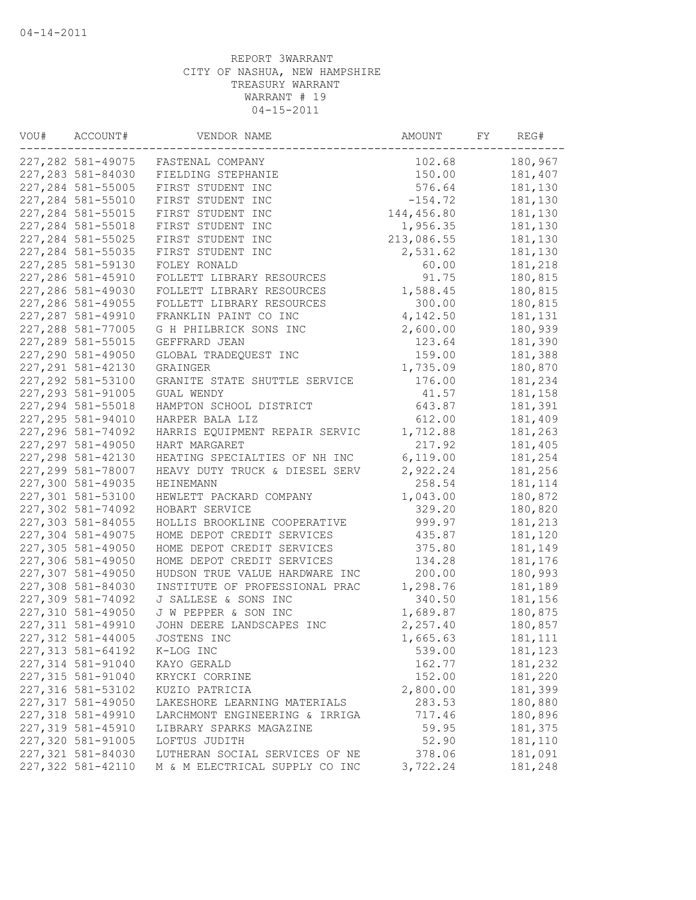04-14-2011

REPORT 3WARRANT
CITY OF NASHUA, NEW HAMPSHIRE
TREASURY WARRANT
WARRANT # 19
04-15-2011

| VOU# | ACCOUNT# | VENDOR NAME | AMOUNT | FY | REG# |
|---|---|---|---|---|---|
| 227,282 | 581-49075 | FASTENAL COMPANY | 102.68 | | 180,967 |
| 227,283 | 581-84030 | FIELDING STEPHANIE | 150.00 | | 181,407 |
| 227,284 | 581-55005 | FIRST STUDENT INC | 576.64 | | 181,130 |
| 227,284 | 581-55010 | FIRST STUDENT INC | -154.72 | | 181,130 |
| 227,284 | 581-55015 | FIRST STUDENT INC | 144,456.80 | | 181,130 |
| 227,284 | 581-55018 | FIRST STUDENT INC | 1,956.35 | | 181,130 |
| 227,284 | 581-55025 | FIRST STUDENT INC | 213,086.55 | | 181,130 |
| 227,284 | 581-55035 | FIRST STUDENT INC | 2,531.62 | | 181,130 |
| 227,285 | 581-59130 | FOLEY RONALD | 60.00 | | 181,218 |
| 227,286 | 581-45910 | FOLLETT LIBRARY RESOURCES | 91.75 | | 180,815 |
| 227,286 | 581-49030 | FOLLETT LIBRARY RESOURCES | 1,588.45 | | 180,815 |
| 227,286 | 581-49055 | FOLLETT LIBRARY RESOURCES | 300.00 | | 180,815 |
| 227,287 | 581-49910 | FRANKLIN PAINT CO INC | 4,142.50 | | 181,131 |
| 227,288 | 581-77005 | G H PHILBRICK SONS INC | 2,600.00 | | 180,939 |
| 227,289 | 581-55015 | GEFFRARD JEAN | 123.64 | | 181,390 |
| 227,290 | 581-49050 | GLOBAL TRADEQUEST INC | 159.00 | | 181,388 |
| 227,291 | 581-42130 | GRAINGER | 1,735.09 | | 180,870 |
| 227,292 | 581-53100 | GRANITE STATE SHUTTLE SERVICE | 176.00 | | 181,234 |
| 227,293 | 581-91005 | GUAL WENDY | 41.57 | | 181,158 |
| 227,294 | 581-55018 | HAMPTON SCHOOL DISTRICT | 643.87 | | 181,391 |
| 227,295 | 581-94010 | HARPER BALA LIZ | 612.00 | | 181,409 |
| 227,296 | 581-74092 | HARRIS EQUIPMENT REPAIR SERVIC | 1,712.88 | | 181,263 |
| 227,297 | 581-49050 | HART MARGARET | 217.92 | | 181,405 |
| 227,298 | 581-42130 | HEATING SPECIALTIES OF NH INC | 6,119.00 | | 181,254 |
| 227,299 | 581-78007 | HEAVY DUTY TRUCK & DIESEL SERV | 2,922.24 | | 181,256 |
| 227,300 | 581-49035 | HEINEMANN | 258.54 | | 181,114 |
| 227,301 | 581-53100 | HEWLETT PACKARD COMPANY | 1,043.00 | | 180,872 |
| 227,302 | 581-74092 | HOBART SERVICE | 329.20 | | 180,820 |
| 227,303 | 581-84055 | HOLLIS BROOKLINE COOPERATIVE | 999.97 | | 181,213 |
| 227,304 | 581-49075 | HOME DEPOT CREDIT SERVICES | 435.87 | | 181,120 |
| 227,305 | 581-49050 | HOME DEPOT CREDIT SERVICES | 375.80 | | 181,149 |
| 227,306 | 581-49050 | HOME DEPOT CREDIT SERVICES | 134.28 | | 181,176 |
| 227,307 | 581-49050 | HUDSON TRUE VALUE HARDWARE INC | 200.00 | | 180,993 |
| 227,308 | 581-84030 | INSTITUTE OF PROFESSIONAL PRAC | 1,298.76 | | 181,189 |
| 227,309 | 581-74092 | J SALLESE & SONS INC | 340.50 | | 181,156 |
| 227,310 | 581-49050 | J W PEPPER & SON INC | 1,689.87 | | 180,875 |
| 227,311 | 581-49910 | JOHN DEERE LANDSCAPES INC | 2,257.40 | | 180,857 |
| 227,312 | 581-44005 | JOSTENS INC | 1,665.63 | | 181,111 |
| 227,313 | 581-64192 | K-LOG INC | 539.00 | | 181,123 |
| 227,314 | 581-91040 | KAYO GERALD | 162.77 | | 181,232 |
| 227,315 | 581-91040 | KRYCKI CORRINE | 152.00 | | 181,220 |
| 227,316 | 581-53102 | KUZIO PATRICIA | 2,800.00 | | 181,399 |
| 227,317 | 581-49050 | LAKESHORE LEARNING MATERIALS | 283.53 | | 180,880 |
| 227,318 | 581-49910 | LARCHMONT ENGINEERING & IRRIGA | 717.46 | | 180,896 |
| 227,319 | 581-45910 | LIBRARY SPARKS MAGAZINE | 59.95 | | 181,375 |
| 227,320 | 581-91005 | LOFTUS JUDITH | 52.90 | | 181,110 |
| 227,321 | 581-84030 | LUTHERAN SOCIAL SERVICES OF NE | 378.06 | | 181,091 |
| 227,322 | 581-42110 | M & M ELECTRICAL SUPPLY CO INC | 3,722.24 | | 181,248 |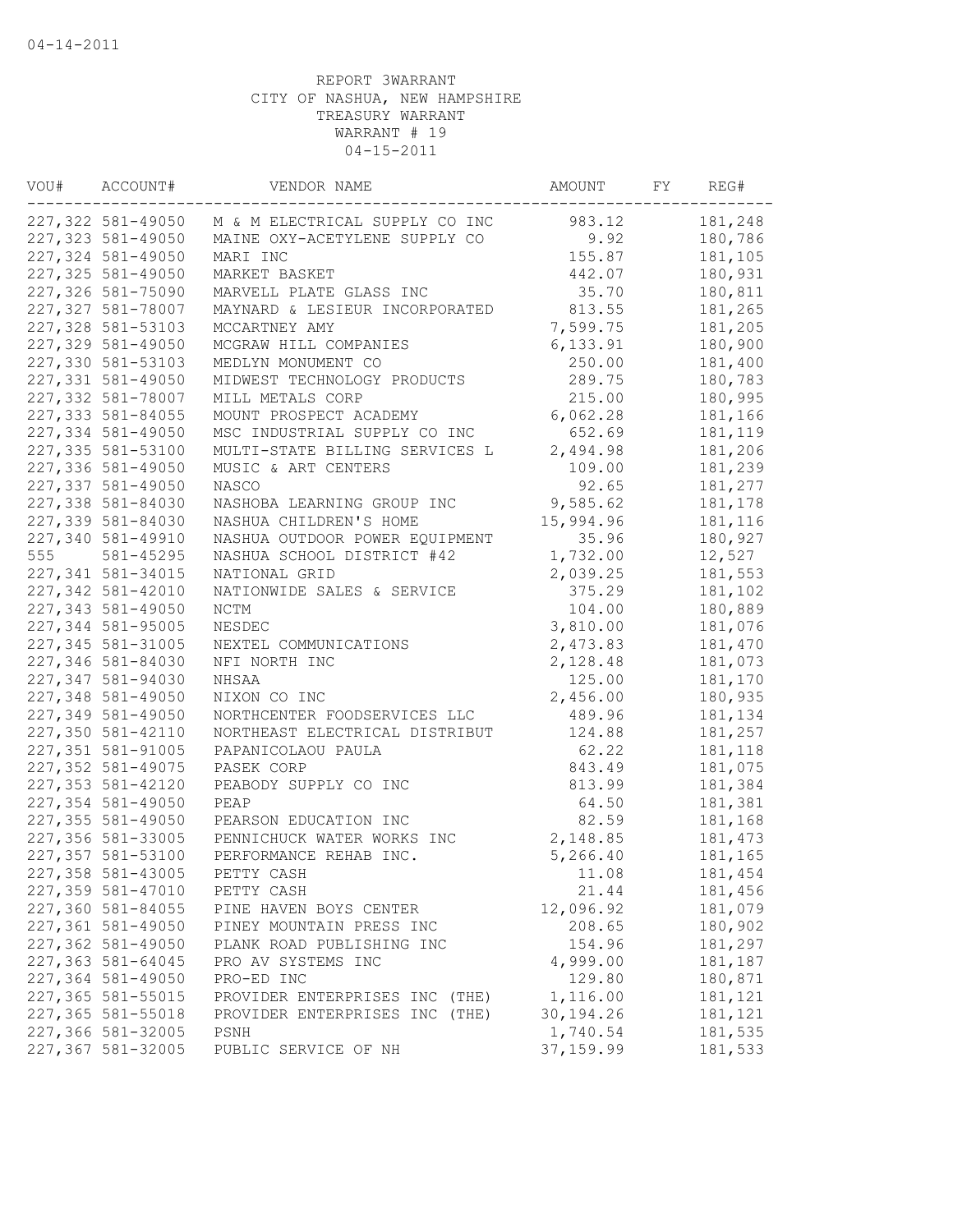04-14-2011

REPORT 3WARRANT
CITY OF NASHUA, NEW HAMPSHIRE
TREASURY WARRANT
WARRANT # 19
04-15-2011

| VOU# | ACCOUNT# | VENDOR NAME | AMOUNT | FY | REG# |
|---|---|---|---|---|---|
| 227,322 | 581-49050 | M & M ELECTRICAL SUPPLY CO INC | 983.12 | | 181,248 |
| 227,323 | 581-49050 | MAINE OXY-ACETYLENE SUPPLY CO | 9.92 | | 180,786 |
| 227,324 | 581-49050 | MARI INC | 155.87 | | 181,105 |
| 227,325 | 581-49050 | MARKET BASKET | 442.07 | | 180,931 |
| 227,326 | 581-75090 | MARVELL PLATE GLASS INC | 35.70 | | 180,811 |
| 227,327 | 581-78007 | MAYNARD & LESIEUR INCORPORATED | 813.55 | | 181,265 |
| 227,328 | 581-53103 | MCCARTNEY AMY | 7,599.75 | | 181,205 |
| 227,329 | 581-49050 | MCGRAW HILL COMPANIES | 6,133.91 | | 180,900 |
| 227,330 | 581-53103 | MEDLYN MONUMENT CO | 250.00 | | 181,400 |
| 227,331 | 581-49050 | MIDWEST TECHNOLOGY PRODUCTS | 289.75 | | 180,783 |
| 227,332 | 581-78007 | MILL METALS CORP | 215.00 | | 180,995 |
| 227,333 | 581-84055 | MOUNT PROSPECT ACADEMY | 6,062.28 | | 181,166 |
| 227,334 | 581-49050 | MSC INDUSTRIAL SUPPLY CO INC | 652.69 | | 181,119 |
| 227,335 | 581-53100 | MULTI-STATE BILLING SERVICES L | 2,494.98 | | 181,206 |
| 227,336 | 581-49050 | MUSIC & ART CENTERS | 109.00 | | 181,239 |
| 227,337 | 581-49050 | NASCO | 92.65 | | 181,277 |
| 227,338 | 581-84030 | NASHOBA LEARNING GROUP INC | 9,585.62 | | 181,178 |
| 227,339 | 581-84030 | NASHUA CHILDREN'S HOME | 15,994.96 | | 181,116 |
| 227,340 | 581-49910 | NASHUA OUTDOOR POWER EQUIPMENT | 35.96 | | 180,927 |
| 555 | 581-45295 | NASHUA SCHOOL DISTRICT #42 | 1,732.00 | | 12,527 |
| 227,341 | 581-34015 | NATIONAL GRID | 2,039.25 | | 181,553 |
| 227,342 | 581-42010 | NATIONWIDE SALES & SERVICE | 375.29 | | 181,102 |
| 227,343 | 581-49050 | NCTM | 104.00 | | 180,889 |
| 227,344 | 581-95005 | NESDEC | 3,810.00 | | 181,076 |
| 227,345 | 581-31005 | NEXTEL COMMUNICATIONS | 2,473.83 | | 181,470 |
| 227,346 | 581-84030 | NFI NORTH INC | 2,128.48 | | 181,073 |
| 227,347 | 581-94030 | NHSAA | 125.00 | | 181,170 |
| 227,348 | 581-49050 | NIXON CO INC | 2,456.00 | | 180,935 |
| 227,349 | 581-49050 | NORTHCENTER FOODSERVICES LLC | 489.96 | | 181,134 |
| 227,350 | 581-42110 | NORTHEAST ELECTRICAL DISTRIBUT | 124.88 | | 181,257 |
| 227,351 | 581-91005 | PAPANICOLAOU PAULA | 62.22 | | 181,118 |
| 227,352 | 581-49075 | PASEK CORP | 843.49 | | 181,075 |
| 227,353 | 581-42120 | PEABODY SUPPLY CO INC | 813.99 | | 181,384 |
| 227,354 | 581-49050 | PEAP | 64.50 | | 181,381 |
| 227,355 | 581-49050 | PEARSON EDUCATION INC | 82.59 | | 181,168 |
| 227,356 | 581-33005 | PENNICHUCK WATER WORKS INC | 2,148.85 | | 181,473 |
| 227,357 | 581-53100 | PERFORMANCE REHAB INC. | 5,266.40 | | 181,165 |
| 227,358 | 581-43005 | PETTY CASH | 11.08 | | 181,454 |
| 227,359 | 581-47010 | PETTY CASH | 21.44 | | 181,456 |
| 227,360 | 581-84055 | PINE HAVEN BOYS CENTER | 12,096.92 | | 181,079 |
| 227,361 | 581-49050 | PINEY MOUNTAIN PRESS INC | 208.65 | | 180,902 |
| 227,362 | 581-49050 | PLANK ROAD PUBLISHING INC | 154.96 | | 181,297 |
| 227,363 | 581-64045 | PRO AV SYSTEMS INC | 4,999.00 | | 181,187 |
| 227,364 | 581-49050 | PRO-ED INC | 129.80 | | 180,871 |
| 227,365 | 581-55015 | PROVIDER ENTERPRISES INC (THE) | 1,116.00 | | 181,121 |
| 227,365 | 581-55018 | PROVIDER ENTERPRISES INC (THE) | 30,194.26 | | 181,121 |
| 227,366 | 581-32005 | PSNH | 1,740.54 | | 181,535 |
| 227,367 | 581-32005 | PUBLIC SERVICE OF NH | 37,159.99 | | 181,533 |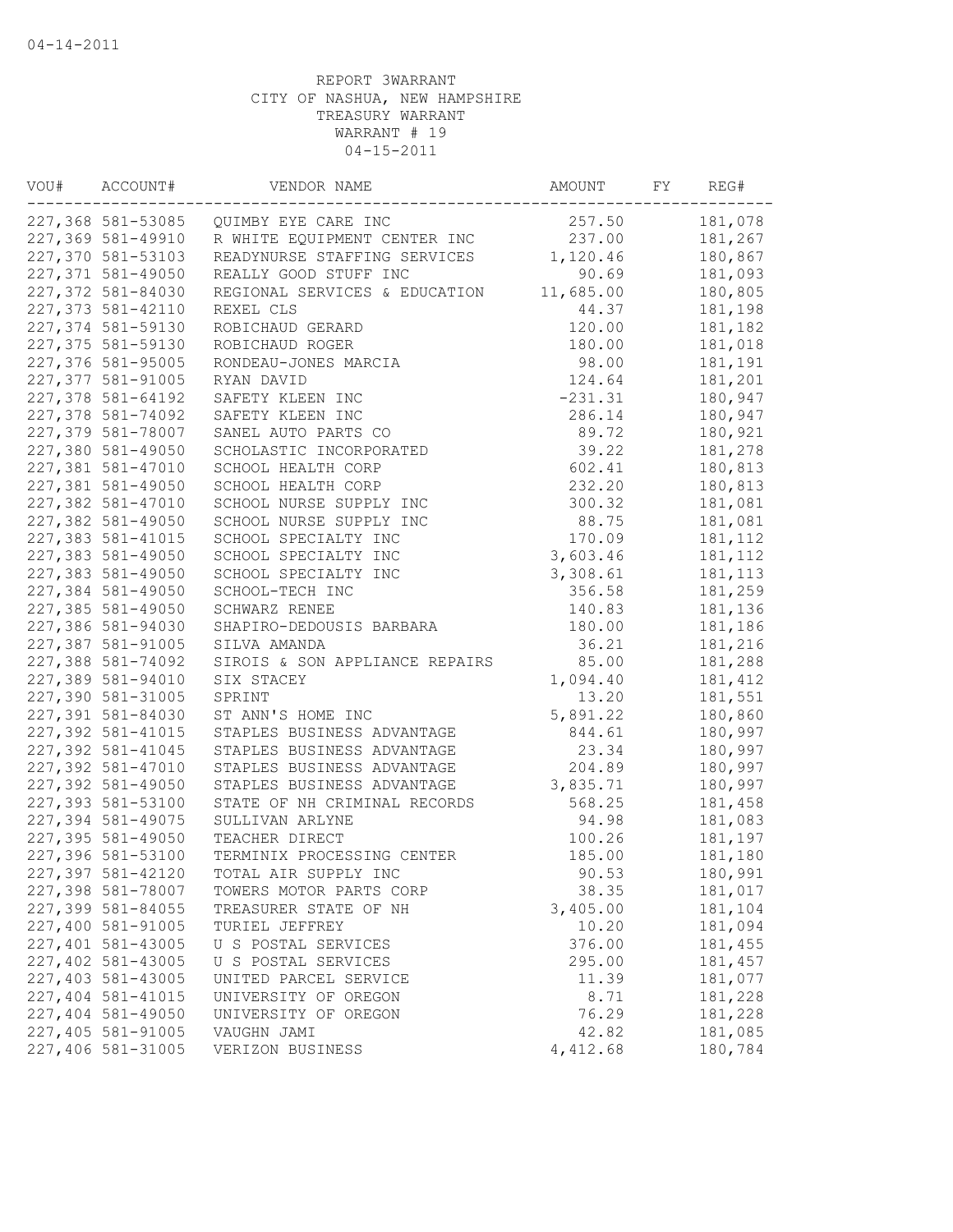04-14-2011

REPORT 3WARRANT
CITY OF NASHUA, NEW HAMPSHIRE
TREASURY WARRANT
WARRANT # 19
04-15-2011

| VOU# | ACCOUNT# | VENDOR NAME | AMOUNT | FY | REG# |
|---|---|---|---|---|---|
| 227,368 | 581-53085 | QUIMBY EYE CARE INC | 257.50 | | 181,078 |
| 227,369 | 581-49910 | R WHITE EQUIPMENT CENTER INC | 237.00 | | 181,267 |
| 227,370 | 581-53103 | READYNURSE STAFFING SERVICES | 1,120.46 | | 180,867 |
| 227,371 | 581-49050 | REALLY GOOD STUFF INC | 90.69 | | 181,093 |
| 227,372 | 581-84030 | REGIONAL SERVICES & EDUCATION | 11,685.00 | | 180,805 |
| 227,373 | 581-42110 | REXEL CLS | 44.37 | | 181,198 |
| 227,374 | 581-59130 | ROBICHAUD GERARD | 120.00 | | 181,182 |
| 227,375 | 581-59130 | ROBICHAUD ROGER | 180.00 | | 181,018 |
| 227,376 | 581-95005 | RONDEAU-JONES MARCIA | 98.00 | | 181,191 |
| 227,377 | 581-91005 | RYAN DAVID | 124.64 | | 181,201 |
| 227,378 | 581-64192 | SAFETY KLEEN INC | -231.31 | | 180,947 |
| 227,378 | 581-74092 | SAFETY KLEEN INC | 286.14 | | 180,947 |
| 227,379 | 581-78007 | SANEL AUTO PARTS CO | 89.72 | | 180,921 |
| 227,380 | 581-49050 | SCHOLASTIC INCORPORATED | 39.22 | | 181,278 |
| 227,381 | 581-47010 | SCHOOL HEALTH CORP | 602.41 | | 180,813 |
| 227,381 | 581-49050 | SCHOOL HEALTH CORP | 232.20 | | 180,813 |
| 227,382 | 581-47010 | SCHOOL NURSE SUPPLY INC | 300.32 | | 181,081 |
| 227,382 | 581-49050 | SCHOOL NURSE SUPPLY INC | 88.75 | | 181,081 |
| 227,383 | 581-41015 | SCHOOL SPECIALTY INC | 170.09 | | 181,112 |
| 227,383 | 581-49050 | SCHOOL SPECIALTY INC | 3,603.46 | | 181,112 |
| 227,383 | 581-49050 | SCHOOL SPECIALTY INC | 3,308.61 | | 181,113 |
| 227,384 | 581-49050 | SCHOOL-TECH INC | 356.58 | | 181,259 |
| 227,385 | 581-49050 | SCHWARZ RENEE | 140.83 | | 181,136 |
| 227,386 | 581-94030 | SHAPIRO-DEDOUSIS BARBARA | 180.00 | | 181,186 |
| 227,387 | 581-91005 | SILVA AMANDA | 36.21 | | 181,216 |
| 227,388 | 581-74092 | SIROIS & SON APPLIANCE REPAIRS | 85.00 | | 181,288 |
| 227,389 | 581-94010 | SIX STACEY | 1,094.40 | | 181,412 |
| 227,390 | 581-31005 | SPRINT | 13.20 | | 181,551 |
| 227,391 | 581-84030 | ST ANN'S HOME INC | 5,891.22 | | 180,860 |
| 227,392 | 581-41015 | STAPLES BUSINESS ADVANTAGE | 844.61 | | 180,997 |
| 227,392 | 581-41045 | STAPLES BUSINESS ADVANTAGE | 23.34 | | 180,997 |
| 227,392 | 581-47010 | STAPLES BUSINESS ADVANTAGE | 204.89 | | 180,997 |
| 227,392 | 581-49050 | STAPLES BUSINESS ADVANTAGE | 3,835.71 | | 180,997 |
| 227,393 | 581-53100 | STATE OF NH CRIMINAL RECORDS | 568.25 | | 181,458 |
| 227,394 | 581-49075 | SULLIVAN ARLYNE | 94.98 | | 181,083 |
| 227,395 | 581-49050 | TEACHER DIRECT | 100.26 | | 181,197 |
| 227,396 | 581-53100 | TERMINIX PROCESSING CENTER | 185.00 | | 181,180 |
| 227,397 | 581-42120 | TOTAL AIR SUPPLY INC | 90.53 | | 180,991 |
| 227,398 | 581-78007 | TOWERS MOTOR PARTS CORP | 38.35 | | 181,017 |
| 227,399 | 581-84055 | TREASURER STATE OF NH | 3,405.00 | | 181,104 |
| 227,400 | 581-91005 | TURIEL JEFFREY | 10.20 | | 181,094 |
| 227,401 | 581-43005 | U S POSTAL SERVICES | 376.00 | | 181,455 |
| 227,402 | 581-43005 | U S POSTAL SERVICES | 295.00 | | 181,457 |
| 227,403 | 581-43005 | UNITED PARCEL SERVICE | 11.39 | | 181,077 |
| 227,404 | 581-41015 | UNIVERSITY OF OREGON | 8.71 | | 181,228 |
| 227,404 | 581-49050 | UNIVERSITY OF OREGON | 76.29 | | 181,228 |
| 227,405 | 581-91005 | VAUGHN JAMI | 42.82 | | 181,085 |
| 227,406 | 581-31005 | VERIZON BUSINESS | 4,412.68 | | 180,784 |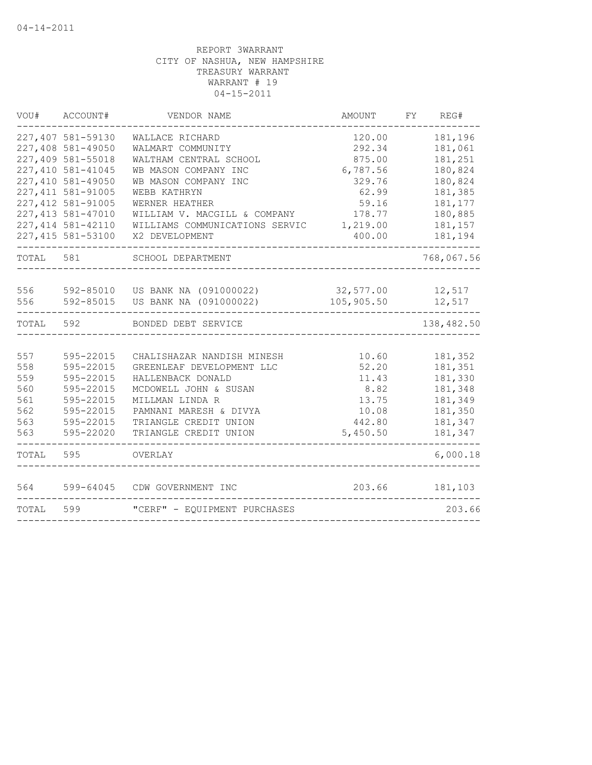04-14-2011

REPORT 3WARRANT
CITY OF NASHUA, NEW HAMPSHIRE
TREASURY WARRANT
WARRANT # 19
04-15-2011

| VOU# | ACCOUNT# | VENDOR NAME | AMOUNT | FY | REG# |
|---|---|---|---|---|---|
| 227,407 | 581-59130 | WALLACE RICHARD | 120.00 | | 181,196 |
| 227,408 | 581-49050 | WALMART COMMUNITY | 292.34 | | 181,061 |
| 227,409 | 581-55018 | WALTHAM CENTRAL SCHOOL | 875.00 | | 181,251 |
| 227,410 | 581-41045 | WB MASON COMPANY INC | 6,787.56 | | 180,824 |
| 227,410 | 581-49050 | WB MASON COMPANY INC | 329.76 | | 180,824 |
| 227,411 | 581-91005 | WEBB KATHRYN | 62.99 | | 181,385 |
| 227,412 | 581-91005 | WERNER HEATHER | 59.16 | | 181,177 |
| 227,413 | 581-47010 | WILLIAM V. MACGILL & COMPANY | 178.77 | | 180,885 |
| 227,414 | 581-42110 | WILLIAMS COMMUNICATIONS SERVIC | 1,219.00 | | 181,157 |
| 227,415 | 581-53100 | X2 DEVELOPMENT | 400.00 | | 181,194 |
| TOTAL | 581 | SCHOOL DEPARTMENT | | | 768,067.56 |
| 556 | 592-85010 | US BANK NA (091000022) | 32,577.00 | | 12,517 |
| 556 | 592-85015 | US BANK NA (091000022) | 105,905.50 | | 12,517 |
| TOTAL | 592 | BONDED DEBT SERVICE | | | 138,482.50 |
| 557 | 595-22015 | CHALISHAZAR NANDISH MINESH | 10.60 | | 181,352 |
| 558 | 595-22015 | GREENLEAF DEVELOPMENT LLC | 52.20 | | 181,351 |
| 559 | 595-22015 | HALLENBACK DONALD | 11.43 | | 181,330 |
| 560 | 595-22015 | MCDOWELL JOHN & SUSAN | 8.82 | | 181,348 |
| 561 | 595-22015 | MILLMAN LINDA R | 13.75 | | 181,349 |
| 562 | 595-22015 | PAMNANI MARESH & DIVYA | 10.08 | | 181,350 |
| 563 | 595-22015 | TRIANGLE CREDIT UNION | 442.80 | | 181,347 |
| 563 | 595-22020 | TRIANGLE CREDIT UNION | 5,450.50 | | 181,347 |
| TOTAL | 595 | OVERLAY | | | 6,000.18 |
| 564 | 599-64045 | CDW GOVERNMENT INC | 203.66 | | 181,103 |
| TOTAL | 599 | "CERF" - EQUIPMENT PURCHASES | | | 203.66 |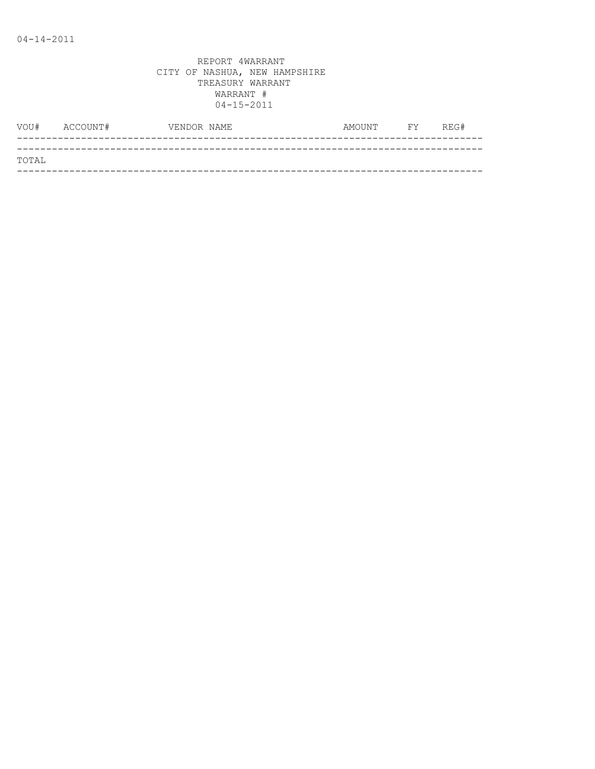04-14-2011

REPORT 4WARRANT
CITY OF NASHUA, NEW HAMPSHIRE
TREASURY WARRANT
WARRANT #
04-15-2011

| VOU# | ACCOUNT# | VENDOR NAME | AMOUNT | FY | REG# |
|---|---|---|---|---|---|
| TOTAL | | | | | |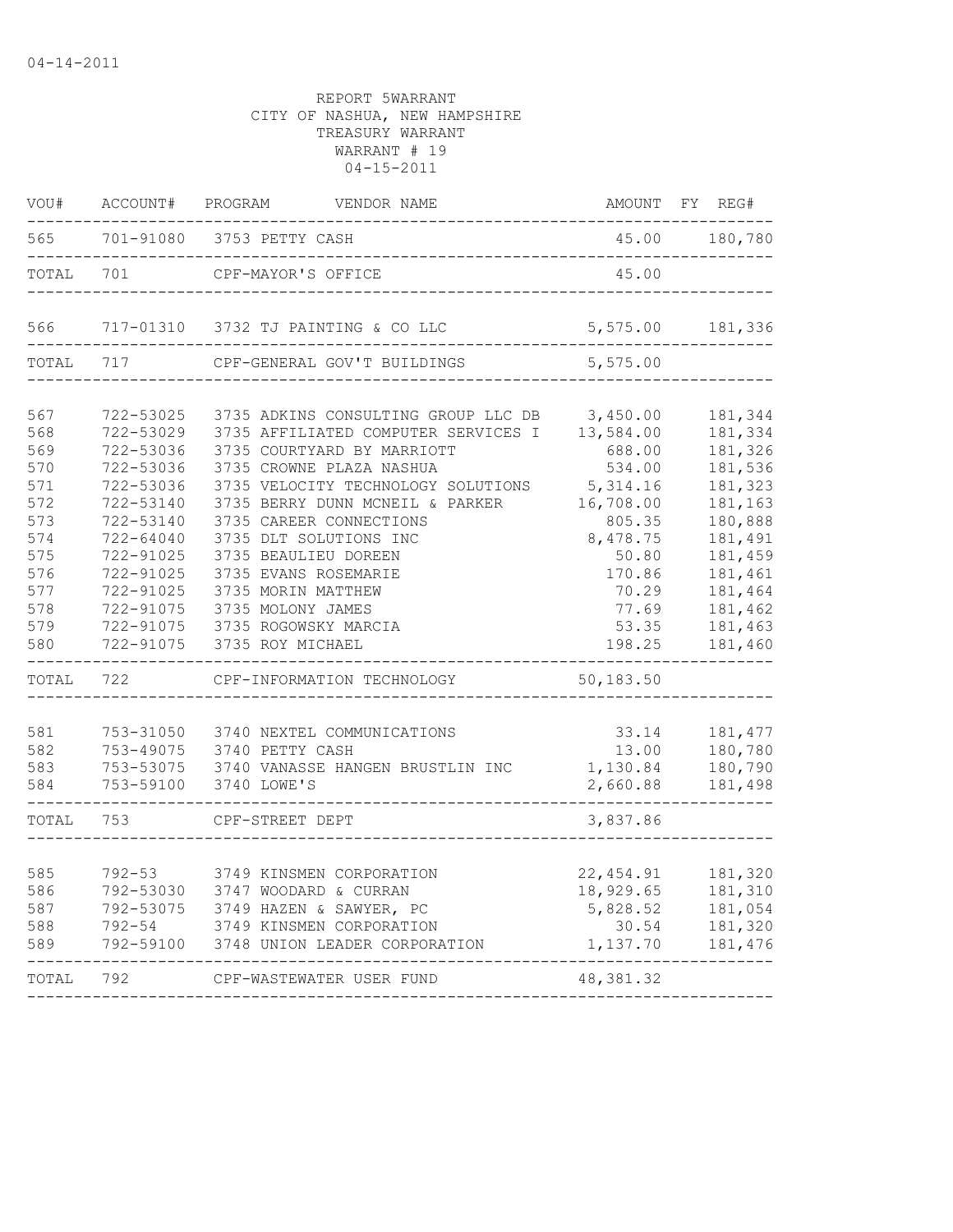04-14-2011

REPORT 5WARRANT
CITY OF NASHUA, NEW HAMPSHIRE
TREASURY WARRANT
WARRANT # 19
04-15-2011

| VOU# | ACCOUNT# | PROGRAM | VENDOR NAME | AMOUNT | FY | REG# |
|---|---|---|---|---|---|---|
| 565 | 701-91080 | 3753 | PETTY CASH | 45.00 | | 180,780 |
| TOTAL | 701 | | CPF-MAYOR'S OFFICE | 45.00 | | |
| 566 | 717-01310 | 3732 | TJ PAINTING & CO LLC | 5,575.00 | | 181,336 |
| TOTAL | 717 | | CPF-GENERAL GOV'T BUILDINGS | 5,575.00 | | |
| 567 | 722-53025 | 3735 | ADKINS CONSULTING GROUP LLC DB | 3,450.00 | | 181,344 |
| 568 | 722-53029 | 3735 | AFFILIATED COMPUTER SERVICES I | 13,584.00 | | 181,334 |
| 569 | 722-53036 | 3735 | COURTYARD BY MARRIOTT | 688.00 | | 181,326 |
| 570 | 722-53036 | 3735 | CROWNE PLAZA NASHUA | 534.00 | | 181,536 |
| 571 | 722-53036 | 3735 | VELOCITY TECHNOLOGY SOLUTIONS | 5,314.16 | | 181,323 |
| 572 | 722-53140 | 3735 | BERRY DUNN MCNEIL & PARKER | 16,708.00 | | 181,163 |
| 573 | 722-53140 | 3735 | CAREER CONNECTIONS | 805.35 | | 180,888 |
| 574 | 722-64040 | 3735 | DLT SOLUTIONS INC | 8,478.75 | | 181,491 |
| 575 | 722-91025 | 3735 | BEAULIEU DOREEN | 50.80 | | 181,459 |
| 576 | 722-91025 | 3735 | EVANS ROSEMARIE | 170.86 | | 181,461 |
| 577 | 722-91025 | 3735 | MORIN MATTHEW | 70.29 | | 181,464 |
| 578 | 722-91075 | 3735 | MOLONY JAMES | 77.69 | | 181,462 |
| 579 | 722-91075 | 3735 | ROGOWSKY MARCIA | 53.35 | | 181,463 |
| 580 | 722-91075 | 3735 | ROY MICHAEL | 198.25 | | 181,460 |
| TOTAL | 722 | | CPF-INFORMATION TECHNOLOGY | 50,183.50 | | |
| 581 | 753-31050 | 3740 | NEXTEL COMMUNICATIONS | 33.14 | | 181,477 |
| 582 | 753-49075 | 3740 | PETTY CASH | 13.00 | | 180,780 |
| 583 | 753-53075 | 3740 | VANASSE HANGEN BRUSTLIN INC | 1,130.84 | | 180,790 |
| 584 | 753-59100 | 3740 | LOWE'S | 2,660.88 | | 181,498 |
| TOTAL | 753 | | CPF-STREET DEPT | 3,837.86 | | |
| 585 | 792-53 | 3749 | KINSMEN CORPORATION | 22,454.91 | | 181,320 |
| 586 | 792-53030 | 3747 | WOODARD & CURRAN | 18,929.65 | | 181,310 |
| 587 | 792-53075 | 3749 | HAZEN & SAWYER, PC | 5,828.52 | | 181,054 |
| 588 | 792-54 | 3749 | KINSMEN CORPORATION | 30.54 | | 181,320 |
| 589 | 792-59100 | 3748 | UNION LEADER CORPORATION | 1,137.70 | | 181,476 |
| TOTAL | 792 | | CPF-WASTEWATER USER FUND | 48,381.32 | | |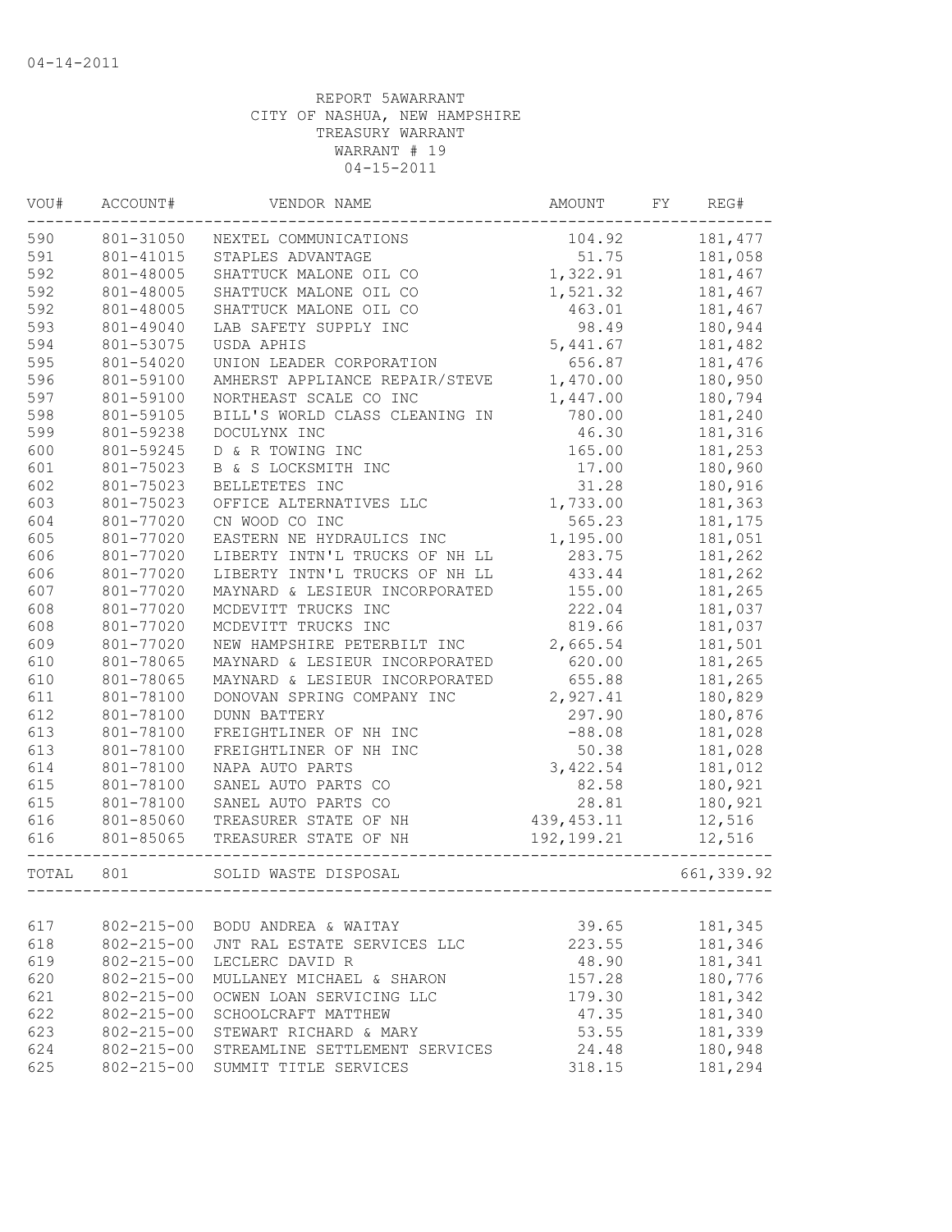04-14-2011

REPORT 5AWARRANT
CITY OF NASHUA, NEW HAMPSHIRE
TREASURY WARRANT
WARRANT # 19
04-15-2011

| VOU# | ACCOUNT# | VENDOR NAME | AMOUNT | FY | REG# |
|---|---|---|---|---|---|
| 590 | 801-31050 | NEXTEL COMMUNICATIONS | 104.92 | | 181,477 |
| 591 | 801-41015 | STAPLES ADVANTAGE | 51.75 | | 181,058 |
| 592 | 801-48005 | SHATTUCK MALONE OIL CO | 1,322.91 | | 181,467 |
| 592 | 801-48005 | SHATTUCK MALONE OIL CO | 1,521.32 | | 181,467 |
| 592 | 801-48005 | SHATTUCK MALONE OIL CO | 463.01 | | 181,467 |
| 593 | 801-49040 | LAB SAFETY SUPPLY INC | 98.49 | | 180,944 |
| 594 | 801-53075 | USDA APHIS | 5,441.67 | | 181,482 |
| 595 | 801-54020 | UNION LEADER CORPORATION | 656.87 | | 181,476 |
| 596 | 801-59100 | AMHERST APPLIANCE REPAIR/STEVE | 1,470.00 | | 180,950 |
| 597 | 801-59100 | NORTHEAST SCALE CO INC | 1,447.00 | | 180,794 |
| 598 | 801-59105 | BILL'S WORLD CLASS CLEANING IN | 780.00 | | 181,240 |
| 599 | 801-59238 | DOCULYNX INC | 46.30 | | 181,316 |
| 600 | 801-59245 | D & R TOWING INC | 165.00 | | 181,253 |
| 601 | 801-75023 | B & S LOCKSMITH INC | 17.00 | | 180,960 |
| 602 | 801-75023 | BELLETETES INC | 31.28 | | 180,916 |
| 603 | 801-75023 | OFFICE ALTERNATIVES LLC | 1,733.00 | | 181,363 |
| 604 | 801-77020 | CN WOOD CO INC | 565.23 | | 181,175 |
| 605 | 801-77020 | EASTERN NE HYDRAULICS INC | 1,195.00 | | 181,051 |
| 606 | 801-77020 | LIBERTY INTN'L TRUCKS OF NH LL | 283.75 | | 181,262 |
| 606 | 801-77020 | LIBERTY INTN'L TRUCKS OF NH LL | 433.44 | | 181,262 |
| 607 | 801-77020 | MAYNARD & LESIEUR INCORPORATED | 155.00 | | 181,265 |
| 608 | 801-77020 | MCDEVITT TRUCKS INC | 222.04 | | 181,037 |
| 608 | 801-77020 | MCDEVITT TRUCKS INC | 819.66 | | 181,037 |
| 609 | 801-77020 | NEW HAMPSHIRE PETERBILT INC | 2,665.54 | | 181,501 |
| 610 | 801-78065 | MAYNARD & LESIEUR INCORPORATED | 620.00 | | 181,265 |
| 610 | 801-78065 | MAYNARD & LESIEUR INCORPORATED | 655.88 | | 181,265 |
| 611 | 801-78100 | DONOVAN SPRING COMPANY INC | 2,927.41 | | 180,829 |
| 612 | 801-78100 | DUNN BATTERY | 297.90 | | 180,876 |
| 613 | 801-78100 | FREIGHTLINER OF NH INC | -88.08 | | 181,028 |
| 613 | 801-78100 | FREIGHTLINER OF NH INC | 50.38 | | 181,028 |
| 614 | 801-78100 | NAPA AUTO PARTS | 3,422.54 | | 181,012 |
| 615 | 801-78100 | SANEL AUTO PARTS CO | 82.58 | | 180,921 |
| 615 | 801-78100 | SANEL AUTO PARTS CO | 28.81 | | 180,921 |
| 616 | 801-85060 | TREASURER STATE OF NH | 439,453.11 | | 12,516 |
| 616 | 801-85065 | TREASURER STATE OF NH | 192,199.21 | | 12,516 |
| TOTAL | 801 | SOLID WASTE DISPOSAL | | | 661,339.92 |
| 617 | 802-215-00 | BODU ANDREA & WAITAY | 39.65 | | 181,345 |
| 618 | 802-215-00 | JNT RAL ESTATE SERVICES LLC | 223.55 | | 181,346 |
| 619 | 802-215-00 | LECLERC DAVID R | 48.90 | | 181,341 |
| 620 | 802-215-00 | MULLANEY MICHAEL & SHARON | 157.28 | | 180,776 |
| 621 | 802-215-00 | OCWEN LOAN SERVICING LLC | 179.30 | | 181,342 |
| 622 | 802-215-00 | SCHOOLCRAFT MATTHEW | 47.35 | | 181,340 |
| 623 | 802-215-00 | STEWART RICHARD & MARY | 53.55 | | 181,339 |
| 624 | 802-215-00 | STREAMLINE SETTLEMENT SERVICES | 24.48 | | 180,948 |
| 625 | 802-215-00 | SUMMIT TITLE SERVICES | 318.15 | | 181,294 |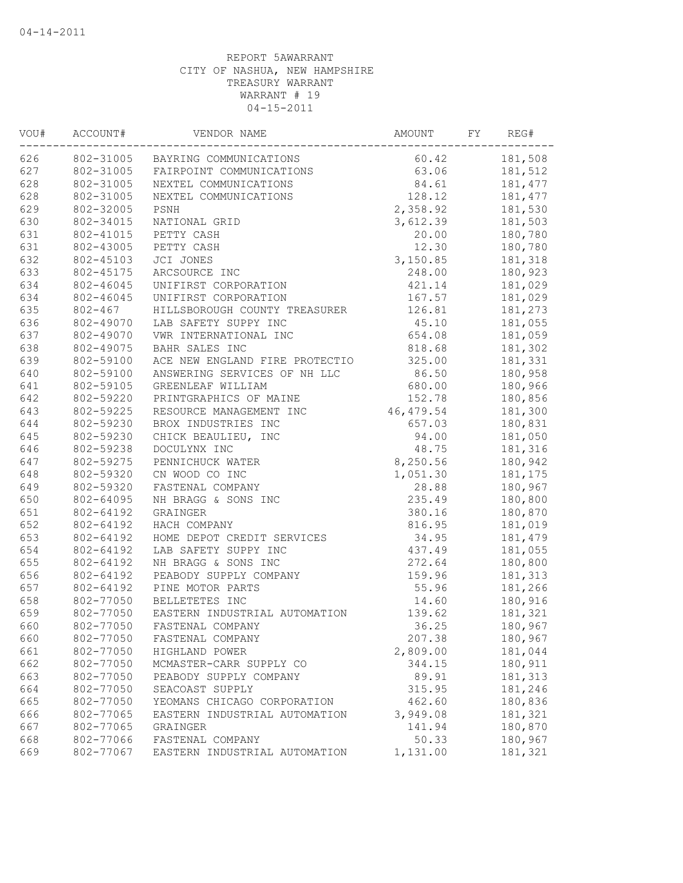04-14-2011

REPORT 5AWARRANT
CITY OF NASHUA, NEW HAMPSHIRE
TREASURY WARRANT
WARRANT # 19
04-15-2011

| VOU# | ACCOUNT# | VENDOR NAME | AMOUNT | FY | REG# |
|---|---|---|---|---|---|
| 626 | 802-31005 | BAYRING COMMUNICATIONS | 60.42 | | 181,508 |
| 627 | 802-31005 | FAIRPOINT COMMUNICATIONS | 63.06 | | 181,512 |
| 628 | 802-31005 | NEXTEL COMMUNICATIONS | 84.61 | | 181,477 |
| 628 | 802-31005 | NEXTEL COMMUNICATIONS | 128.12 | | 181,477 |
| 629 | 802-32005 | PSNH | 2,358.92 | | 181,530 |
| 630 | 802-34015 | NATIONAL GRID | 3,612.39 | | 181,503 |
| 631 | 802-41015 | PETTY CASH | 20.00 | | 180,780 |
| 631 | 802-43005 | PETTY CASH | 12.30 | | 180,780 |
| 632 | 802-45103 | JCI JONES | 3,150.85 | | 181,318 |
| 633 | 802-45175 | ARCSOURCE INC | 248.00 | | 180,923 |
| 634 | 802-46045 | UNIFIRST CORPORATION | 421.14 | | 181,029 |
| 634 | 802-46045 | UNIFIRST CORPORATION | 167.57 | | 181,029 |
| 635 | 802-467 | HILLSBOROUGH COUNTY TREASURER | 126.81 | | 181,273 |
| 636 | 802-49070 | LAB SAFETY SUPPY INC | 45.10 | | 181,055 |
| 637 | 802-49070 | VWR INTERNATIONAL INC | 654.08 | | 181,059 |
| 638 | 802-49075 | BAHR SALES INC | 818.68 | | 181,302 |
| 639 | 802-59100 | ACE NEW ENGLAND FIRE PROTECTIO | 325.00 | | 181,331 |
| 640 | 802-59100 | ANSWERING SERVICES OF NH LLC | 86.50 | | 180,958 |
| 641 | 802-59105 | GREENLEAF WILLIAM | 680.00 | | 180,966 |
| 642 | 802-59220 | PRINTGRAPHICS OF MAINE | 152.78 | | 180,856 |
| 643 | 802-59225 | RESOURCE MANAGEMENT INC | 46,479.54 | | 181,300 |
| 644 | 802-59230 | BROX INDUSTRIES INC | 657.03 | | 180,831 |
| 645 | 802-59230 | CHICK BEAULIEU, INC | 94.00 | | 181,050 |
| 646 | 802-59238 | DOCULYNX INC | 48.75 | | 181,316 |
| 647 | 802-59275 | PENNICHUCK WATER | 8,250.56 | | 180,942 |
| 648 | 802-59320 | CN WOOD CO INC | 1,051.30 | | 181,175 |
| 649 | 802-59320 | FASTENAL COMPANY | 28.88 | | 180,967 |
| 650 | 802-64095 | NH BRAGG & SONS INC | 235.49 | | 180,800 |
| 651 | 802-64192 | GRAINGER | 380.16 | | 180,870 |
| 652 | 802-64192 | HACH COMPANY | 816.95 | | 181,019 |
| 653 | 802-64192 | HOME DEPOT CREDIT SERVICES | 34.95 | | 181,479 |
| 654 | 802-64192 | LAB SAFETY SUPPY INC | 437.49 | | 181,055 |
| 655 | 802-64192 | NH BRAGG & SONS INC | 272.64 | | 180,800 |
| 656 | 802-64192 | PEABODY SUPPLY COMPANY | 159.96 | | 181,313 |
| 657 | 802-64192 | PINE MOTOR PARTS | 55.96 | | 181,266 |
| 658 | 802-77050 | BELLETETES INC | 14.60 | | 180,916 |
| 659 | 802-77050 | EASTERN INDUSTRIAL AUTOMATION | 139.62 | | 181,321 |
| 660 | 802-77050 | FASTENAL COMPANY | 36.25 | | 180,967 |
| 660 | 802-77050 | FASTENAL COMPANY | 207.38 | | 180,967 |
| 661 | 802-77050 | HIGHLAND POWER | 2,809.00 | | 181,044 |
| 662 | 802-77050 | MCMASTER-CARR SUPPLY CO | 344.15 | | 180,911 |
| 663 | 802-77050 | PEABODY SUPPLY COMPANY | 89.91 | | 181,313 |
| 664 | 802-77050 | SEACOAST SUPPLY | 315.95 | | 181,246 |
| 665 | 802-77050 | YEOMANS CHICAGO CORPORATION | 462.60 | | 180,836 |
| 666 | 802-77065 | EASTERN INDUSTRIAL AUTOMATION | 3,949.08 | | 181,321 |
| 667 | 802-77065 | GRAINGER | 141.94 | | 180,870 |
| 668 | 802-77066 | FASTENAL COMPANY | 50.33 | | 180,967 |
| 669 | 802-77067 | EASTERN INDUSTRIAL AUTOMATION | 1,131.00 | | 181,321 |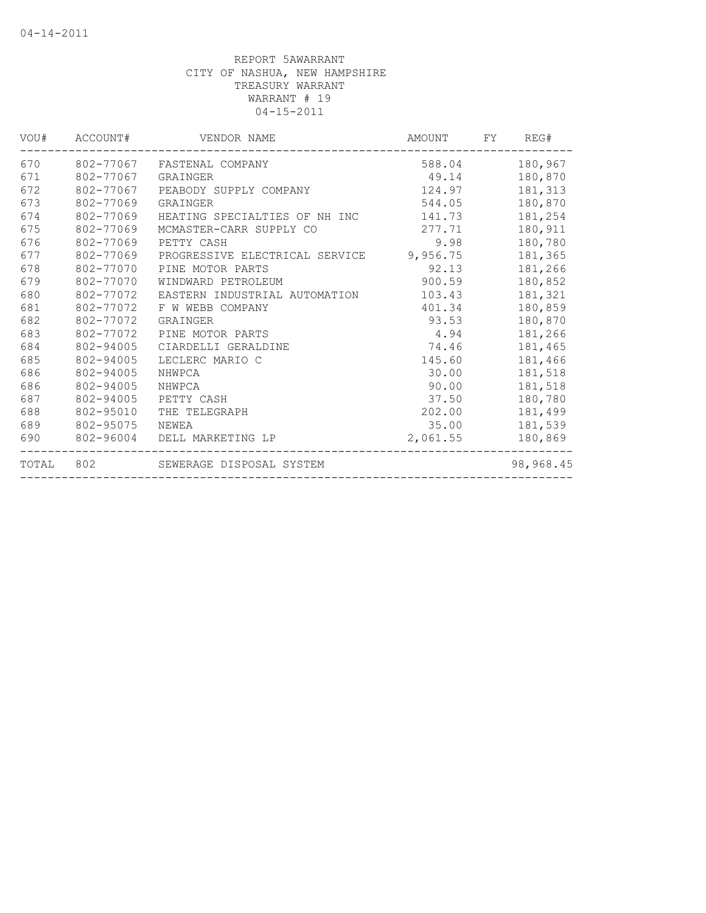04-14-2011

REPORT 5AWARRANT
CITY OF NASHUA, NEW HAMPSHIRE
TREASURY WARRANT
WARRANT # 19
04-15-2011

| VOU# | ACCOUNT# | VENDOR NAME | AMOUNT | FY | REG# |
|---|---|---|---|---|---|
| 670 | 802-77067 | FASTENAL COMPANY | 588.04 | | 180,967 |
| 671 | 802-77067 | GRAINGER | 49.14 | | 180,870 |
| 672 | 802-77067 | PEABODY SUPPLY COMPANY | 124.97 | | 181,313 |
| 673 | 802-77069 | GRAINGER | 544.05 | | 180,870 |
| 674 | 802-77069 | HEATING SPECIALTIES OF NH INC | 141.73 | | 181,254 |
| 675 | 802-77069 | MCMASTER-CARR SUPPLY CO | 277.71 | | 180,911 |
| 676 | 802-77069 | PETTY CASH | 9.98 | | 180,780 |
| 677 | 802-77069 | PROGRESSIVE ELECTRICAL SERVICE | 9,956.75 | | 181,365 |
| 678 | 802-77070 | PINE MOTOR PARTS | 92.13 | | 181,266 |
| 679 | 802-77070 | WINDWARD PETROLEUM | 900.59 | | 180,852 |
| 680 | 802-77072 | EASTERN INDUSTRIAL AUTOMATION | 103.43 | | 181,321 |
| 681 | 802-77072 | F W WEBB COMPANY | 401.34 | | 180,859 |
| 682 | 802-77072 | GRAINGER | 93.53 | | 180,870 |
| 683 | 802-77072 | PINE MOTOR PARTS | 4.94 | | 181,266 |
| 684 | 802-94005 | CIARDELLI GERALDINE | 74.46 | | 181,465 |
| 685 | 802-94005 | LECLERC MARIO C | 145.60 | | 181,466 |
| 686 | 802-94005 | NHWPCA | 30.00 | | 181,518 |
| 686 | 802-94005 | NHWPCA | 90.00 | | 181,518 |
| 687 | 802-94005 | PETTY CASH | 37.50 | | 180,780 |
| 688 | 802-95010 | THE TELEGRAPH | 202.00 | | 181,499 |
| 689 | 802-95075 | NEWEA | 35.00 | | 181,539 |
| 690 | 802-96004 | DELL MARKETING LP | 2,061.55 | | 180,869 |
| TOTAL | 802 | SEWERAGE DISPOSAL SYSTEM | | | 98,968.45 |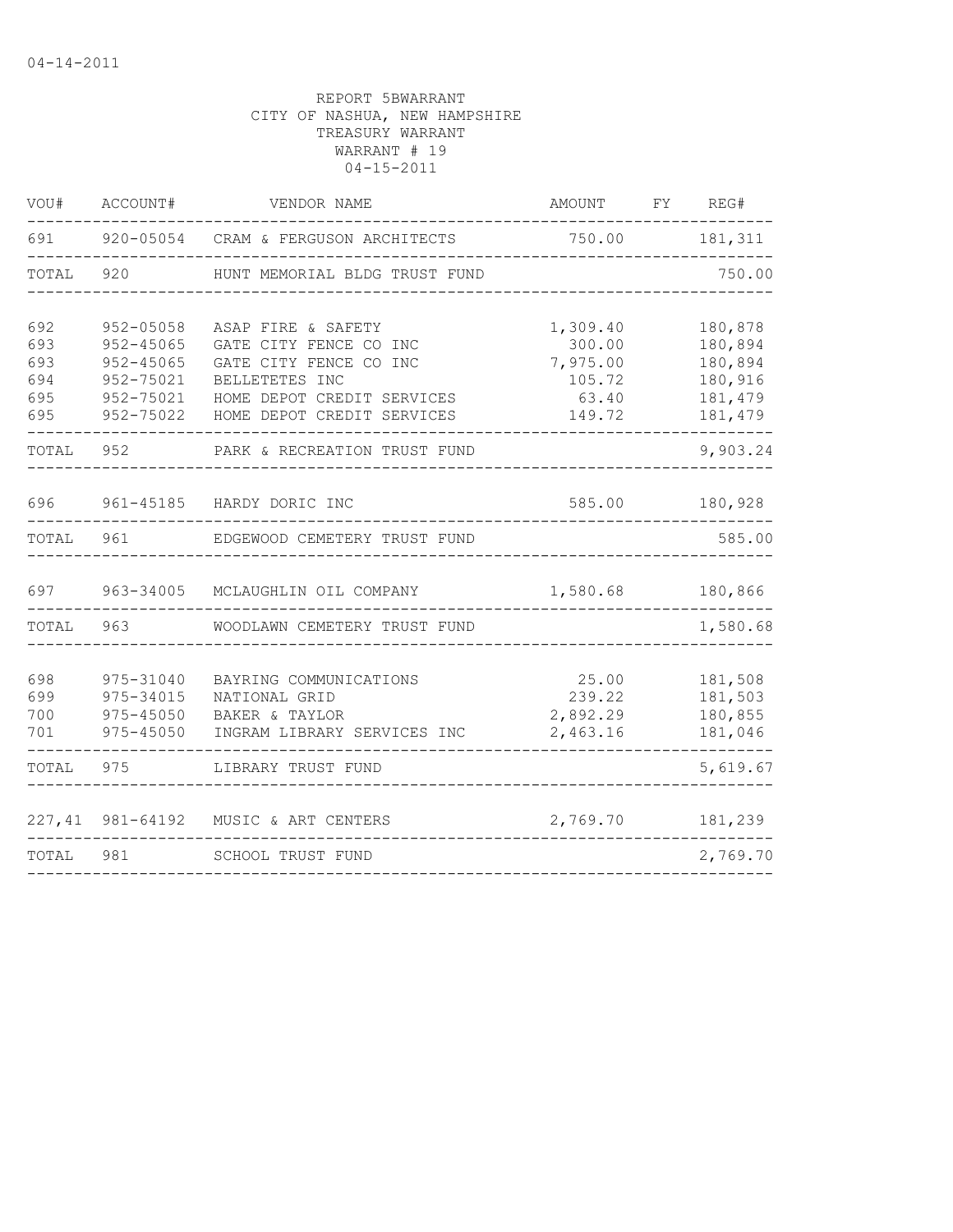04-14-2011

REPORT 5BWARRANT
CITY OF NASHUA, NEW HAMPSHIRE
TREASURY WARRANT
WARRANT # 19
04-15-2011

| VOU# | ACCOUNT# | VENDOR NAME | AMOUNT | FY | REG# |
|---|---|---|---|---|---|
| 691 | 920-05054 | CRAM & FERGUSON ARCHITECTS | 750.00 | | 181,311 |
| TOTAL | 920 | HUNT MEMORIAL BLDG TRUST FUND | | | 750.00 |
| 692 | 952-05058 | ASAP FIRE & SAFETY | 1,309.40 | | 180,878 |
| 693 | 952-45065 | GATE CITY FENCE CO INC | 300.00 | | 180,894 |
| 693 | 952-45065 | GATE CITY FENCE CO INC | 7,975.00 | | 180,894 |
| 694 | 952-75021 | BELLETETES INC | 105.72 | | 180,916 |
| 695 | 952-75021 | HOME DEPOT CREDIT SERVICES | 63.40 | | 181,479 |
| 695 | 952-75022 | HOME DEPOT CREDIT SERVICES | 149.72 | | 181,479 |
| TOTAL | 952 | PARK & RECREATION TRUST FUND | | | 9,903.24 |
| 696 | 961-45185 | HARDY DORIC INC | 585.00 | | 180,928 |
| TOTAL | 961 | EDGEWOOD CEMETERY TRUST FUND | | | 585.00 |
| 697 | 963-34005 | MCLAUGHLIN OIL COMPANY | 1,580.68 | | 180,866 |
| TOTAL | 963 | WOODLAWN CEMETERY TRUST FUND | | | 1,580.68 |
| 698 | 975-31040 | BAYRING COMMUNICATIONS | 25.00 | | 181,508 |
| 699 | 975-34015 | NATIONAL GRID | 239.22 | | 181,503 |
| 700 | 975-45050 | BAKER & TAYLOR | 2,892.29 | | 180,855 |
| 701 | 975-45050 | INGRAM LIBRARY SERVICES INC | 2,463.16 | | 181,046 |
| TOTAL | 975 | LIBRARY TRUST FUND | | | 5,619.67 |
| 227,41 | 981-64192 | MUSIC & ART CENTERS | 2,769.70 | | 181,239 |
| TOTAL | 981 | SCHOOL TRUST FUND | | | 2,769.70 |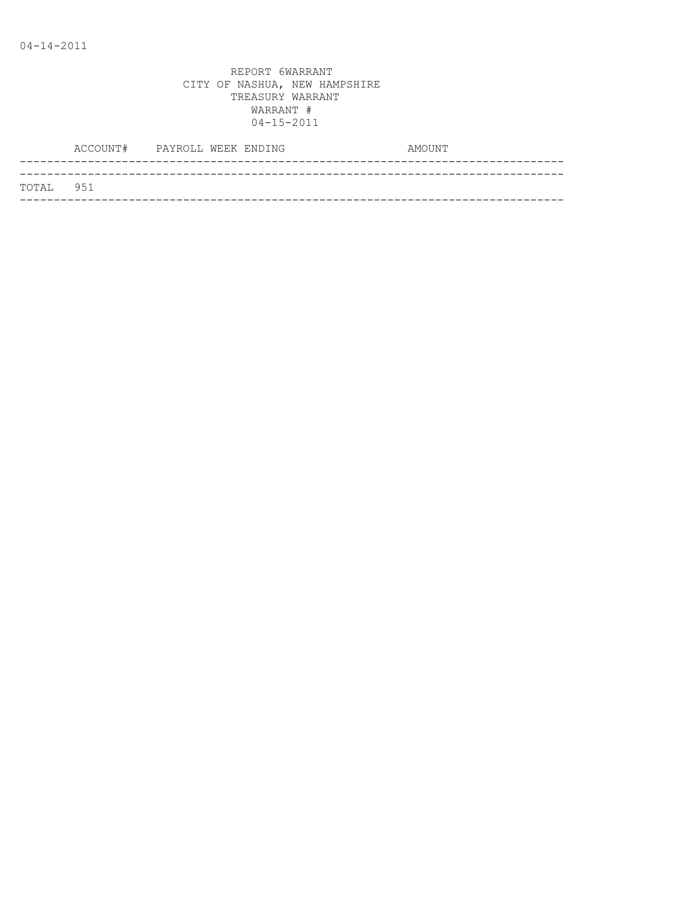04-14-2011

REPORT 6WARRANT
CITY OF NASHUA, NEW HAMPSHIRE
TREASURY WARRANT
WARRANT #
04-15-2011

| ACCOUNT# | PAYROLL WEEK ENDING | AMOUNT |
|---|---|---|
| TOTAL 951 | | |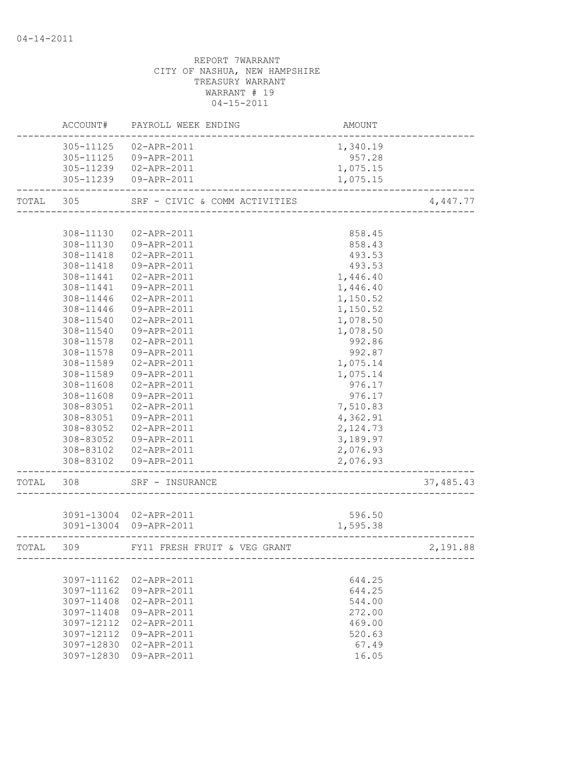04-14-2011

REPORT 7WARRANT
CITY OF NASHUA, NEW HAMPSHIRE
TREASURY WARRANT
WARRANT # 19
04-15-2011

| | ACCOUNT# | PAYROLL WEEK ENDING | AMOUNT | |
|---|---|---|---|---|
| | 305-11125 | 02-APR-2011 | 1,340.19 | |
| | 305-11125 | 09-APR-2011 | 957.28 | |
| | 305-11239 | 02-APR-2011 | 1,075.15 | |
| | 305-11239 | 09-APR-2011 | 1,075.15 | |
| TOTAL | 305 | SRF - CIVIC & COMM ACTIVITIES | | 4,447.77 |
| | 308-11130 | 02-APR-2011 | 858.45 | |
| | 308-11130 | 09-APR-2011 | 858.43 | |
| | 308-11418 | 02-APR-2011 | 493.53 | |
| | 308-11418 | 09-APR-2011 | 493.53 | |
| | 308-11441 | 02-APR-2011 | 1,446.40 | |
| | 308-11441 | 09-APR-2011 | 1,446.40 | |
| | 308-11446 | 02-APR-2011 | 1,150.52 | |
| | 308-11446 | 09-APR-2011 | 1,150.52 | |
| | 308-11540 | 02-APR-2011 | 1,078.50 | |
| | 308-11540 | 09-APR-2011 | 1,078.50 | |
| | 308-11578 | 02-APR-2011 | 992.86 | |
| | 308-11578 | 09-APR-2011 | 992.87 | |
| | 308-11589 | 02-APR-2011 | 1,075.14 | |
| | 308-11589 | 09-APR-2011 | 1,075.14 | |
| | 308-11608 | 02-APR-2011 | 976.17 | |
| | 308-11608 | 09-APR-2011 | 976.17 | |
| | 308-83051 | 02-APR-2011 | 7,510.83 | |
| | 308-83051 | 09-APR-2011 | 4,362.91 | |
| | 308-83052 | 02-APR-2011 | 2,124.73 | |
| | 308-83052 | 09-APR-2011 | 3,189.97 | |
| | 308-83102 | 02-APR-2011 | 2,076.93 | |
| | 308-83102 | 09-APR-2011 | 2,076.93 | |
| TOTAL | 308 | SRF - INSURANCE | | 37,485.43 |
| | 3091-13004 | 02-APR-2011 | 596.50 | |
| | 3091-13004 | 09-APR-2011 | 1,595.38 | |
| TOTAL | 309 | FY11 FRESH FRUIT & VEG GRANT | | 2,191.88 |
| | 3097-11162 | 02-APR-2011 | 644.25 | |
| | 3097-11162 | 09-APR-2011 | 644.25 | |
| | 3097-11408 | 02-APR-2011 | 544.00 | |
| | 3097-11408 | 09-APR-2011 | 272.00 | |
| | 3097-12112 | 02-APR-2011 | 469.00 | |
| | 3097-12112 | 09-APR-2011 | 520.63 | |
| | 3097-12830 | 02-APR-2011 | 67.49 | |
| | 3097-12830 | 09-APR-2011 | 16.05 | |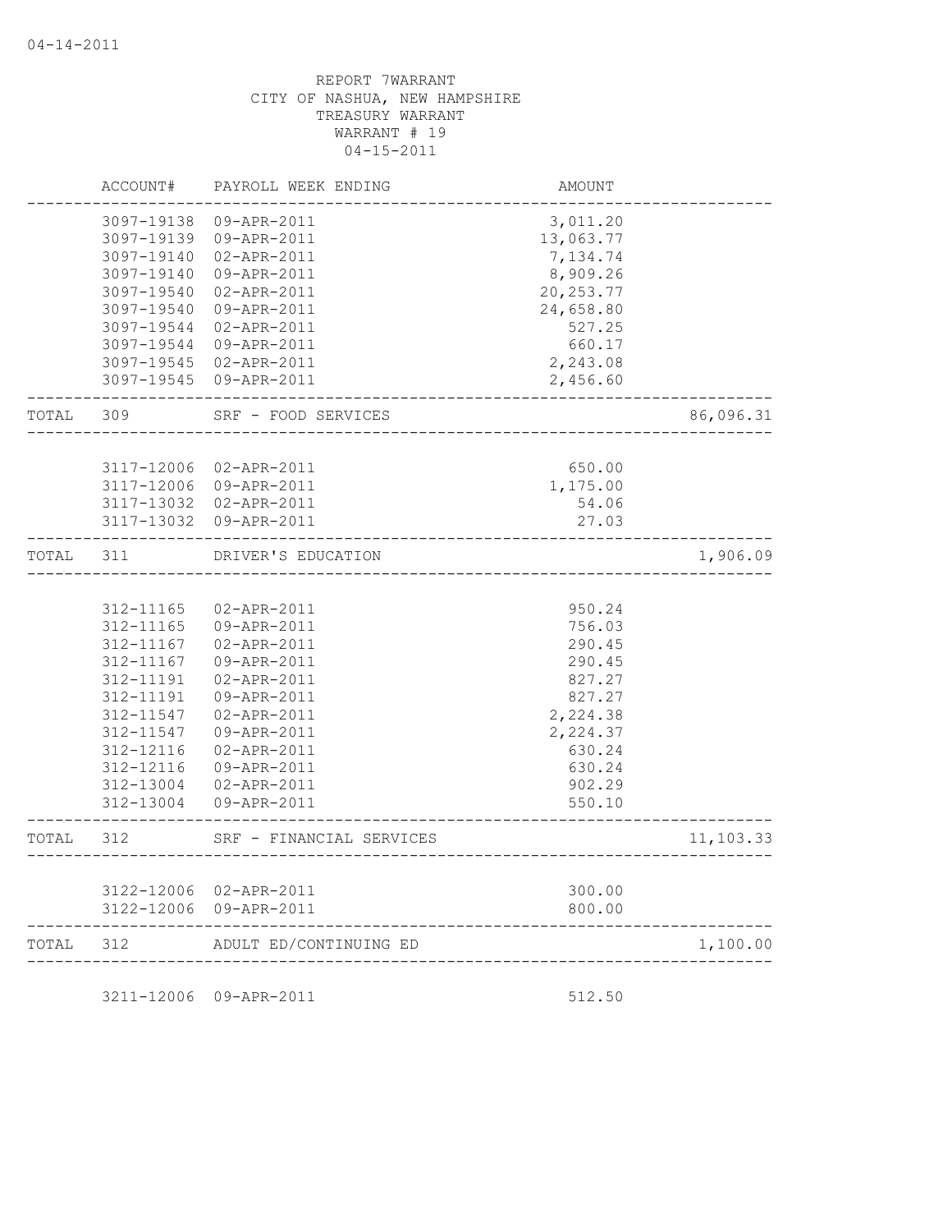04-14-2011

REPORT 7WARRANT
CITY OF NASHUA, NEW HAMPSHIRE
TREASURY WARRANT
WARRANT # 19
04-15-2011

| | ACCOUNT# | PAYROLL WEEK ENDING | AMOUNT | |
|---|---|---|---|---|
| | 3097-19138 | 09-APR-2011 | 3,011.20 | |
| | 3097-19139 | 09-APR-2011 | 13,063.77 | |
| | 3097-19140 | 02-APR-2011 | 7,134.74 | |
| | 3097-19140 | 09-APR-2011 | 8,909.26 | |
| | 3097-19540 | 02-APR-2011 | 20,253.77 | |
| | 3097-19540 | 09-APR-2011 | 24,658.80 | |
| | 3097-19544 | 02-APR-2011 | 527.25 | |
| | 3097-19544 | 09-APR-2011 | 660.17 | |
| | 3097-19545 | 02-APR-2011 | 2,243.08 | |
| | 3097-19545 | 09-APR-2011 | 2,456.60 | |
| TOTAL | 309 | SRF - FOOD SERVICES | | 86,096.31 |
| | 3117-12006 | 02-APR-2011 | 650.00 | |
| | 3117-12006 | 09-APR-2011 | 1,175.00 | |
| | 3117-13032 | 02-APR-2011 | 54.06 | |
| | 3117-13032 | 09-APR-2011 | 27.03 | |
| TOTAL | 311 | DRIVER'S EDUCATION | | 1,906.09 |
| | 312-11165 | 02-APR-2011 | 950.24 | |
| | 312-11165 | 09-APR-2011 | 756.03 | |
| | 312-11167 | 02-APR-2011 | 290.45 | |
| | 312-11167 | 09-APR-2011 | 290.45 | |
| | 312-11191 | 02-APR-2011 | 827.27 | |
| | 312-11191 | 09-APR-2011 | 827.27 | |
| | 312-11547 | 02-APR-2011 | 2,224.38 | |
| | 312-11547 | 09-APR-2011 | 2,224.37 | |
| | 312-12116 | 02-APR-2011 | 630.24 | |
| | 312-12116 | 09-APR-2011 | 630.24 | |
| | 312-13004 | 02-APR-2011 | 902.29 | |
| | 312-13004 | 09-APR-2011 | 550.10 | |
| TOTAL | 312 | SRF - FINANCIAL SERVICES | | 11,103.33 |
| | 3122-12006 | 02-APR-2011 | 300.00 | |
| | 3122-12006 | 09-APR-2011 | 800.00 | |
| TOTAL | 312 | ADULT ED/CONTINUING ED | | 1,100.00 |
| | 3211-12006 | 09-APR-2011 | 512.50 | |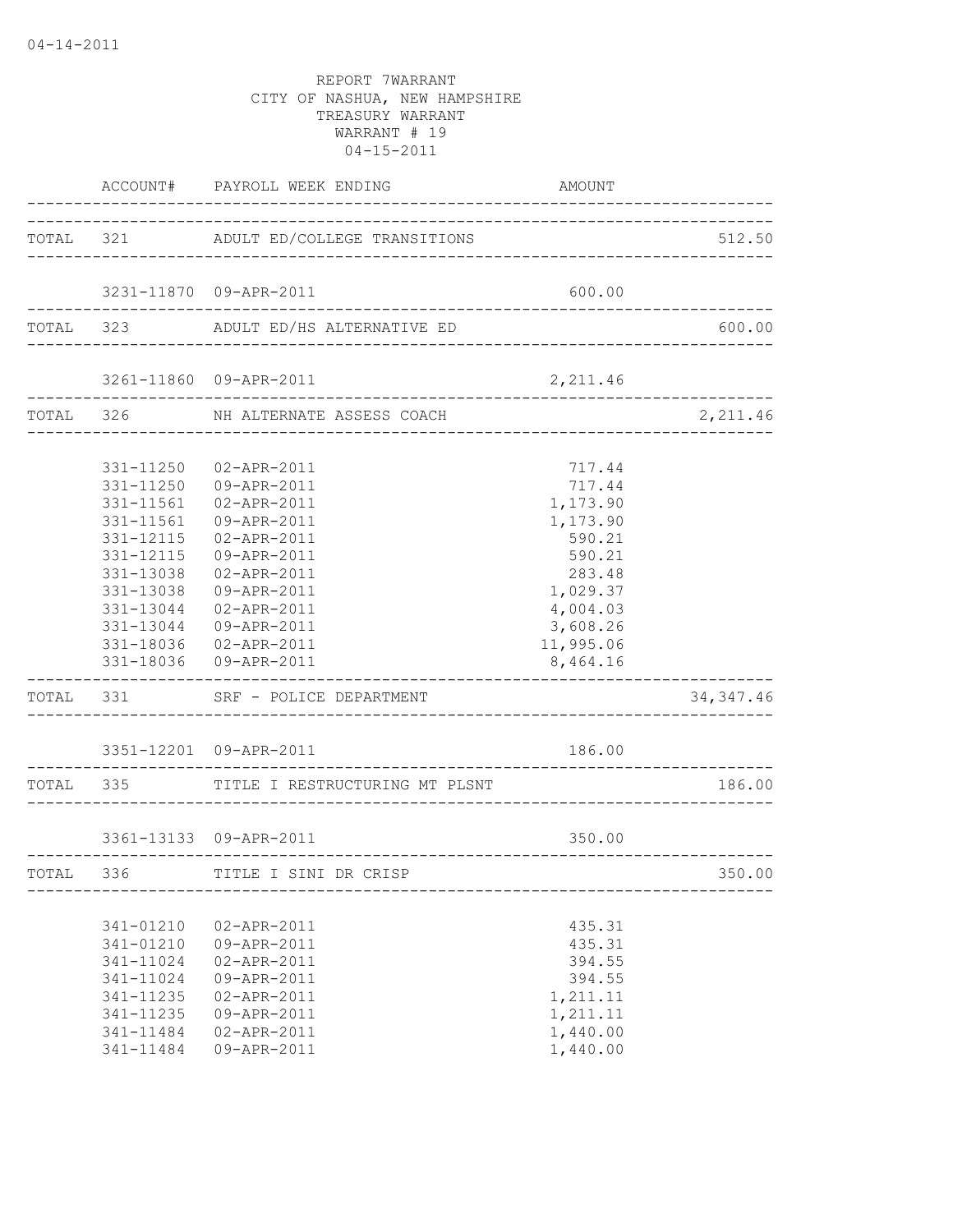REPORT 7WARRANT
CITY OF NASHUA, NEW HAMPSHIRE
TREASURY WARRANT
WARRANT # 19
04-15-2011

| | ACCOUNT# | PAYROLL WEEK ENDING | AMOUNT | |
|---|---|---|---|---|
| TOTAL | 321 | ADULT ED/COLLEGE TRANSITIONS | | 512.50 |
| | 3231-11870 | 09-APR-2011 | 600.00 | |
| TOTAL | 323 | ADULT ED/HS ALTERNATIVE ED | | 600.00 |
| | 3261-11860 | 09-APR-2011 | 2,211.46 | |
| TOTAL | 326 | NH ALTERNATE ASSESS COACH | | 2,211.46 |
| | 331-11250 | 02-APR-2011 | 717.44 | |
| | 331-11250 | 09-APR-2011 | 717.44 | |
| | 331-11561 | 02-APR-2011 | 1,173.90 | |
| | 331-11561 | 09-APR-2011 | 1,173.90 | |
| | 331-12115 | 02-APR-2011 | 590.21 | |
| | 331-12115 | 09-APR-2011 | 590.21 | |
| | 331-13038 | 02-APR-2011 | 283.48 | |
| | 331-13038 | 09-APR-2011 | 1,029.37 | |
| | 331-13044 | 02-APR-2011 | 4,004.03 | |
| | 331-13044 | 09-APR-2011 | 3,608.26 | |
| | 331-18036 | 02-APR-2011 | 11,995.06 | |
| | 331-18036 | 09-APR-2011 | 8,464.16 | |
| TOTAL | 331 | SRF - POLICE DEPARTMENT | | 34,347.46 |
| | 3351-12201 | 09-APR-2011 | 186.00 | |
| TOTAL | 335 | TITLE I RESTRUCTURING MT PLSNT | | 186.00 |
| | 3361-13133 | 09-APR-2011 | 350.00 | |
| TOTAL | 336 | TITLE I SINI DR CRISP | | 350.00 |
| | 341-01210 | 02-APR-2011 | 435.31 | |
| | 341-01210 | 09-APR-2011 | 435.31 | |
| | 341-11024 | 02-APR-2011 | 394.55 | |
| | 341-11024 | 09-APR-2011 | 394.55 | |
| | 341-11235 | 02-APR-2011 | 1,211.11 | |
| | 341-11235 | 09-APR-2011 | 1,211.11 | |
| | 341-11484 | 02-APR-2011 | 1,440.00 | |
| | 341-11484 | 09-APR-2011 | 1,440.00 | |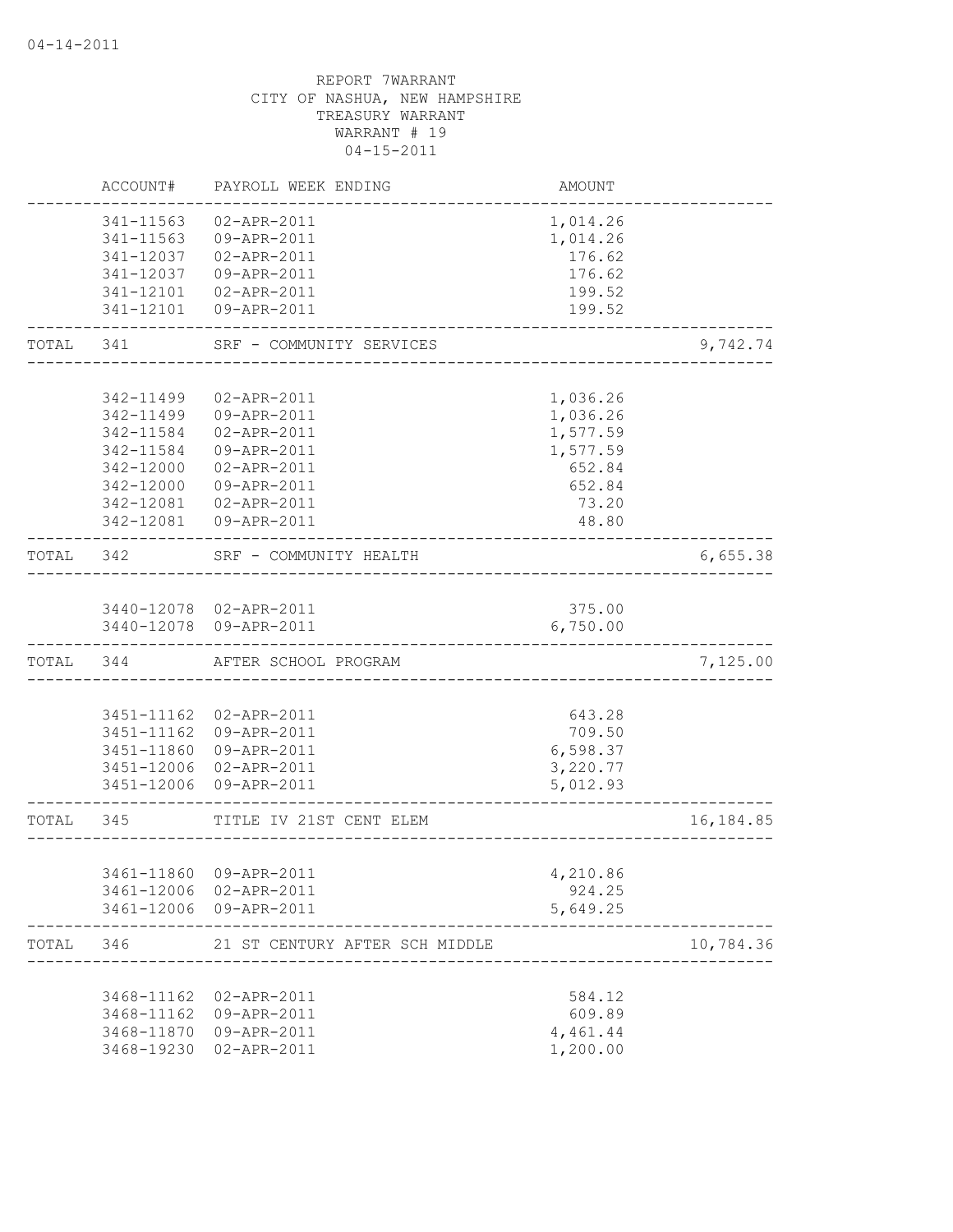04-14-2011

REPORT 7WARRANT
CITY OF NASHUA, NEW HAMPSHIRE
TREASURY WARRANT
WARRANT # 19
04-15-2011

| | ACCOUNT# | PAYROLL WEEK ENDING | AMOUNT | |
|---|---|---|---|---|
| | 341-11563 | 02-APR-2011 | 1,014.26 | |
| | 341-11563 | 09-APR-2011 | 1,014.26 | |
| | 341-12037 | 02-APR-2011 | 176.62 | |
| | 341-12037 | 09-APR-2011 | 176.62 | |
| | 341-12101 | 02-APR-2011 | 199.52 | |
| | 341-12101 | 09-APR-2011 | 199.52 | |
| TOTAL | 341 | SRF - COMMUNITY SERVICES | | 9,742.74 |
| | 342-11499 | 02-APR-2011 | 1,036.26 | |
| | 342-11499 | 09-APR-2011 | 1,036.26 | |
| | 342-11584 | 02-APR-2011 | 1,577.59 | |
| | 342-11584 | 09-APR-2011 | 1,577.59 | |
| | 342-12000 | 02-APR-2011 | 652.84 | |
| | 342-12000 | 09-APR-2011 | 652.84 | |
| | 342-12081 | 02-APR-2011 | 73.20 | |
| | 342-12081 | 09-APR-2011 | 48.80 | |
| TOTAL | 342 | SRF - COMMUNITY HEALTH | | 6,655.38 |
| | 3440-12078 | 02-APR-2011 | 375.00 | |
| | 3440-12078 | 09-APR-2011 | 6,750.00 | |
| TOTAL | 344 | AFTER SCHOOL PROGRAM | | 7,125.00 |
| | 3451-11162 | 02-APR-2011 | 643.28 | |
| | 3451-11162 | 09-APR-2011 | 709.50 | |
| | 3451-11860 | 09-APR-2011 | 6,598.37 | |
| | 3451-12006 | 02-APR-2011 | 3,220.77 | |
| | 3451-12006 | 09-APR-2011 | 5,012.93 | |
| TOTAL | 345 | TITLE IV 21ST CENT ELEM | | 16,184.85 |
| | 3461-11860 | 09-APR-2011 | 4,210.86 | |
| | 3461-12006 | 02-APR-2011 | 924.25 | |
| | 3461-12006 | 09-APR-2011 | 5,649.25 | |
| TOTAL | 346 | 21 ST CENTURY AFTER SCH MIDDLE | | 10,784.36 |
| | 3468-11162 | 02-APR-2011 | 584.12 | |
| | 3468-11162 | 09-APR-2011 | 609.89 | |
| | 3468-11870 | 09-APR-2011 | 4,461.44 | |
| | 3468-19230 | 02-APR-2011 | 1,200.00 | |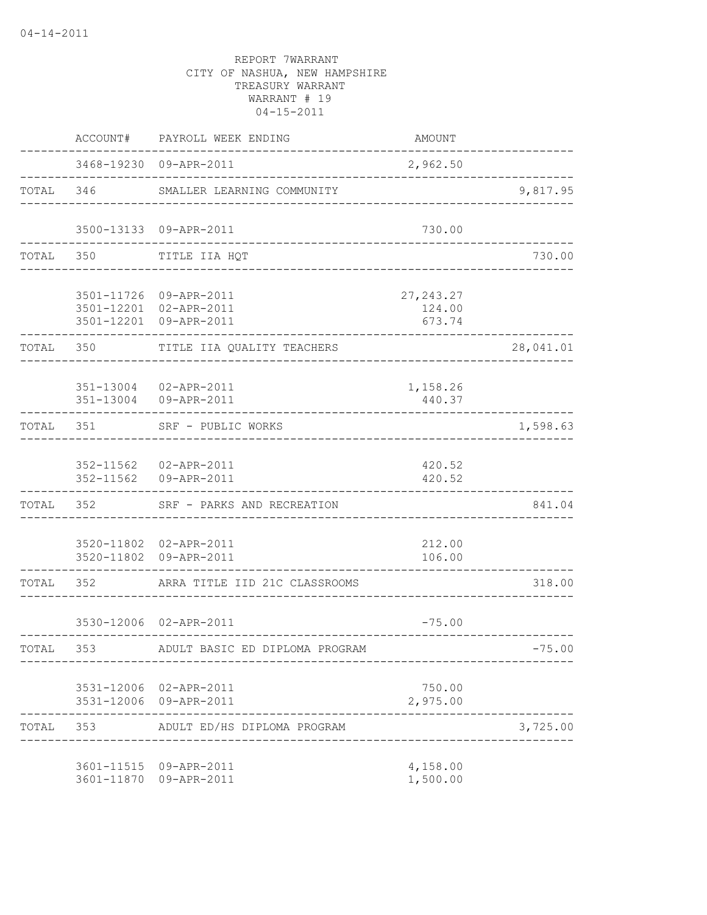04-14-2011

REPORT 7WARRANT
CITY OF NASHUA, NEW HAMPSHIRE
TREASURY WARRANT
WARRANT # 19
04-15-2011

| | ACCOUNT# | PAYROLL WEEK ENDING | AMOUNT | |
|---|---|---|---|---|
| | 3468-19230 | 09-APR-2011 | 2,962.50 | |
| TOTAL | 346 | SMALLER LEARNING COMMUNITY | | 9,817.95 |
| | 3500-13133 | 09-APR-2011 | 730.00 | |
| TOTAL | 350 | TITLE IIA HQT | | 730.00 |
| | 3501-11726 | 09-APR-2011 | 27,243.27 | |
| | 3501-12201 | 02-APR-2011 | 124.00 | |
| | 3501-12201 | 09-APR-2011 | 673.74 | |
| TOTAL | 350 | TITLE IIA QUALITY TEACHERS | | 28,041.01 |
| | 351-13004 | 02-APR-2011 | 1,158.26 | |
| | 351-13004 | 09-APR-2011 | 440.37 | |
| TOTAL | 351 | SRF - PUBLIC WORKS | | 1,598.63 |
| | 352-11562 | 02-APR-2011 | 420.52 | |
| | 352-11562 | 09-APR-2011 | 420.52 | |
| TOTAL | 352 | SRF - PARKS AND RECREATION | | 841.04 |
| | 3520-11802 | 02-APR-2011 | 212.00 | |
| | 3520-11802 | 09-APR-2011 | 106.00 | |
| TOTAL | 352 | ARRA TITLE IID 21C CLASSROOMS | | 318.00 |
| | 3530-12006 | 02-APR-2011 | -75.00 | |
| TOTAL | 353 | ADULT BASIC ED DIPLOMA PROGRAM | | -75.00 |
| | 3531-12006 | 02-APR-2011 | 750.00 | |
| | 3531-12006 | 09-APR-2011 | 2,975.00 | |
| TOTAL | 353 | ADULT ED/HS DIPLOMA PROGRAM | | 3,725.00 |
| | 3601-11515 | 09-APR-2011 | 4,158.00 | |
| | 3601-11870 | 09-APR-2011 | 1,500.00 | |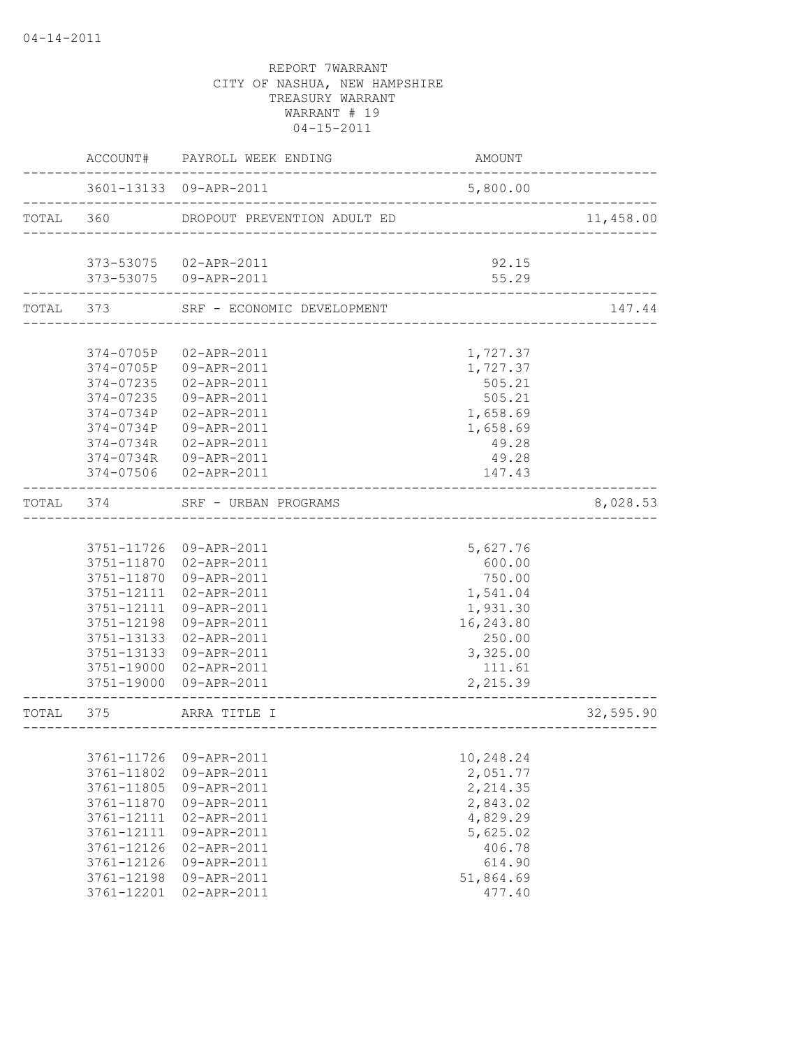04-14-2011

REPORT 7WARRANT
CITY OF NASHUA, NEW HAMPSHIRE
TREASURY WARRANT
WARRANT # 19
04-15-2011

| | ACCOUNT# | PAYROLL WEEK ENDING | AMOUNT | |
|---|---|---|---|---|
| | 3601-13133 | 09-APR-2011 | 5,800.00 | |
| TOTAL | 360 | DROPOUT PREVENTION ADULT ED | | 11,458.00 |
| | 373-53075 | 02-APR-2011 | 92.15 | |
| | 373-53075 | 09-APR-2011 | 55.29 | |
| TOTAL | 373 | SRF - ECONOMIC DEVELOPMENT | | 147.44 |
| | 374-0705P | 02-APR-2011 | 1,727.37 | |
| | 374-0705P | 09-APR-2011 | 1,727.37 | |
| | 374-07235 | 02-APR-2011 | 505.21 | |
| | 374-07235 | 09-APR-2011 | 505.21 | |
| | 374-0734P | 02-APR-2011 | 1,658.69 | |
| | 374-0734P | 09-APR-2011 | 1,658.69 | |
| | 374-0734R | 02-APR-2011 | 49.28 | |
| | 374-0734R | 09-APR-2011 | 49.28 | |
| | 374-07506 | 02-APR-2011 | 147.43 | |
| TOTAL | 374 | SRF - URBAN PROGRAMS | | 8,028.53 |
| | 3751-11726 | 09-APR-2011 | 5,627.76 | |
| | 3751-11870 | 02-APR-2011 | 600.00 | |
| | 3751-11870 | 09-APR-2011 | 750.00 | |
| | 3751-12111 | 02-APR-2011 | 1,541.04 | |
| | 3751-12111 | 09-APR-2011 | 1,931.30 | |
| | 3751-12198 | 09-APR-2011 | 16,243.80 | |
| | 3751-13133 | 02-APR-2011 | 250.00 | |
| | 3751-13133 | 09-APR-2011 | 3,325.00 | |
| | 3751-19000 | 02-APR-2011 | 111.61 | |
| | 3751-19000 | 09-APR-2011 | 2,215.39 | |
| TOTAL | 375 | ARRA TITLE I | | 32,595.90 |
| | 3761-11726 | 09-APR-2011 | 10,248.24 | |
| | 3761-11802 | 09-APR-2011 | 2,051.77 | |
| | 3761-11805 | 09-APR-2011 | 2,214.35 | |
| | 3761-11870 | 09-APR-2011 | 2,843.02 | |
| | 3761-12111 | 02-APR-2011 | 4,829.29 | |
| | 3761-12111 | 09-APR-2011 | 5,625.02 | |
| | 3761-12126 | 02-APR-2011 | 406.78 | |
| | 3761-12126 | 09-APR-2011 | 614.90 | |
| | 3761-12198 | 09-APR-2011 | 51,864.69 | |
| | 3761-12201 | 02-APR-2011 | 477.40 | |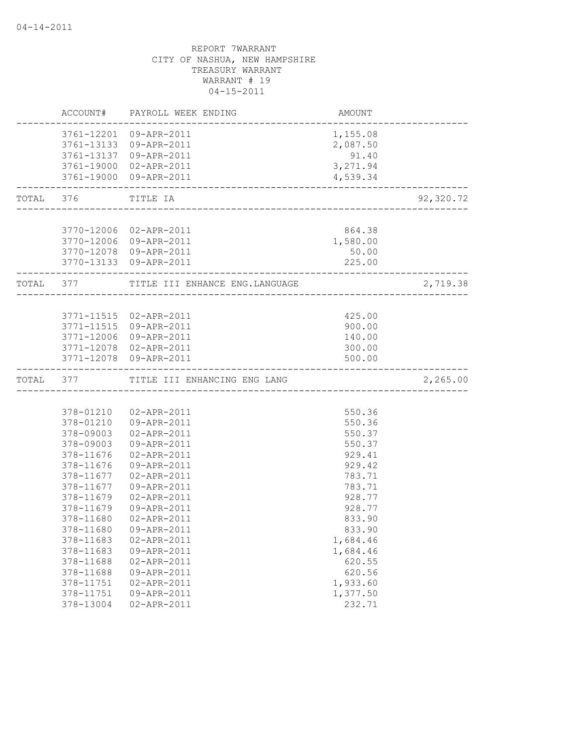04-14-2011

REPORT 7WARRANT
CITY OF NASHUA, NEW HAMPSHIRE
TREASURY WARRANT
WARRANT # 19
04-15-2011

| | ACCOUNT# | PAYROLL WEEK ENDING | AMOUNT | |
|---|---|---|---|---|
| | 3761-12201 | 09-APR-2011 | 1,155.08 | |
| | 3761-13133 | 09-APR-2011 | 2,087.50 | |
| | 3761-13137 | 09-APR-2011 | 91.40 | |
| | 3761-19000 | 02-APR-2011 | 3,271.94 | |
| | 3761-19000 | 09-APR-2011 | 4,539.34 | |
| TOTAL | 376 | TITLE IA | | 92,320.72 |
| | 3770-12006 | 02-APR-2011 | 864.38 | |
| | 3770-12006 | 09-APR-2011 | 1,580.00 | |
| | 3770-12078 | 09-APR-2011 | 50.00 | |
| | 3770-13133 | 09-APR-2011 | 225.00 | |
| TOTAL | 377 | TITLE III ENHANCE ENG.LANGUAGE | | 2,719.38 |
| | 3771-11515 | 02-APR-2011 | 425.00 | |
| | 3771-11515 | 09-APR-2011 | 900.00 | |
| | 3771-12006 | 09-APR-2011 | 140.00 | |
| | 3771-12078 | 02-APR-2011 | 300.00 | |
| | 3771-12078 | 09-APR-2011 | 500.00 | |
| TOTAL | 377 | TITLE III ENHANCING ENG LANG | | 2,265.00 |
| | 378-01210 | 02-APR-2011 | 550.36 | |
| | 378-01210 | 09-APR-2011 | 550.36 | |
| | 378-09003 | 02-APR-2011 | 550.37 | |
| | 378-09003 | 09-APR-2011 | 550.37 | |
| | 378-11676 | 02-APR-2011 | 929.41 | |
| | 378-11676 | 09-APR-2011 | 929.42 | |
| | 378-11677 | 02-APR-2011 | 783.71 | |
| | 378-11677 | 09-APR-2011 | 783.71 | |
| | 378-11679 | 02-APR-2011 | 928.77 | |
| | 378-11679 | 09-APR-2011 | 928.77 | |
| | 378-11680 | 02-APR-2011 | 833.90 | |
| | 378-11680 | 09-APR-2011 | 833.90 | |
| | 378-11683 | 02-APR-2011 | 1,684.46 | |
| | 378-11683 | 09-APR-2011 | 1,684.46 | |
| | 378-11688 | 02-APR-2011 | 620.55 | |
| | 378-11688 | 09-APR-2011 | 620.56 | |
| | 378-11751 | 02-APR-2011 | 1,933.60 | |
| | 378-11751 | 09-APR-2011 | 1,377.50 | |
| | 378-13004 | 02-APR-2011 | 232.71 | |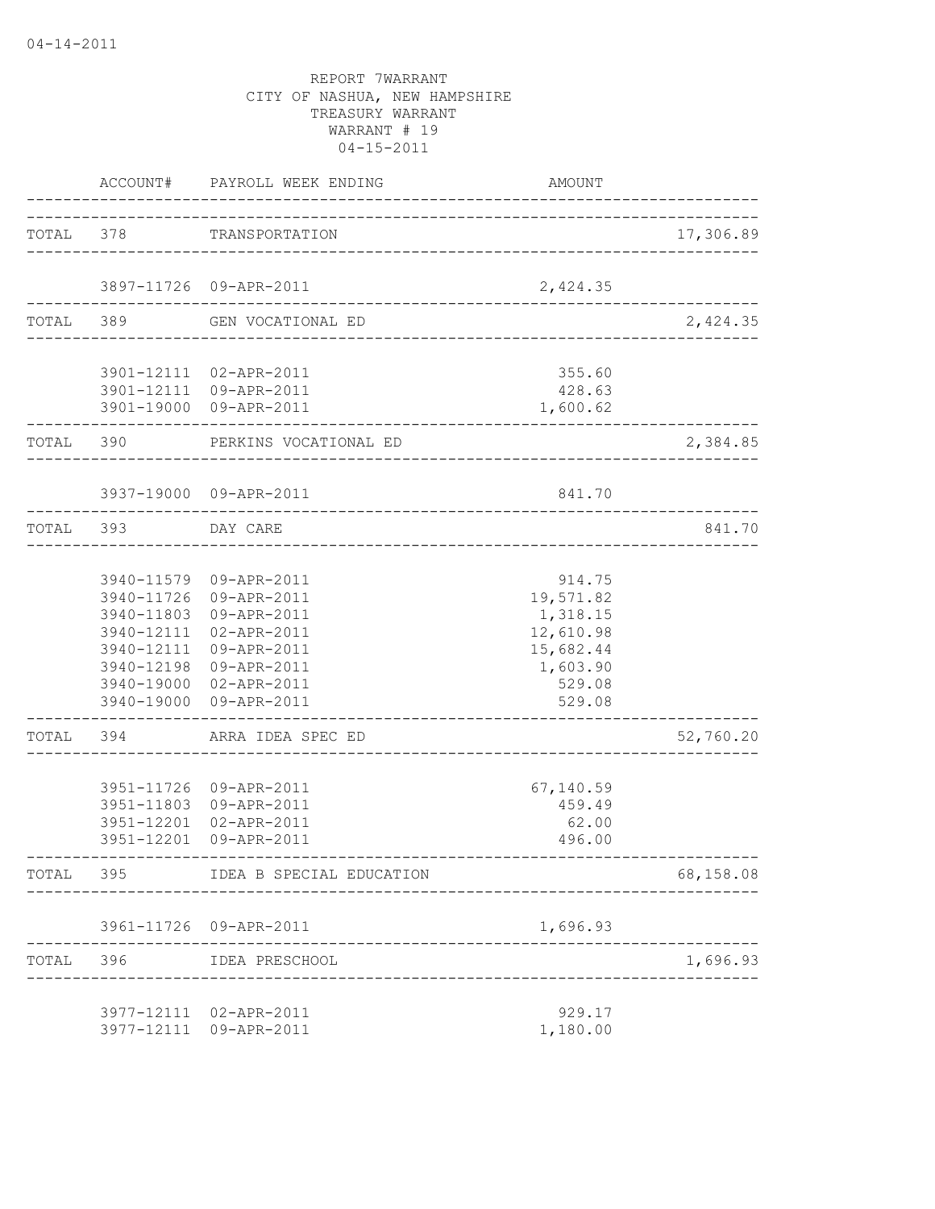04-14-2011

REPORT 7WARRANT
CITY OF NASHUA, NEW HAMPSHIRE
TREASURY WARRANT
WARRANT # 19
04-15-2011

| | ACCOUNT# | PAYROLL WEEK ENDING | AMOUNT | |
|---|---|---|---|---|
| TOTAL | 378 | TRANSPORTATION | | 17,306.89 |
| | 3897-11726 | 09-APR-2011 | 2,424.35 | |
| TOTAL | 389 | GEN VOCATIONAL ED | | 2,424.35 |
| | 3901-12111 | 02-APR-2011 | 355.60 | |
| | 3901-12111 | 09-APR-2011 | 428.63 | |
| | 3901-19000 | 09-APR-2011 | 1,600.62 | |
| TOTAL | 390 | PERKINS VOCATIONAL ED | | 2,384.85 |
| | 3937-19000 | 09-APR-2011 | 841.70 | |
| TOTAL | 393 | DAY CARE | | 841.70 |
| | 3940-11579 | 09-APR-2011 | 914.75 | |
| | 3940-11726 | 09-APR-2011 | 19,571.82 | |
| | 3940-11803 | 09-APR-2011 | 1,318.15 | |
| | 3940-12111 | 02-APR-2011 | 12,610.98 | |
| | 3940-12111 | 09-APR-2011 | 15,682.44 | |
| | 3940-12198 | 09-APR-2011 | 1,603.90 | |
| | 3940-19000 | 02-APR-2011 | 529.08 | |
| | 3940-19000 | 09-APR-2011 | 529.08 | |
| TOTAL | 394 | ARRA IDEA SPEC ED | | 52,760.20 |
| | 3951-11726 | 09-APR-2011 | 67,140.59 | |
| | 3951-11803 | 09-APR-2011 | 459.49 | |
| | 3951-12201 | 02-APR-2011 | 62.00 | |
| | 3951-12201 | 09-APR-2011 | 496.00 | |
| TOTAL | 395 | IDEA B SPECIAL EDUCATION | | 68,158.08 |
| | 3961-11726 | 09-APR-2011 | 1,696.93 | |
| TOTAL | 396 | IDEA PRESCHOOL | | 1,696.93 |
| | 3977-12111 | 02-APR-2011 | 929.17 | |
| | 3977-12111 | 09-APR-2011 | 1,180.00 | |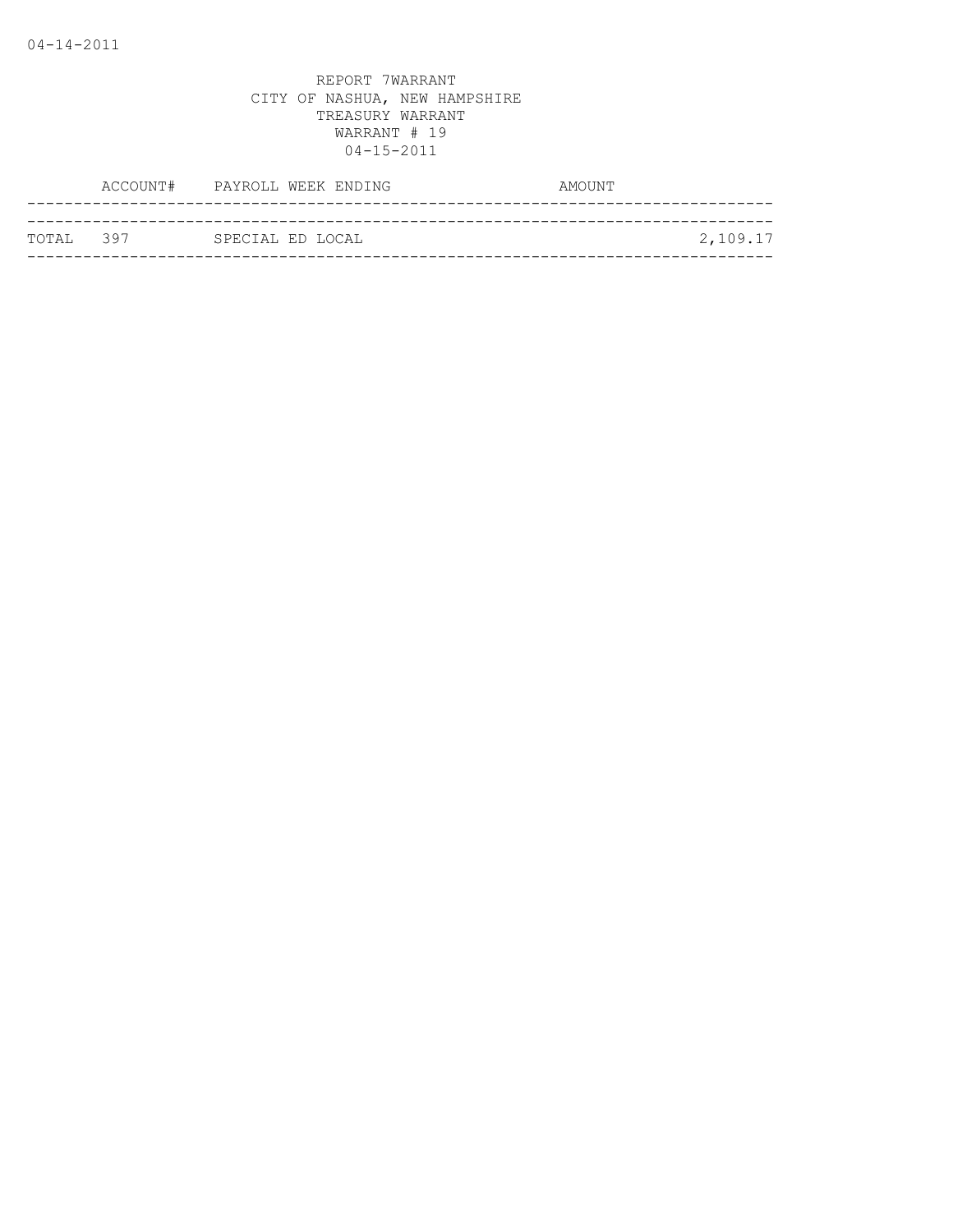REPORT 7WARRANT
CITY OF NASHUA, NEW HAMPSHIRE
TREASURY WARRANT
WARRANT # 19
04-15-2011

| | ACCOUNT# | PAYROLL WEEK ENDING | AMOUNT |
|---|---|---|---|
| TOTAL | 397 | SPECIAL ED LOCAL | 2,109.17 |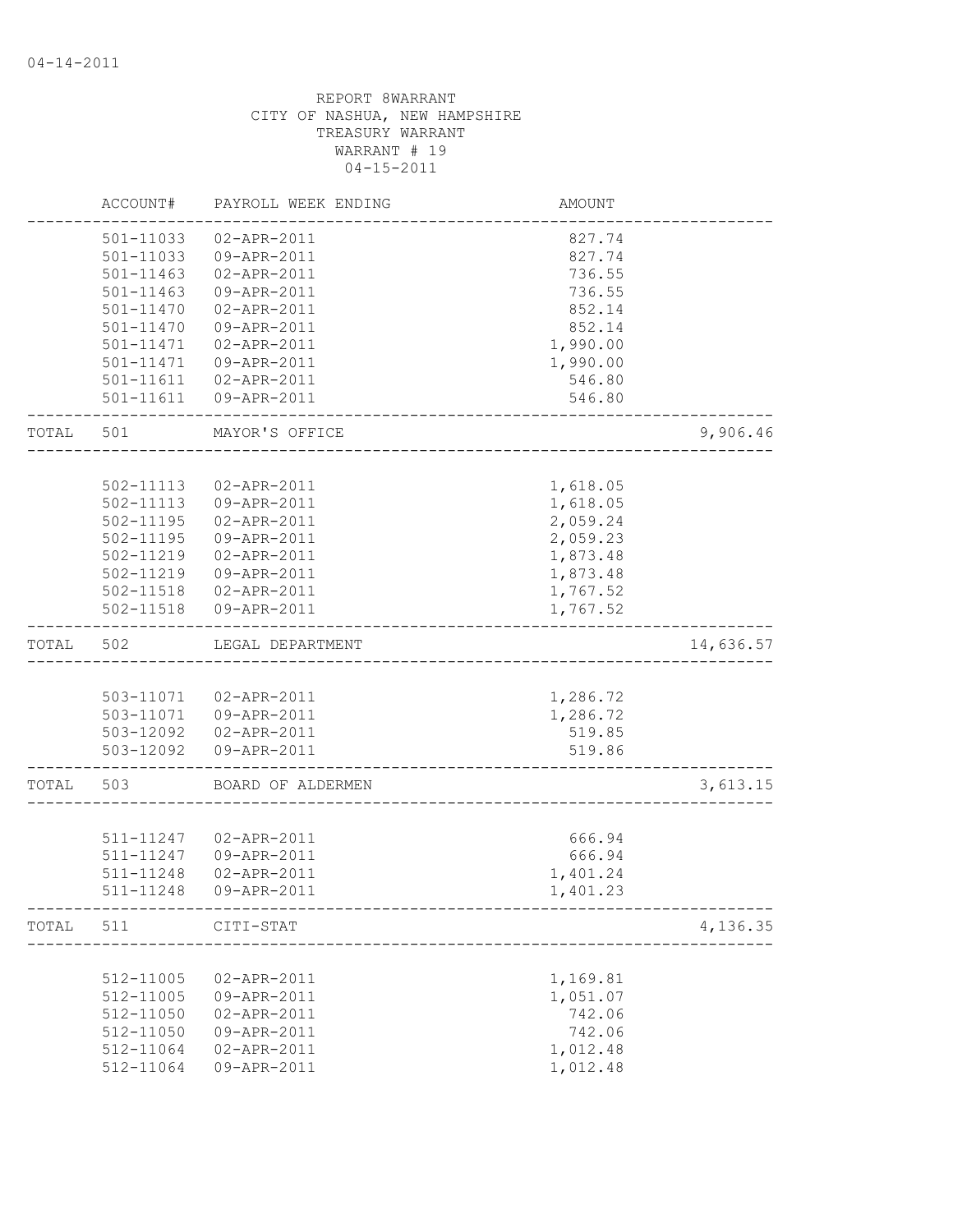04-14-2011

REPORT 8WARRANT
CITY OF NASHUA, NEW HAMPSHIRE
TREASURY WARRANT
WARRANT # 19
04-15-2011

| | ACCOUNT# | PAYROLL WEEK ENDING | AMOUNT | |
|---|---|---|---|---|
| | 501-11033 | 02-APR-2011 | 827.74 | |
| | 501-11033 | 09-APR-2011 | 827.74 | |
| | 501-11463 | 02-APR-2011 | 736.55 | |
| | 501-11463 | 09-APR-2011 | 736.55 | |
| | 501-11470 | 02-APR-2011 | 852.14 | |
| | 501-11470 | 09-APR-2011 | 852.14 | |
| | 501-11471 | 02-APR-2011 | 1,990.00 | |
| | 501-11471 | 09-APR-2011 | 1,990.00 | |
| | 501-11611 | 02-APR-2011 | 546.80 | |
| | 501-11611 | 09-APR-2011 | 546.80 | |
| TOTAL | 501 | MAYOR'S OFFICE | | 9,906.46 |
| | 502-11113 | 02-APR-2011 | 1,618.05 | |
| | 502-11113 | 09-APR-2011 | 1,618.05 | |
| | 502-11195 | 02-APR-2011 | 2,059.24 | |
| | 502-11195 | 09-APR-2011 | 2,059.23 | |
| | 502-11219 | 02-APR-2011 | 1,873.48 | |
| | 502-11219 | 09-APR-2011 | 1,873.48 | |
| | 502-11518 | 02-APR-2011 | 1,767.52 | |
| | 502-11518 | 09-APR-2011 | 1,767.52 | |
| TOTAL | 502 | LEGAL DEPARTMENT | | 14,636.57 |
| | 503-11071 | 02-APR-2011 | 1,286.72 | |
| | 503-11071 | 09-APR-2011 | 1,286.72 | |
| | 503-12092 | 02-APR-2011 | 519.85 | |
| | 503-12092 | 09-APR-2011 | 519.86 | |
| TOTAL | 503 | BOARD OF ALDERMEN | | 3,613.15 |
| | 511-11247 | 02-APR-2011 | 666.94 | |
| | 511-11247 | 09-APR-2011 | 666.94 | |
| | 511-11248 | 02-APR-2011 | 1,401.24 | |
| | 511-11248 | 09-APR-2011 | 1,401.23 | |
| TOTAL | 511 | CITI-STAT | | 4,136.35 |
| | 512-11005 | 02-APR-2011 | 1,169.81 | |
| | 512-11005 | 09-APR-2011 | 1,051.07 | |
| | 512-11050 | 02-APR-2011 | 742.06 | |
| | 512-11050 | 09-APR-2011 | 742.06 | |
| | 512-11064 | 02-APR-2011 | 1,012.48 | |
| | 512-11064 | 09-APR-2011 | 1,012.48 | |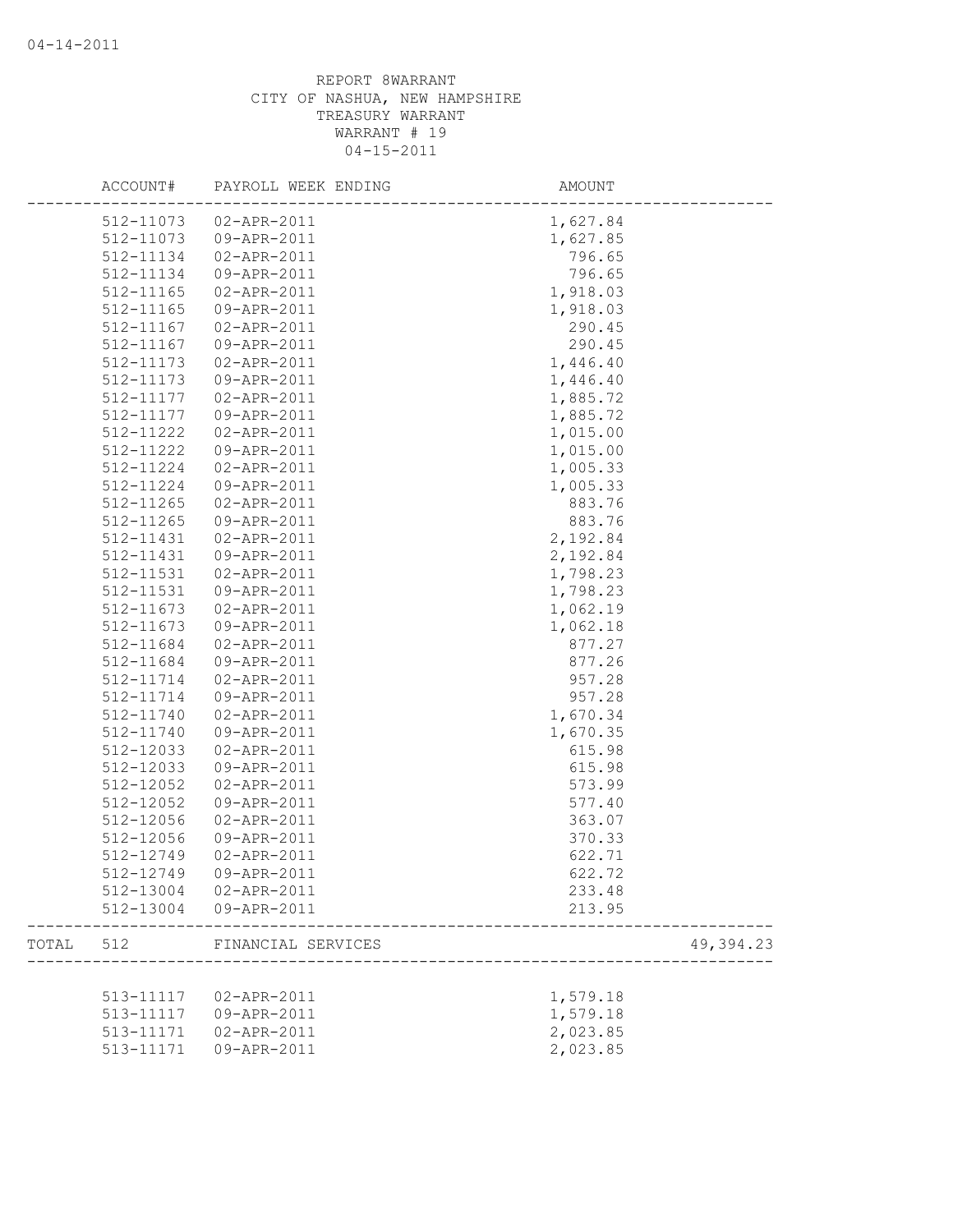04-14-2011

REPORT 8WARRANT
CITY OF NASHUA, NEW HAMPSHIRE
TREASURY WARRANT
WARRANT # 19
04-15-2011

| | ACCOUNT# | PAYROLL WEEK ENDING | AMOUNT | |
|---|---|---|---|---|
| | 512-11073 | 02-APR-2011 | 1,627.84 | |
| | 512-11073 | 09-APR-2011 | 1,627.85 | |
| | 512-11134 | 02-APR-2011 | 796.65 | |
| | 512-11134 | 09-APR-2011 | 796.65 | |
| | 512-11165 | 02-APR-2011 | 1,918.03 | |
| | 512-11165 | 09-APR-2011 | 1,918.03 | |
| | 512-11167 | 02-APR-2011 | 290.45 | |
| | 512-11167 | 09-APR-2011 | 290.45 | |
| | 512-11173 | 02-APR-2011 | 1,446.40 | |
| | 512-11173 | 09-APR-2011 | 1,446.40 | |
| | 512-11177 | 02-APR-2011 | 1,885.72 | |
| | 512-11177 | 09-APR-2011 | 1,885.72 | |
| | 512-11222 | 02-APR-2011 | 1,015.00 | |
| | 512-11222 | 09-APR-2011 | 1,015.00 | |
| | 512-11224 | 02-APR-2011 | 1,005.33 | |
| | 512-11224 | 09-APR-2011 | 1,005.33 | |
| | 512-11265 | 02-APR-2011 | 883.76 | |
| | 512-11265 | 09-APR-2011 | 883.76 | |
| | 512-11431 | 02-APR-2011 | 2,192.84 | |
| | 512-11431 | 09-APR-2011 | 2,192.84 | |
| | 512-11531 | 02-APR-2011 | 1,798.23 | |
| | 512-11531 | 09-APR-2011 | 1,798.23 | |
| | 512-11673 | 02-APR-2011 | 1,062.19 | |
| | 512-11673 | 09-APR-2011 | 1,062.18 | |
| | 512-11684 | 02-APR-2011 | 877.27 | |
| | 512-11684 | 09-APR-2011 | 877.26 | |
| | 512-11714 | 02-APR-2011 | 957.28 | |
| | 512-11714 | 09-APR-2011 | 957.28 | |
| | 512-11740 | 02-APR-2011 | 1,670.34 | |
| | 512-11740 | 09-APR-2011 | 1,670.35 | |
| | 512-12033 | 02-APR-2011 | 615.98 | |
| | 512-12033 | 09-APR-2011 | 615.98 | |
| | 512-12052 | 02-APR-2011 | 573.99 | |
| | 512-12052 | 09-APR-2011 | 577.40 | |
| | 512-12056 | 02-APR-2011 | 363.07 | |
| | 512-12056 | 09-APR-2011 | 370.33 | |
| | 512-12749 | 02-APR-2011 | 622.71 | |
| | 512-12749 | 09-APR-2011 | 622.72 | |
| | 512-13004 | 02-APR-2011 | 233.48 | |
| | 512-13004 | 09-APR-2011 | 213.95 | |
| TOTAL | 512 | FINANCIAL SERVICES | | 49,394.23 |
| | 513-11117 | 02-APR-2011 | 1,579.18 | |
| | 513-11117 | 09-APR-2011 | 1,579.18 | |
| | 513-11171 | 02-APR-2011 | 2,023.85 | |
| | 513-11171 | 09-APR-2011 | 2,023.85 | |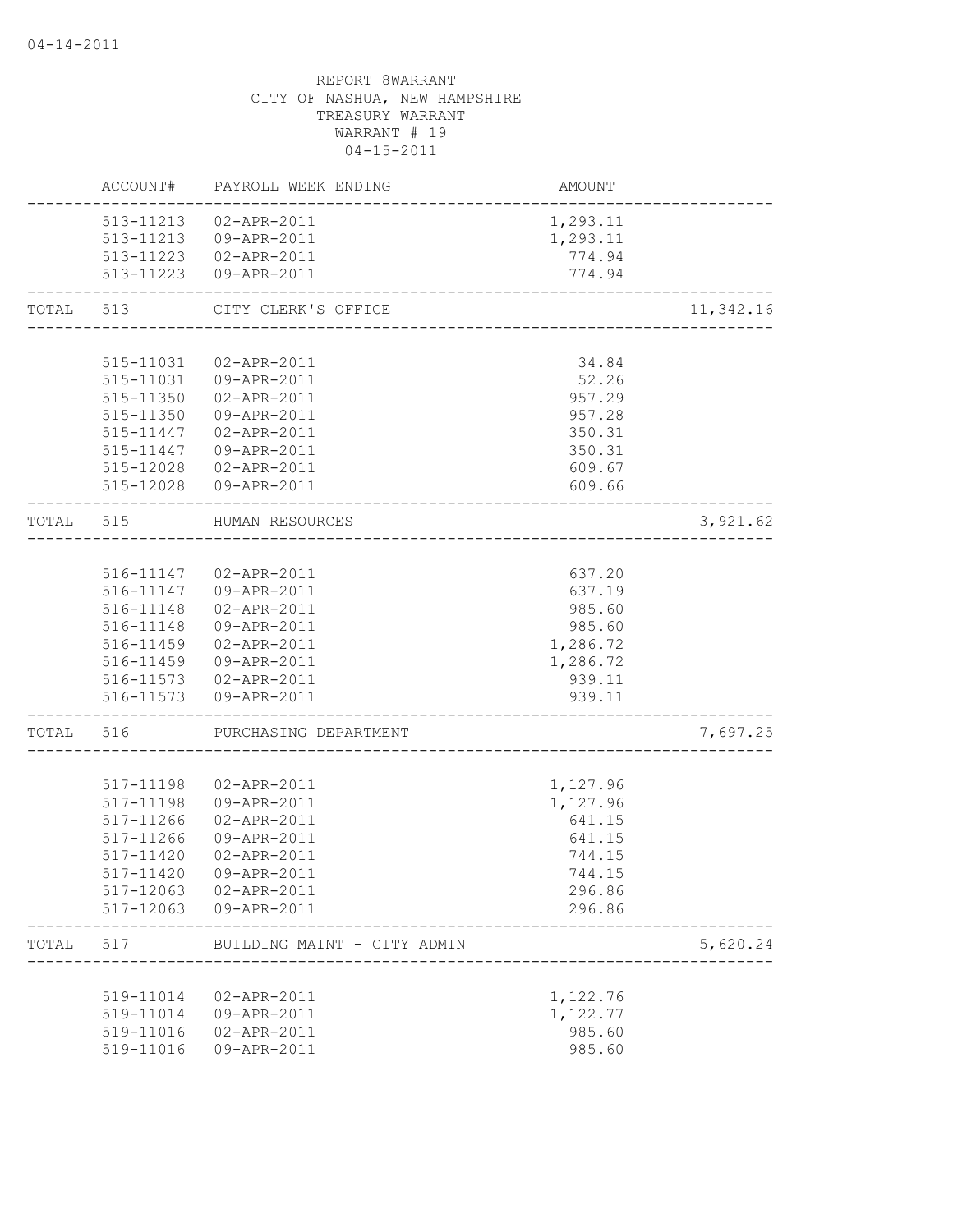04-14-2011

REPORT 8WARRANT
CITY OF NASHUA, NEW HAMPSHIRE
TREASURY WARRANT
WARRANT # 19
04-15-2011

| | ACCOUNT# | PAYROLL WEEK ENDING | AMOUNT | |
|---|---|---|---|---|
| | 513-11213 | 02-APR-2011 | 1,293.11 | |
| | 513-11213 | 09-APR-2011 | 1,293.11 | |
| | 513-11223 | 02-APR-2011 | 774.94 | |
| | 513-11223 | 09-APR-2011 | 774.94 | |
| TOTAL | 513 | CITY CLERK'S OFFICE | | 11,342.16 |
| | 515-11031 | 02-APR-2011 | 34.84 | |
| | 515-11031 | 09-APR-2011 | 52.26 | |
| | 515-11350 | 02-APR-2011 | 957.29 | |
| | 515-11350 | 09-APR-2011 | 957.28 | |
| | 515-11447 | 02-APR-2011 | 350.31 | |
| | 515-11447 | 09-APR-2011 | 350.31 | |
| | 515-12028 | 02-APR-2011 | 609.67 | |
| | 515-12028 | 09-APR-2011 | 609.66 | |
| TOTAL | 515 | HUMAN RESOURCES | | 3,921.62 |
| | 516-11147 | 02-APR-2011 | 637.20 | |
| | 516-11147 | 09-APR-2011 | 637.19 | |
| | 516-11148 | 02-APR-2011 | 985.60 | |
| | 516-11148 | 09-APR-2011 | 985.60 | |
| | 516-11459 | 02-APR-2011 | 1,286.72 | |
| | 516-11459 | 09-APR-2011 | 1,286.72 | |
| | 516-11573 | 02-APR-2011 | 939.11 | |
| | 516-11573 | 09-APR-2011 | 939.11 | |
| TOTAL | 516 | PURCHASING DEPARTMENT | | 7,697.25 |
| | 517-11198 | 02-APR-2011 | 1,127.96 | |
| | 517-11198 | 09-APR-2011 | 1,127.96 | |
| | 517-11266 | 02-APR-2011 | 641.15 | |
| | 517-11266 | 09-APR-2011 | 641.15 | |
| | 517-11420 | 02-APR-2011 | 744.15 | |
| | 517-11420 | 09-APR-2011 | 744.15 | |
| | 517-12063 | 02-APR-2011 | 296.86 | |
| | 517-12063 | 09-APR-2011 | 296.86 | |
| TOTAL | 517 | BUILDING MAINT - CITY ADMIN | | 5,620.24 |
| | 519-11014 | 02-APR-2011 | 1,122.76 | |
| | 519-11014 | 09-APR-2011 | 1,122.77 | |
| | 519-11016 | 02-APR-2011 | 985.60 | |
| | 519-11016 | 09-APR-2011 | 985.60 | |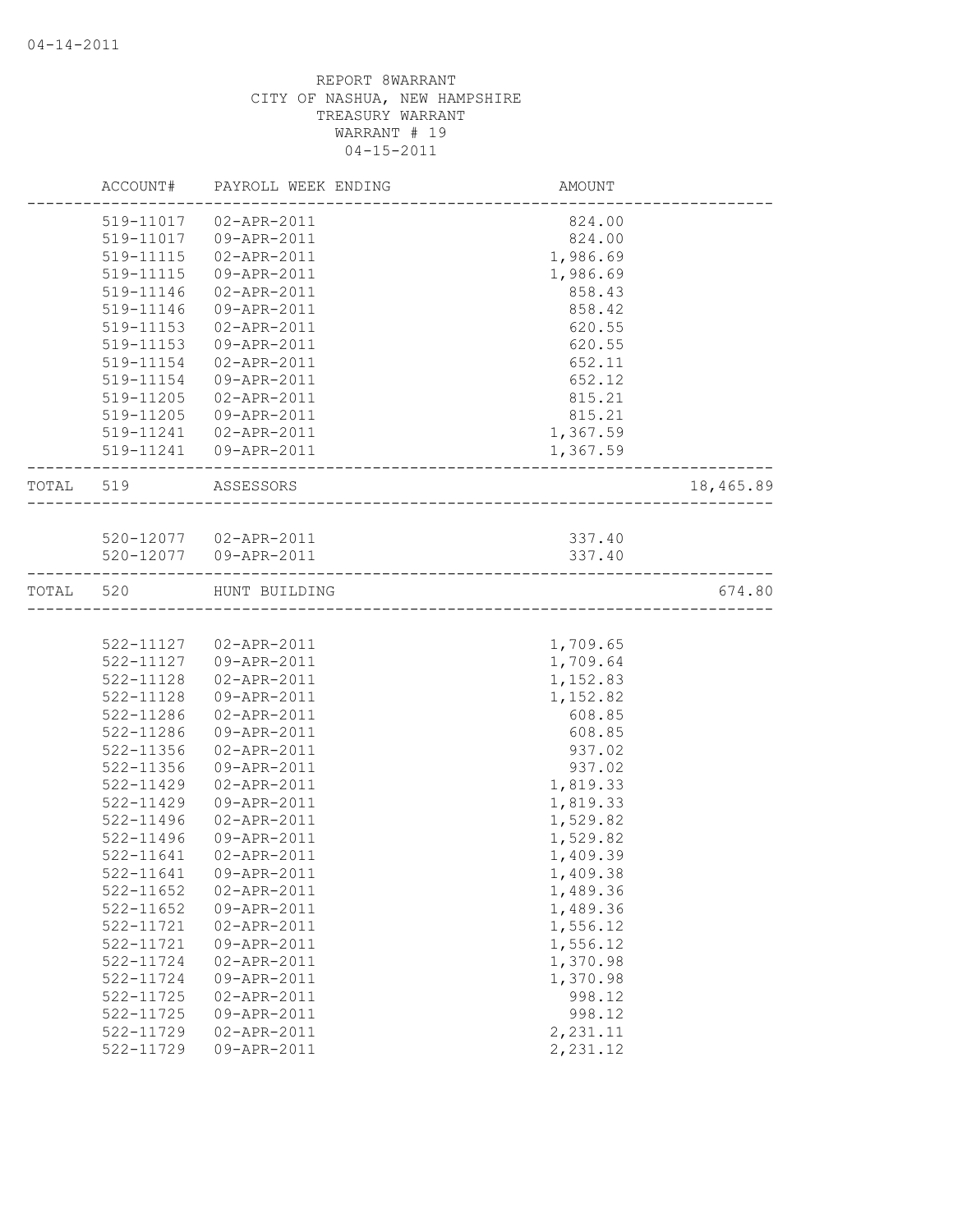04-14-2011

REPORT 8WARRANT
CITY OF NASHUA, NEW HAMPSHIRE
TREASURY WARRANT
WARRANT # 19
04-15-2011

| | ACCOUNT# | PAYROLL WEEK ENDING | AMOUNT | |
|---|---|---|---|---|
| | 519-11017 | 02-APR-2011 | 824.00 | |
| | 519-11017 | 09-APR-2011 | 824.00 | |
| | 519-11115 | 02-APR-2011 | 1,986.69 | |
| | 519-11115 | 09-APR-2011 | 1,986.69 | |
| | 519-11146 | 02-APR-2011 | 858.43 | |
| | 519-11146 | 09-APR-2011 | 858.42 | |
| | 519-11153 | 02-APR-2011 | 620.55 | |
| | 519-11153 | 09-APR-2011 | 620.55 | |
| | 519-11154 | 02-APR-2011 | 652.11 | |
| | 519-11154 | 09-APR-2011 | 652.12 | |
| | 519-11205 | 02-APR-2011 | 815.21 | |
| | 519-11205 | 09-APR-2011 | 815.21 | |
| | 519-11241 | 02-APR-2011 | 1,367.59 | |
| | 519-11241 | 09-APR-2011 | 1,367.59 | |
| TOTAL | 519 | ASSESSORS | | 18,465.89 |
| | 520-12077 | 02-APR-2011 | 337.40 | |
| | 520-12077 | 09-APR-2011 | 337.40 | |
| TOTAL | 520 | HUNT BUILDING | | 674.80 |
| | 522-11127 | 02-APR-2011 | 1,709.65 | |
| | 522-11127 | 09-APR-2011 | 1,709.64 | |
| | 522-11128 | 02-APR-2011 | 1,152.83 | |
| | 522-11128 | 09-APR-2011 | 1,152.82 | |
| | 522-11286 | 02-APR-2011 | 608.85 | |
| | 522-11286 | 09-APR-2011 | 608.85 | |
| | 522-11356 | 02-APR-2011 | 937.02 | |
| | 522-11356 | 09-APR-2011 | 937.02 | |
| | 522-11429 | 02-APR-2011 | 1,819.33 | |
| | 522-11429 | 09-APR-2011 | 1,819.33 | |
| | 522-11496 | 02-APR-2011 | 1,529.82 | |
| | 522-11496 | 09-APR-2011 | 1,529.82 | |
| | 522-11641 | 02-APR-2011 | 1,409.39 | |
| | 522-11641 | 09-APR-2011 | 1,409.38 | |
| | 522-11652 | 02-APR-2011 | 1,489.36 | |
| | 522-11652 | 09-APR-2011 | 1,489.36 | |
| | 522-11721 | 02-APR-2011 | 1,556.12 | |
| | 522-11721 | 09-APR-2011 | 1,556.12 | |
| | 522-11724 | 02-APR-2011 | 1,370.98 | |
| | 522-11724 | 09-APR-2011 | 1,370.98 | |
| | 522-11725 | 02-APR-2011 | 998.12 | |
| | 522-11725 | 09-APR-2011 | 998.12 | |
| | 522-11729 | 02-APR-2011 | 2,231.11 | |
| | 522-11729 | 09-APR-2011 | 2,231.12 | |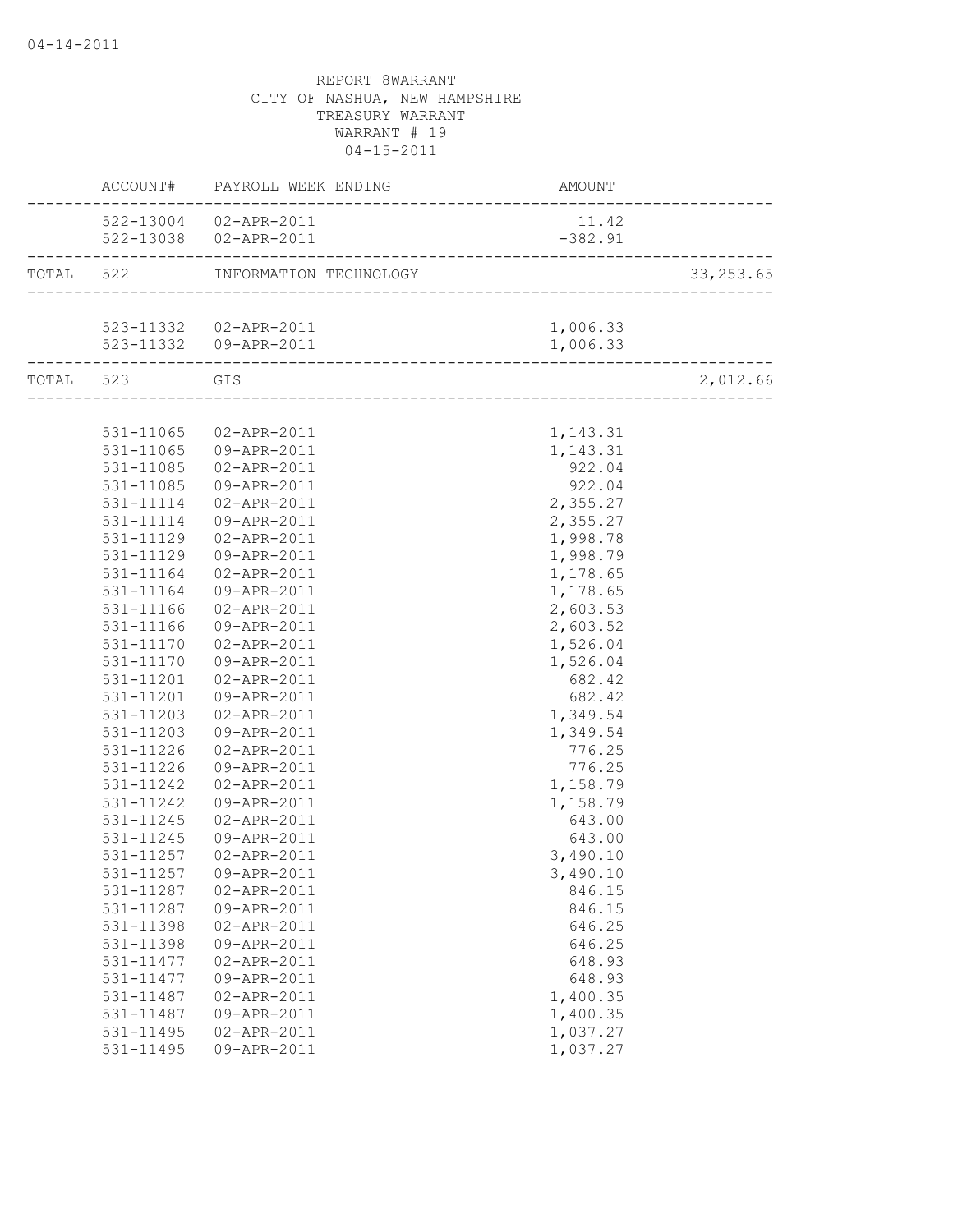REPORT 8WARRANT
CITY OF NASHUA, NEW HAMPSHIRE
TREASURY WARRANT
WARRANT # 19
04-15-2011

| | ACCOUNT# | PAYROLL WEEK ENDING | AMOUNT | |
|---|---|---|---|---|
| | 522-13004 | 02-APR-2011 | 11.42 | |
| | 522-13038 | 02-APR-2011 | -382.91 | |
| TOTAL | 522 | INFORMATION TECHNOLOGY | | 33,253.65 |
| | 523-11332 | 02-APR-2011 | 1,006.33 | |
| | 523-11332 | 09-APR-2011 | 1,006.33 | |
| TOTAL | 523 | GIS | | 2,012.66 |
| | 531-11065 | 02-APR-2011 | 1,143.31 | |
| | 531-11065 | 09-APR-2011 | 1,143.31 | |
| | 531-11085 | 02-APR-2011 | 922.04 | |
| | 531-11085 | 09-APR-2011 | 922.04 | |
| | 531-11114 | 02-APR-2011 | 2,355.27 | |
| | 531-11114 | 09-APR-2011 | 2,355.27 | |
| | 531-11129 | 02-APR-2011 | 1,998.78 | |
| | 531-11129 | 09-APR-2011 | 1,998.79 | |
| | 531-11164 | 02-APR-2011 | 1,178.65 | |
| | 531-11164 | 09-APR-2011 | 1,178.65 | |
| | 531-11166 | 02-APR-2011 | 2,603.53 | |
| | 531-11166 | 09-APR-2011 | 2,603.52 | |
| | 531-11170 | 02-APR-2011 | 1,526.04 | |
| | 531-11170 | 09-APR-2011 | 1,526.04 | |
| | 531-11201 | 02-APR-2011 | 682.42 | |
| | 531-11201 | 09-APR-2011 | 682.42 | |
| | 531-11203 | 02-APR-2011 | 1,349.54 | |
| | 531-11203 | 09-APR-2011 | 1,349.54 | |
| | 531-11226 | 02-APR-2011 | 776.25 | |
| | 531-11226 | 09-APR-2011 | 776.25 | |
| | 531-11242 | 02-APR-2011 | 1,158.79 | |
| | 531-11242 | 09-APR-2011 | 1,158.79 | |
| | 531-11245 | 02-APR-2011 | 643.00 | |
| | 531-11245 | 09-APR-2011 | 643.00 | |
| | 531-11257 | 02-APR-2011 | 3,490.10 | |
| | 531-11257 | 09-APR-2011 | 3,490.10 | |
| | 531-11287 | 02-APR-2011 | 846.15 | |
| | 531-11287 | 09-APR-2011 | 846.15 | |
| | 531-11398 | 02-APR-2011 | 646.25 | |
| | 531-11398 | 09-APR-2011 | 646.25 | |
| | 531-11477 | 02-APR-2011 | 648.93 | |
| | 531-11477 | 09-APR-2011 | 648.93 | |
| | 531-11487 | 02-APR-2011 | 1,400.35 | |
| | 531-11487 | 09-APR-2011 | 1,400.35 | |
| | 531-11495 | 02-APR-2011 | 1,037.27 | |
| | 531-11495 | 09-APR-2011 | 1,037.27 | |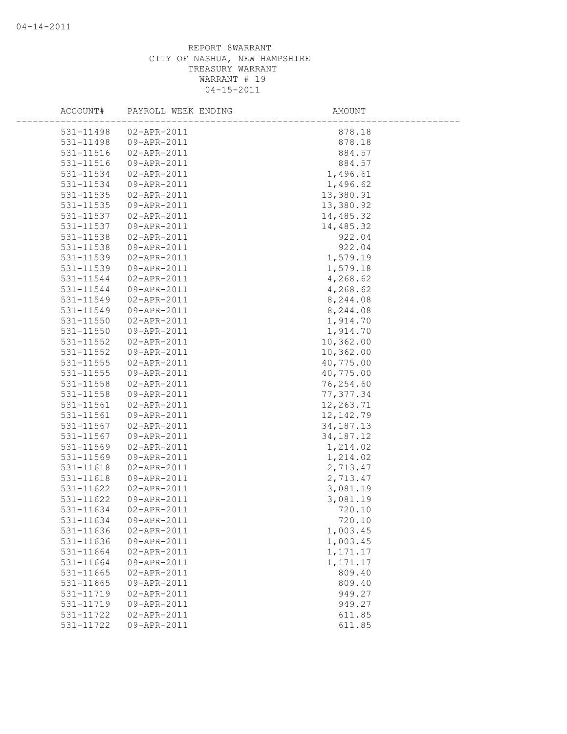REPORT 8WARRANT
CITY OF NASHUA, NEW HAMPSHIRE
TREASURY WARRANT
WARRANT # 19
04-15-2011

| ACCOUNT# | PAYROLL WEEK ENDING | AMOUNT |
|---|---|---|
| 531-11498 | 02-APR-2011 | 878.18 |
| 531-11498 | 09-APR-2011 | 878.18 |
| 531-11516 | 02-APR-2011 | 884.57 |
| 531-11516 | 09-APR-2011 | 884.57 |
| 531-11534 | 02-APR-2011 | 1,496.61 |
| 531-11534 | 09-APR-2011 | 1,496.62 |
| 531-11535 | 02-APR-2011 | 13,380.91 |
| 531-11535 | 09-APR-2011 | 13,380.92 |
| 531-11537 | 02-APR-2011 | 14,485.32 |
| 531-11537 | 09-APR-2011 | 14,485.32 |
| 531-11538 | 02-APR-2011 | 922.04 |
| 531-11538 | 09-APR-2011 | 922.04 |
| 531-11539 | 02-APR-2011 | 1,579.19 |
| 531-11539 | 09-APR-2011 | 1,579.18 |
| 531-11544 | 02-APR-2011 | 4,268.62 |
| 531-11544 | 09-APR-2011 | 4,268.62 |
| 531-11549 | 02-APR-2011 | 8,244.08 |
| 531-11549 | 09-APR-2011 | 8,244.08 |
| 531-11550 | 02-APR-2011 | 1,914.70 |
| 531-11550 | 09-APR-2011 | 1,914.70 |
| 531-11552 | 02-APR-2011 | 10,362.00 |
| 531-11552 | 09-APR-2011 | 10,362.00 |
| 531-11555 | 02-APR-2011 | 40,775.00 |
| 531-11555 | 09-APR-2011 | 40,775.00 |
| 531-11558 | 02-APR-2011 | 76,254.60 |
| 531-11558 | 09-APR-2011 | 77,377.34 |
| 531-11561 | 02-APR-2011 | 12,263.71 |
| 531-11561 | 09-APR-2011 | 12,142.79 |
| 531-11567 | 02-APR-2011 | 34,187.13 |
| 531-11567 | 09-APR-2011 | 34,187.12 |
| 531-11569 | 02-APR-2011 | 1,214.02 |
| 531-11569 | 09-APR-2011 | 1,214.02 |
| 531-11618 | 02-APR-2011 | 2,713.47 |
| 531-11618 | 09-APR-2011 | 2,713.47 |
| 531-11622 | 02-APR-2011 | 3,081.19 |
| 531-11622 | 09-APR-2011 | 3,081.19 |
| 531-11634 | 02-APR-2011 | 720.10 |
| 531-11634 | 09-APR-2011 | 720.10 |
| 531-11636 | 02-APR-2011 | 1,003.45 |
| 531-11636 | 09-APR-2011 | 1,003.45 |
| 531-11664 | 02-APR-2011 | 1,171.17 |
| 531-11664 | 09-APR-2011 | 1,171.17 |
| 531-11665 | 02-APR-2011 | 809.40 |
| 531-11665 | 09-APR-2011 | 809.40 |
| 531-11719 | 02-APR-2011 | 949.27 |
| 531-11719 | 09-APR-2011 | 949.27 |
| 531-11722 | 02-APR-2011 | 611.85 |
| 531-11722 | 09-APR-2011 | 611.85 |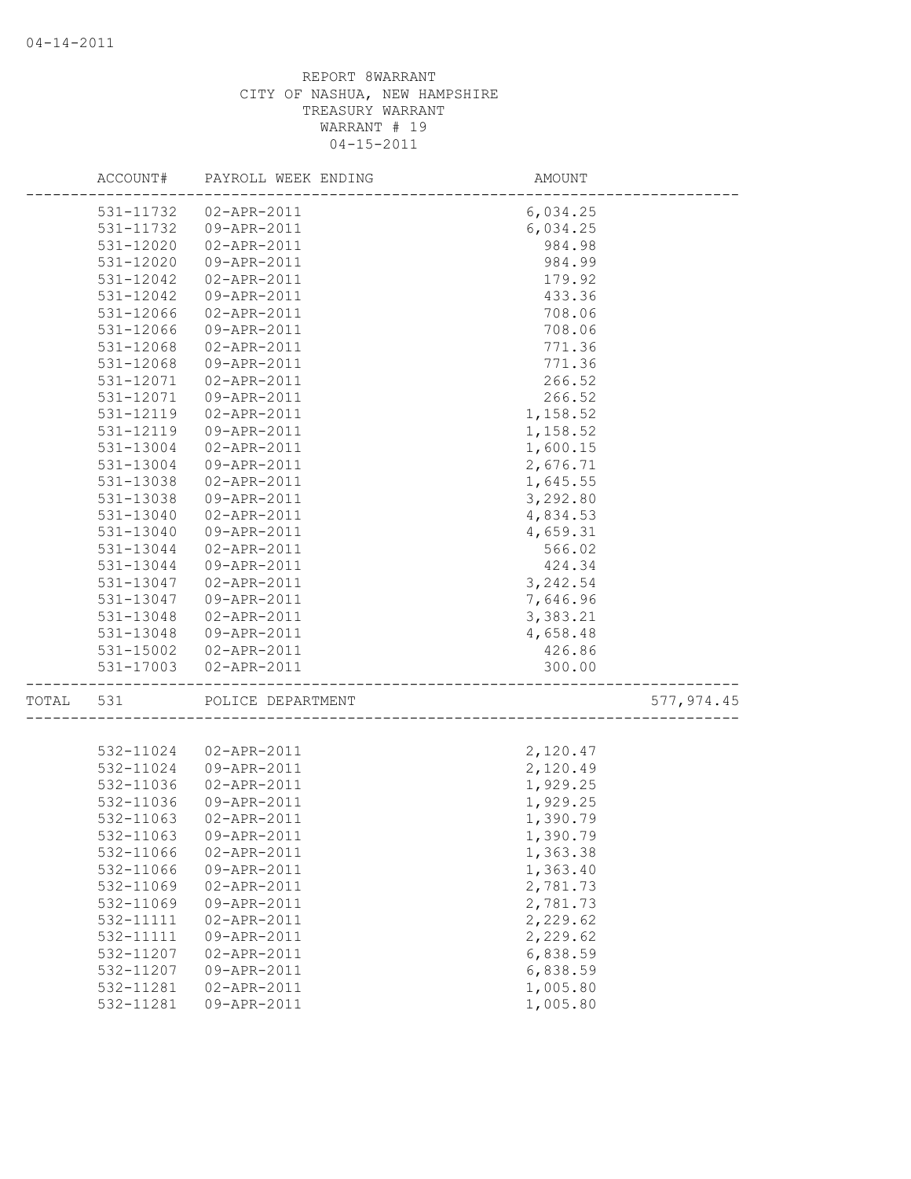REPORT 8WARRANT
CITY OF NASHUA, NEW HAMPSHIRE
TREASURY WARRANT
WARRANT # 19
04-15-2011

| | ACCOUNT# | PAYROLL WEEK ENDING | AMOUNT | |
|---|---|---|---|---|
| | 531-11732 | 02-APR-2011 | 6,034.25 | |
| | 531-11732 | 09-APR-2011 | 6,034.25 | |
| | 531-12020 | 02-APR-2011 | 984.98 | |
| | 531-12020 | 09-APR-2011 | 984.99 | |
| | 531-12042 | 02-APR-2011 | 179.92 | |
| | 531-12042 | 09-APR-2011 | 433.36 | |
| | 531-12066 | 02-APR-2011 | 708.06 | |
| | 531-12066 | 09-APR-2011 | 708.06 | |
| | 531-12068 | 02-APR-2011 | 771.36 | |
| | 531-12068 | 09-APR-2011 | 771.36 | |
| | 531-12071 | 02-APR-2011 | 266.52 | |
| | 531-12071 | 09-APR-2011 | 266.52 | |
| | 531-12119 | 02-APR-2011 | 1,158.52 | |
| | 531-12119 | 09-APR-2011 | 1,158.52 | |
| | 531-13004 | 02-APR-2011 | 1,600.15 | |
| | 531-13004 | 09-APR-2011 | 2,676.71 | |
| | 531-13038 | 02-APR-2011 | 1,645.55 | |
| | 531-13038 | 09-APR-2011 | 3,292.80 | |
| | 531-13040 | 02-APR-2011 | 4,834.53 | |
| | 531-13040 | 09-APR-2011 | 4,659.31 | |
| | 531-13044 | 02-APR-2011 | 566.02 | |
| | 531-13044 | 09-APR-2011 | 424.34 | |
| | 531-13047 | 02-APR-2011 | 3,242.54 | |
| | 531-13047 | 09-APR-2011 | 7,646.96 | |
| | 531-13048 | 02-APR-2011 | 3,383.21 | |
| | 531-13048 | 09-APR-2011 | 4,658.48 | |
| | 531-15002 | 02-APR-2011 | 426.86 | |
| | 531-17003 | 02-APR-2011 | 300.00 | |
| TOTAL | 531 | POLICE DEPARTMENT | | 577,974.45 |
| | 532-11024 | 02-APR-2011 | 2,120.47 | |
| | 532-11024 | 09-APR-2011 | 2,120.49 | |
| | 532-11036 | 02-APR-2011 | 1,929.25 | |
| | 532-11036 | 09-APR-2011 | 1,929.25 | |
| | 532-11063 | 02-APR-2011 | 1,390.79 | |
| | 532-11063 | 09-APR-2011 | 1,390.79 | |
| | 532-11066 | 02-APR-2011 | 1,363.38 | |
| | 532-11066 | 09-APR-2011 | 1,363.40 | |
| | 532-11069 | 02-APR-2011 | 2,781.73 | |
| | 532-11069 | 09-APR-2011 | 2,781.73 | |
| | 532-11111 | 02-APR-2011 | 2,229.62 | |
| | 532-11111 | 09-APR-2011 | 2,229.62 | |
| | 532-11207 | 02-APR-2011 | 6,838.59 | |
| | 532-11207 | 09-APR-2011 | 6,838.59 | |
| | 532-11281 | 02-APR-2011 | 1,005.80 | |
| | 532-11281 | 09-APR-2011 | 1,005.80 | |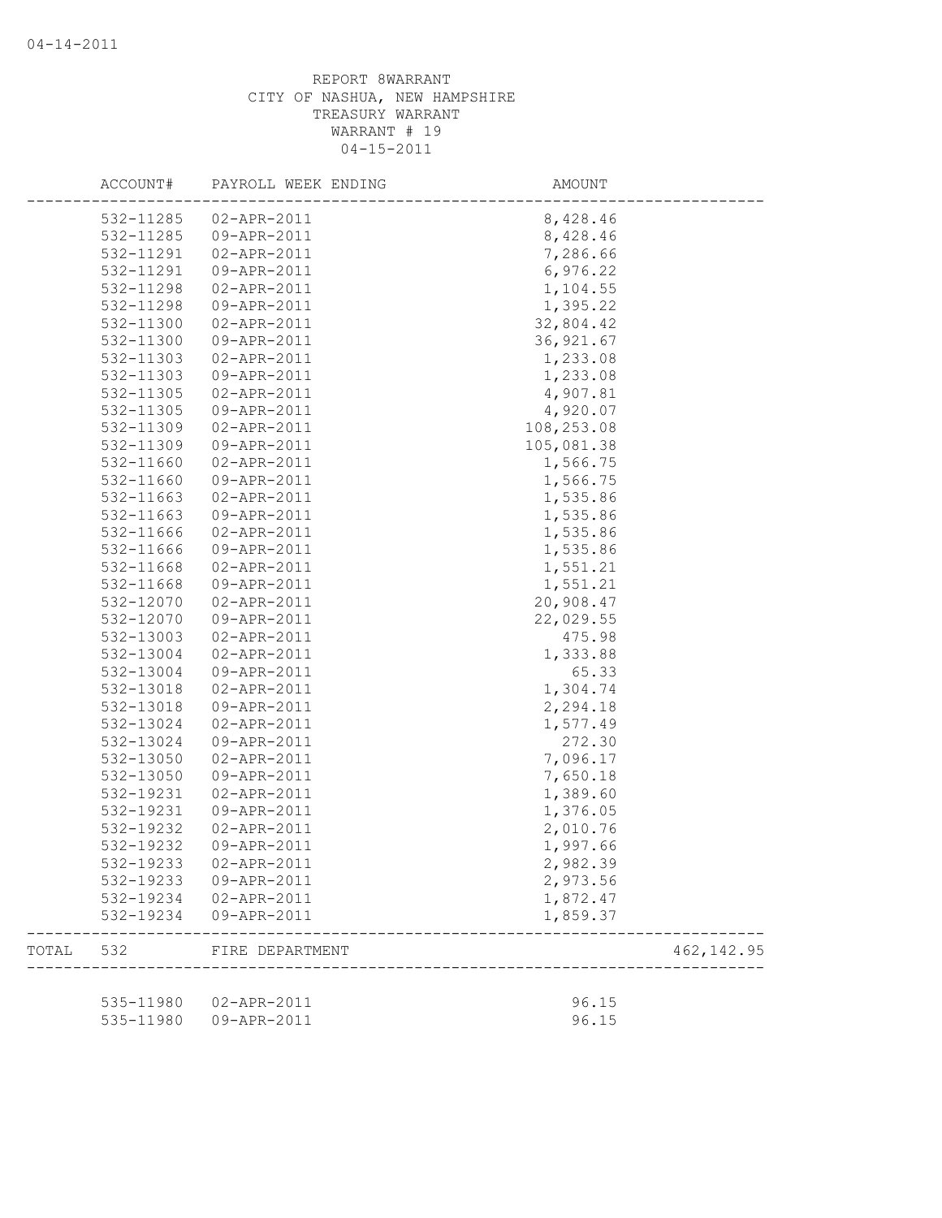REPORT 8WARRANT
CITY OF NASHUA, NEW HAMPSHIRE
TREASURY WARRANT
WARRANT # 19
04-15-2011

| | ACCOUNT# | PAYROLL WEEK ENDING | AMOUNT | |
|---|---|---|---|---|
| | 532-11285 | 02-APR-2011 | 8,428.46 | |
| | 532-11285 | 09-APR-2011 | 8,428.46 | |
| | 532-11291 | 02-APR-2011 | 7,286.66 | |
| | 532-11291 | 09-APR-2011 | 6,976.22 | |
| | 532-11298 | 02-APR-2011 | 1,104.55 | |
| | 532-11298 | 09-APR-2011 | 1,395.22 | |
| | 532-11300 | 02-APR-2011 | 32,804.42 | |
| | 532-11300 | 09-APR-2011 | 36,921.67 | |
| | 532-11303 | 02-APR-2011 | 1,233.08 | |
| | 532-11303 | 09-APR-2011 | 1,233.08 | |
| | 532-11305 | 02-APR-2011 | 4,907.81 | |
| | 532-11305 | 09-APR-2011 | 4,920.07 | |
| | 532-11309 | 02-APR-2011 | 108,253.08 | |
| | 532-11309 | 09-APR-2011 | 105,081.38 | |
| | 532-11660 | 02-APR-2011 | 1,566.75 | |
| | 532-11660 | 09-APR-2011 | 1,566.75 | |
| | 532-11663 | 02-APR-2011 | 1,535.86 | |
| | 532-11663 | 09-APR-2011 | 1,535.86 | |
| | 532-11666 | 02-APR-2011 | 1,535.86 | |
| | 532-11666 | 09-APR-2011 | 1,535.86 | |
| | 532-11668 | 02-APR-2011 | 1,551.21 | |
| | 532-11668 | 09-APR-2011 | 1,551.21 | |
| | 532-12070 | 02-APR-2011 | 20,908.47 | |
| | 532-12070 | 09-APR-2011 | 22,029.55 | |
| | 532-13003 | 02-APR-2011 | 475.98 | |
| | 532-13004 | 02-APR-2011 | 1,333.88 | |
| | 532-13004 | 09-APR-2011 | 65.33 | |
| | 532-13018 | 02-APR-2011 | 1,304.74 | |
| | 532-13018 | 09-APR-2011 | 2,294.18 | |
| | 532-13024 | 02-APR-2011 | 1,577.49 | |
| | 532-13024 | 09-APR-2011 | 272.30 | |
| | 532-13050 | 02-APR-2011 | 7,096.17 | |
| | 532-13050 | 09-APR-2011 | 7,650.18 | |
| | 532-19231 | 02-APR-2011 | 1,389.60 | |
| | 532-19231 | 09-APR-2011 | 1,376.05 | |
| | 532-19232 | 02-APR-2011 | 2,010.76 | |
| | 532-19232 | 09-APR-2011 | 1,997.66 | |
| | 532-19233 | 02-APR-2011 | 2,982.39 | |
| | 532-19233 | 09-APR-2011 | 2,973.56 | |
| | 532-19234 | 02-APR-2011 | 1,872.47 | |
| | 532-19234 | 09-APR-2011 | 1,859.37 | |
| TOTAL | 532 | FIRE DEPARTMENT | | 462,142.95 |
| | 535-11980 | 02-APR-2011 | 96.15 | |
| | 535-11980 | 09-APR-2011 | 96.15 | |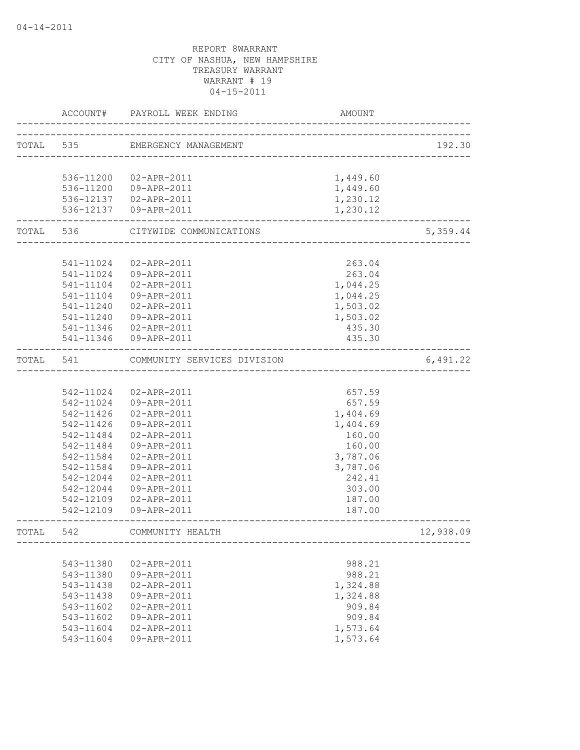REPORT 8WARRANT
CITY OF NASHUA, NEW HAMPSHIRE
TREASURY WARRANT
WARRANT # 19
04-15-2011

| | ACCOUNT# | PAYROLL WEEK ENDING | AMOUNT | |
|---|---|---|---|---|
| TOTAL | 535 | EMERGENCY MANAGEMENT | | 192.30 |
| | 536-11200 | 02-APR-2011 | 1,449.60 | |
| | 536-11200 | 09-APR-2011 | 1,449.60 | |
| | 536-12137 | 02-APR-2011 | 1,230.12 | |
| | 536-12137 | 09-APR-2011 | 1,230.12 | |
| TOTAL | 536 | CITYWIDE COMMUNICATIONS | | 5,359.44 |
| | 541-11024 | 02-APR-2011 | 263.04 | |
| | 541-11024 | 09-APR-2011 | 263.04 | |
| | 541-11104 | 02-APR-2011 | 1,044.25 | |
| | 541-11104 | 09-APR-2011 | 1,044.25 | |
| | 541-11240 | 02-APR-2011 | 1,503.02 | |
| | 541-11240 | 09-APR-2011 | 1,503.02 | |
| | 541-11346 | 02-APR-2011 | 435.30 | |
| | 541-11346 | 09-APR-2011 | 435.30 | |
| TOTAL | 541 | COMMUNITY SERVICES DIVISION | | 6,491.22 |
| | 542-11024 | 02-APR-2011 | 657.59 | |
| | 542-11024 | 09-APR-2011 | 657.59 | |
| | 542-11426 | 02-APR-2011 | 1,404.69 | |
| | 542-11426 | 09-APR-2011 | 1,404.69 | |
| | 542-11484 | 02-APR-2011 | 160.00 | |
| | 542-11484 | 09-APR-2011 | 160.00 | |
| | 542-11584 | 02-APR-2011 | 3,787.06 | |
| | 542-11584 | 09-APR-2011 | 3,787.06 | |
| | 542-12044 | 02-APR-2011 | 242.41 | |
| | 542-12044 | 09-APR-2011 | 303.00 | |
| | 542-12109 | 02-APR-2011 | 187.00 | |
| | 542-12109 | 09-APR-2011 | 187.00 | |
| TOTAL | 542 | COMMUNITY HEALTH | | 12,938.09 |
| | 543-11380 | 02-APR-2011 | 988.21 | |
| | 543-11380 | 09-APR-2011 | 988.21 | |
| | 543-11438 | 02-APR-2011 | 1,324.88 | |
| | 543-11438 | 09-APR-2011 | 1,324.88 | |
| | 543-11602 | 02-APR-2011 | 909.84 | |
| | 543-11602 | 09-APR-2011 | 909.84 | |
| | 543-11604 | 02-APR-2011 | 1,573.64 | |
| | 543-11604 | 09-APR-2011 | 1,573.64 | |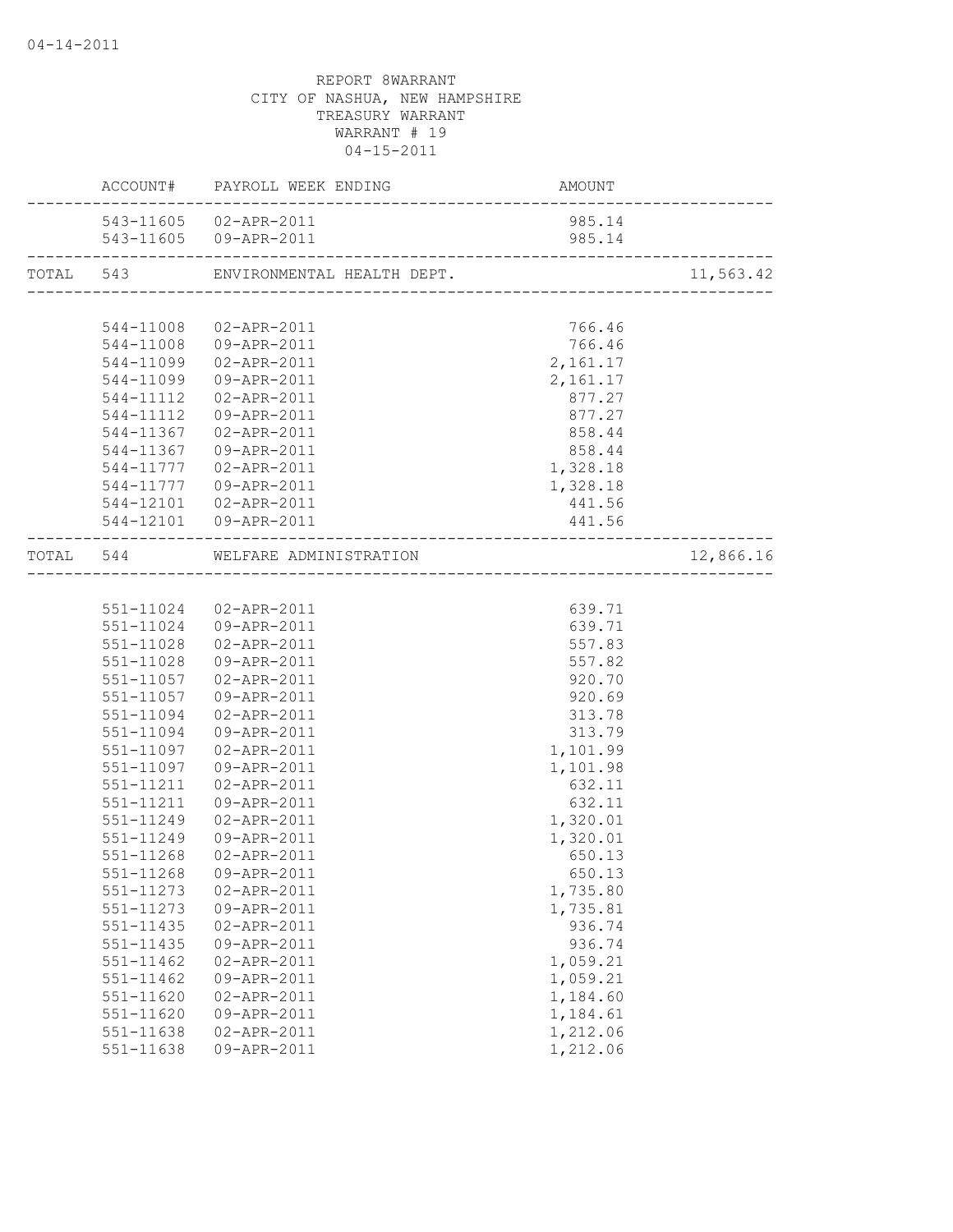04-14-2011

REPORT 8WARRANT
CITY OF NASHUA, NEW HAMPSHIRE
TREASURY WARRANT
WARRANT # 19
04-15-2011

| | ACCOUNT# | PAYROLL WEEK ENDING | AMOUNT | |
|---|---|---|---|---|
| | 543-11605 | 02-APR-2011 | 985.14 | |
| | 543-11605 | 09-APR-2011 | 985.14 | |
| TOTAL | 543 | ENVIRONMENTAL HEALTH DEPT. | | 11,563.42 |
| | 544-11008 | 02-APR-2011 | 766.46 | |
| | 544-11008 | 09-APR-2011 | 766.46 | |
| | 544-11099 | 02-APR-2011 | 2,161.17 | |
| | 544-11099 | 09-APR-2011 | 2,161.17 | |
| | 544-11112 | 02-APR-2011 | 877.27 | |
| | 544-11112 | 09-APR-2011 | 877.27 | |
| | 544-11367 | 02-APR-2011 | 858.44 | |
| | 544-11367 | 09-APR-2011 | 858.44 | |
| | 544-11777 | 02-APR-2011 | 1,328.18 | |
| | 544-11777 | 09-APR-2011 | 1,328.18 | |
| | 544-12101 | 02-APR-2011 | 441.56 | |
| | 544-12101 | 09-APR-2011 | 441.56 | |
| TOTAL | 544 | WELFARE ADMINISTRATION | | 12,866.16 |
| | 551-11024 | 02-APR-2011 | 639.71 | |
| | 551-11024 | 09-APR-2011 | 639.71 | |
| | 551-11028 | 02-APR-2011 | 557.83 | |
| | 551-11028 | 09-APR-2011 | 557.82 | |
| | 551-11057 | 02-APR-2011 | 920.70 | |
| | 551-11057 | 09-APR-2011 | 920.69 | |
| | 551-11094 | 02-APR-2011 | 313.78 | |
| | 551-11094 | 09-APR-2011 | 313.79 | |
| | 551-11097 | 02-APR-2011 | 1,101.99 | |
| | 551-11097 | 09-APR-2011 | 1,101.98 | |
| | 551-11211 | 02-APR-2011 | 632.11 | |
| | 551-11211 | 09-APR-2011 | 632.11 | |
| | 551-11249 | 02-APR-2011 | 1,320.01 | |
| | 551-11249 | 09-APR-2011 | 1,320.01 | |
| | 551-11268 | 02-APR-2011 | 650.13 | |
| | 551-11268 | 09-APR-2011 | 650.13 | |
| | 551-11273 | 02-APR-2011 | 1,735.80 | |
| | 551-11273 | 09-APR-2011 | 1,735.81 | |
| | 551-11435 | 02-APR-2011 | 936.74 | |
| | 551-11435 | 09-APR-2011 | 936.74 | |
| | 551-11462 | 02-APR-2011 | 1,059.21 | |
| | 551-11462 | 09-APR-2011 | 1,059.21 | |
| | 551-11620 | 02-APR-2011 | 1,184.60 | |
| | 551-11620 | 09-APR-2011 | 1,184.61 | |
| | 551-11638 | 02-APR-2011 | 1,212.06 | |
| | 551-11638 | 09-APR-2011 | 1,212.06 | |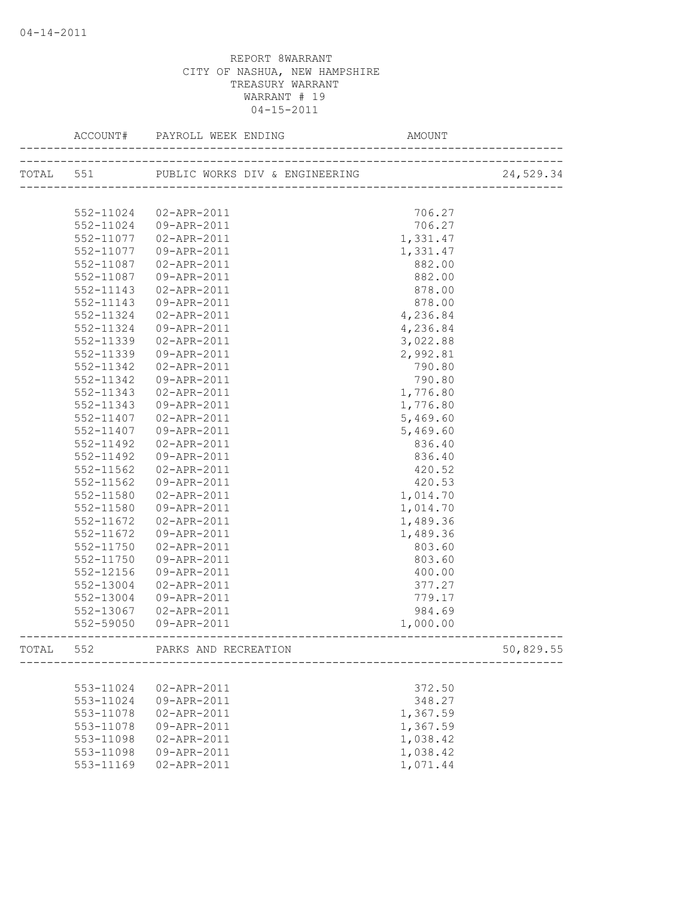REPORT 8WARRANT
CITY OF NASHUA, NEW HAMPSHIRE
TREASURY WARRANT
WARRANT # 19
04-15-2011

| | ACCOUNT# | PAYROLL WEEK ENDING | AMOUNT | |
|---|---|---|---|---|
| TOTAL | 551 | PUBLIC WORKS DIV & ENGINEERING | | 24,529.34 |
| | 552-11024 | 02-APR-2011 | 706.27 | |
| | 552-11024 | 09-APR-2011 | 706.27 | |
| | 552-11077 | 02-APR-2011 | 1,331.47 | |
| | 552-11077 | 09-APR-2011 | 1,331.47 | |
| | 552-11087 | 02-APR-2011 | 882.00 | |
| | 552-11087 | 09-APR-2011 | 882.00 | |
| | 552-11143 | 02-APR-2011 | 878.00 | |
| | 552-11143 | 09-APR-2011 | 878.00 | |
| | 552-11324 | 02-APR-2011 | 4,236.84 | |
| | 552-11324 | 09-APR-2011 | 4,236.84 | |
| | 552-11339 | 02-APR-2011 | 3,022.88 | |
| | 552-11339 | 09-APR-2011 | 2,992.81 | |
| | 552-11342 | 02-APR-2011 | 790.80 | |
| | 552-11342 | 09-APR-2011 | 790.80 | |
| | 552-11343 | 02-APR-2011 | 1,776.80 | |
| | 552-11343 | 09-APR-2011 | 1,776.80 | |
| | 552-11407 | 02-APR-2011 | 5,469.60 | |
| | 552-11407 | 09-APR-2011 | 5,469.60 | |
| | 552-11492 | 02-APR-2011 | 836.40 | |
| | 552-11492 | 09-APR-2011 | 836.40 | |
| | 552-11562 | 02-APR-2011 | 420.52 | |
| | 552-11562 | 09-APR-2011 | 420.53 | |
| | 552-11580 | 02-APR-2011 | 1,014.70 | |
| | 552-11580 | 09-APR-2011 | 1,014.70 | |
| | 552-11672 | 02-APR-2011 | 1,489.36 | |
| | 552-11672 | 09-APR-2011 | 1,489.36 | |
| | 552-11750 | 02-APR-2011 | 803.60 | |
| | 552-11750 | 09-APR-2011 | 803.60 | |
| | 552-12156 | 09-APR-2011 | 400.00 | |
| | 552-13004 | 02-APR-2011 | 377.27 | |
| | 552-13004 | 09-APR-2011 | 779.17 | |
| | 552-13067 | 02-APR-2011 | 984.69 | |
| | 552-59050 | 09-APR-2011 | 1,000.00 | |
| TOTAL | 552 | PARKS AND RECREATION | | 50,829.55 |
| | 553-11024 | 02-APR-2011 | 372.50 | |
| | 553-11024 | 09-APR-2011 | 348.27 | |
| | 553-11078 | 02-APR-2011 | 1,367.59 | |
| | 553-11078 | 09-APR-2011 | 1,367.59 | |
| | 553-11098 | 02-APR-2011 | 1,038.42 | |
| | 553-11098 | 09-APR-2011 | 1,038.42 | |
| | 553-11169 | 02-APR-2011 | 1,071.44 | |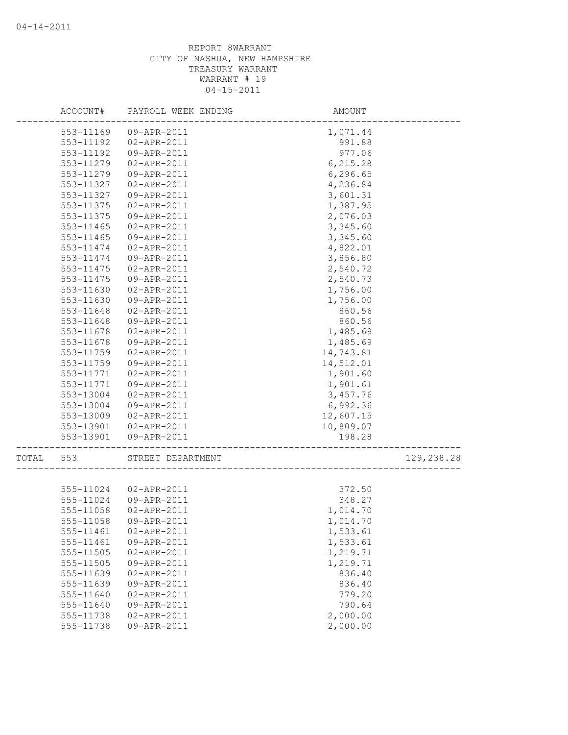04-14-2011

REPORT 8WARRANT
CITY OF NASHUA, NEW HAMPSHIRE
TREASURY WARRANT
WARRANT # 19
04-15-2011

| ACCOUNT# | PAYROLL WEEK ENDING | AMOUNT | |
|---|---|---|---|
| 553-11169 | 09-APR-2011 | 1,071.44 | |
| 553-11192 | 02-APR-2011 | 991.88 | |
| 553-11192 | 09-APR-2011 | 977.06 | |
| 553-11279 | 02-APR-2011 | 6,215.28 | |
| 553-11279 | 09-APR-2011 | 6,296.65 | |
| 553-11327 | 02-APR-2011 | 4,236.84 | |
| 553-11327 | 09-APR-2011 | 3,601.31 | |
| 553-11375 | 02-APR-2011 | 1,387.95 | |
| 553-11375 | 09-APR-2011 | 2,076.03 | |
| 553-11465 | 02-APR-2011 | 3,345.60 | |
| 553-11465 | 09-APR-2011 | 3,345.60 | |
| 553-11474 | 02-APR-2011 | 4,822.01 | |
| 553-11474 | 09-APR-2011 | 3,856.80 | |
| 553-11475 | 02-APR-2011 | 2,540.72 | |
| 553-11475 | 09-APR-2011 | 2,540.73 | |
| 553-11630 | 02-APR-2011 | 1,756.00 | |
| 553-11630 | 09-APR-2011 | 1,756.00 | |
| 553-11648 | 02-APR-2011 | 860.56 | |
| 553-11648 | 09-APR-2011 | 860.56 | |
| 553-11678 | 02-APR-2011 | 1,485.69 | |
| 553-11678 | 09-APR-2011 | 1,485.69 | |
| 553-11759 | 02-APR-2011 | 14,743.81 | |
| 553-11759 | 09-APR-2011 | 14,512.01 | |
| 553-11771 | 02-APR-2011 | 1,901.60 | |
| 553-11771 | 09-APR-2011 | 1,901.61 | |
| 553-13004 | 02-APR-2011 | 3,457.76 | |
| 553-13004 | 09-APR-2011 | 6,992.36 | |
| 553-13009 | 02-APR-2011 | 12,607.15 | |
| 553-13901 | 02-APR-2011 | 10,809.07 | |
| 553-13901 | 09-APR-2011 | 198.28 | |
| TOTAL 553 | STREET DEPARTMENT | | 129,238.28 |
| 555-11024 | 02-APR-2011 | 372.50 | |
| 555-11024 | 09-APR-2011 | 348.27 | |
| 555-11058 | 02-APR-2011 | 1,014.70 | |
| 555-11058 | 09-APR-2011 | 1,014.70 | |
| 555-11461 | 02-APR-2011 | 1,533.61 | |
| 555-11461 | 09-APR-2011 | 1,533.61 | |
| 555-11505 | 02-APR-2011 | 1,219.71 | |
| 555-11505 | 09-APR-2011 | 1,219.71 | |
| 555-11639 | 02-APR-2011 | 836.40 | |
| 555-11639 | 09-APR-2011 | 836.40 | |
| 555-11640 | 02-APR-2011 | 779.20 | |
| 555-11640 | 09-APR-2011 | 790.64 | |
| 555-11738 | 02-APR-2011 | 2,000.00 | |
| 555-11738 | 09-APR-2011 | 2,000.00 | |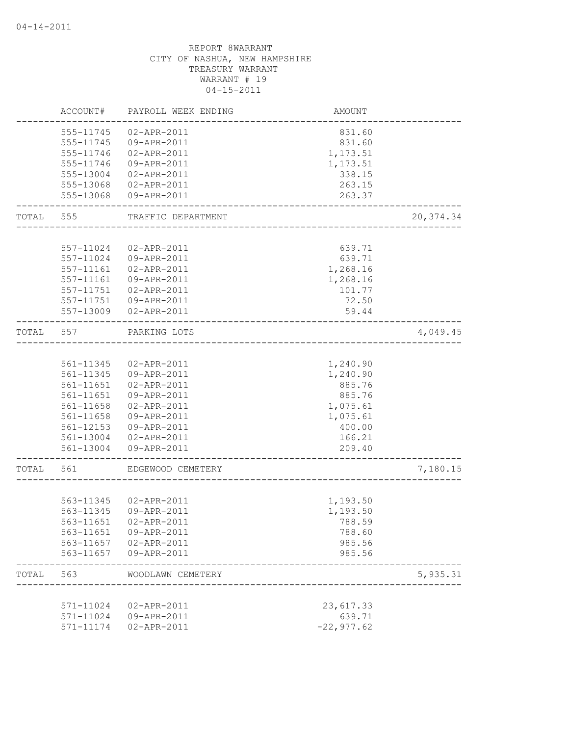REPORT 8WARRANT
CITY OF NASHUA, NEW HAMPSHIRE
TREASURY WARRANT
WARRANT # 19
04-15-2011

| | ACCOUNT# | PAYROLL WEEK ENDING | AMOUNT | |
|---|---|---|---|---|
| | 555-11745 | 02-APR-2011 | 831.60 | |
| | 555-11745 | 09-APR-2011 | 831.60 | |
| | 555-11746 | 02-APR-2011 | 1,173.51 | |
| | 555-11746 | 09-APR-2011 | 1,173.51 | |
| | 555-13004 | 02-APR-2011 | 338.15 | |
| | 555-13068 | 02-APR-2011 | 263.15 | |
| | 555-13068 | 09-APR-2011 | 263.37 | |
| TOTAL | 555 | TRAFFIC DEPARTMENT | | 20,374.34 |
| | 557-11024 | 02-APR-2011 | 639.71 | |
| | 557-11024 | 09-APR-2011 | 639.71 | |
| | 557-11161 | 02-APR-2011 | 1,268.16 | |
| | 557-11161 | 09-APR-2011 | 1,268.16 | |
| | 557-11751 | 02-APR-2011 | 101.77 | |
| | 557-11751 | 09-APR-2011 | 72.50 | |
| | 557-13009 | 02-APR-2011 | 59.44 | |
| TOTAL | 557 | PARKING LOTS | | 4,049.45 |
| | 561-11345 | 02-APR-2011 | 1,240.90 | |
| | 561-11345 | 09-APR-2011 | 1,240.90 | |
| | 561-11651 | 02-APR-2011 | 885.76 | |
| | 561-11651 | 09-APR-2011 | 885.76 | |
| | 561-11658 | 02-APR-2011 | 1,075.61 | |
| | 561-11658 | 09-APR-2011 | 1,075.61 | |
| | 561-12153 | 09-APR-2011 | 400.00 | |
| | 561-13004 | 02-APR-2011 | 166.21 | |
| | 561-13004 | 09-APR-2011 | 209.40 | |
| TOTAL | 561 | EDGEWOOD CEMETERY | | 7,180.15 |
| | 563-11345 | 02-APR-2011 | 1,193.50 | |
| | 563-11345 | 09-APR-2011 | 1,193.50 | |
| | 563-11651 | 02-APR-2011 | 788.59 | |
| | 563-11651 | 09-APR-2011 | 788.60 | |
| | 563-11657 | 02-APR-2011 | 985.56 | |
| | 563-11657 | 09-APR-2011 | 985.56 | |
| TOTAL | 563 | WOODLAWN CEMETERY | | 5,935.31 |
| | 571-11024 | 02-APR-2011 | 23,617.33 | |
| | 571-11024 | 09-APR-2011 | 639.71 | |
| | 571-11174 | 02-APR-2011 | -22,977.62 | |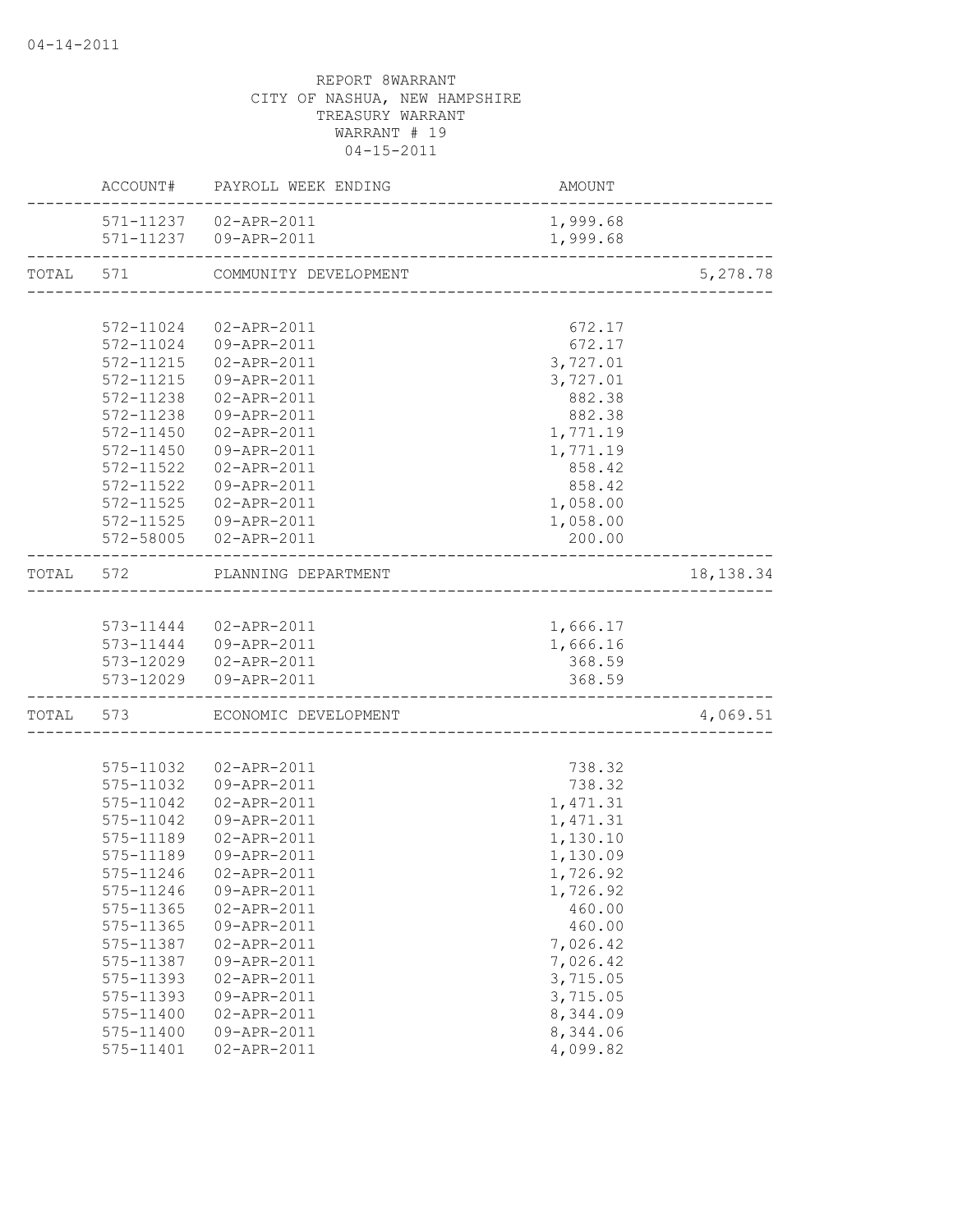04-14-2011

REPORT 8WARRANT
CITY OF NASHUA, NEW HAMPSHIRE
TREASURY WARRANT
WARRANT # 19
04-15-2011

| | ACCOUNT# | PAYROLL WEEK ENDING | AMOUNT | |
|---|---|---|---|---|
| | 571-11237 | 02-APR-2011 | 1,999.68 | |
| | 571-11237 | 09-APR-2011 | 1,999.68 | |
| TOTAL | 571 | COMMUNITY DEVELOPMENT | | 5,278.78 |
| | 572-11024 | 02-APR-2011 | 672.17 | |
| | 572-11024 | 09-APR-2011 | 672.17 | |
| | 572-11215 | 02-APR-2011 | 3,727.01 | |
| | 572-11215 | 09-APR-2011 | 3,727.01 | |
| | 572-11238 | 02-APR-2011 | 882.38 | |
| | 572-11238 | 09-APR-2011 | 882.38 | |
| | 572-11450 | 02-APR-2011 | 1,771.19 | |
| | 572-11450 | 09-APR-2011 | 1,771.19 | |
| | 572-11522 | 02-APR-2011 | 858.42 | |
| | 572-11522 | 09-APR-2011 | 858.42 | |
| | 572-11525 | 02-APR-2011 | 1,058.00 | |
| | 572-11525 | 09-APR-2011 | 1,058.00 | |
| | 572-58005 | 02-APR-2011 | 200.00 | |
| TOTAL | 572 | PLANNING DEPARTMENT | | 18,138.34 |
| | 573-11444 | 02-APR-2011 | 1,666.17 | |
| | 573-11444 | 09-APR-2011 | 1,666.16 | |
| | 573-12029 | 02-APR-2011 | 368.59 | |
| | 573-12029 | 09-APR-2011 | 368.59 | |
| TOTAL | 573 | ECONOMIC DEVELOPMENT | | 4,069.51 |
| | 575-11032 | 02-APR-2011 | 738.32 | |
| | 575-11032 | 09-APR-2011 | 738.32 | |
| | 575-11042 | 02-APR-2011 | 1,471.31 | |
| | 575-11042 | 09-APR-2011 | 1,471.31 | |
| | 575-11189 | 02-APR-2011 | 1,130.10 | |
| | 575-11189 | 09-APR-2011 | 1,130.09 | |
| | 575-11246 | 02-APR-2011 | 1,726.92 | |
| | 575-11246 | 09-APR-2011 | 1,726.92 | |
| | 575-11365 | 02-APR-2011 | 460.00 | |
| | 575-11365 | 09-APR-2011 | 460.00 | |
| | 575-11387 | 02-APR-2011 | 7,026.42 | |
| | 575-11387 | 09-APR-2011 | 7,026.42 | |
| | 575-11393 | 02-APR-2011 | 3,715.05 | |
| | 575-11393 | 09-APR-2011 | 3,715.05 | |
| | 575-11400 | 02-APR-2011 | 8,344.09 | |
| | 575-11400 | 09-APR-2011 | 8,344.06 | |
| | 575-11401 | 02-APR-2011 | 4,099.82 | |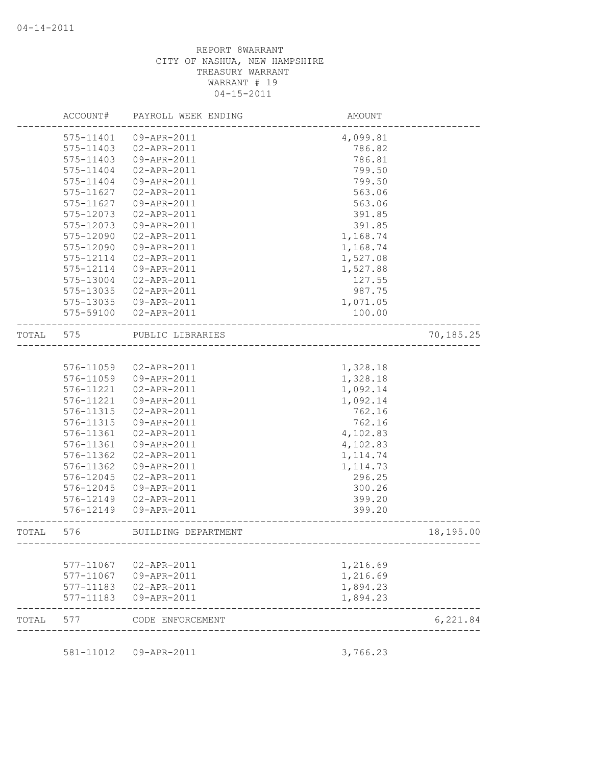04-14-2011

REPORT 8WARRANT
CITY OF NASHUA, NEW HAMPSHIRE
TREASURY WARRANT
WARRANT # 19
04-15-2011

| | ACCOUNT# | PAYROLL WEEK ENDING | AMOUNT | |
|---|---|---|---|---|
| | 575-11401 | 09-APR-2011 | 4,099.81 | |
| | 575-11403 | 02-APR-2011 | 786.82 | |
| | 575-11403 | 09-APR-2011 | 786.81 | |
| | 575-11404 | 02-APR-2011 | 799.50 | |
| | 575-11404 | 09-APR-2011 | 799.50 | |
| | 575-11627 | 02-APR-2011 | 563.06 | |
| | 575-11627 | 09-APR-2011 | 563.06 | |
| | 575-12073 | 02-APR-2011 | 391.85 | |
| | 575-12073 | 09-APR-2011 | 391.85 | |
| | 575-12090 | 02-APR-2011 | 1,168.74 | |
| | 575-12090 | 09-APR-2011 | 1,168.74 | |
| | 575-12114 | 02-APR-2011 | 1,527.08 | |
| | 575-12114 | 09-APR-2011 | 1,527.88 | |
| | 575-13004 | 02-APR-2011 | 127.55 | |
| | 575-13035 | 02-APR-2011 | 987.75 | |
| | 575-13035 | 09-APR-2011 | 1,071.05 | |
| | 575-59100 | 02-APR-2011 | 100.00 | |
| TOTAL | 575 | PUBLIC LIBRARIES | | 70,185.25 |
| | 576-11059 | 02-APR-2011 | 1,328.18 | |
| | 576-11059 | 09-APR-2011 | 1,328.18 | |
| | 576-11221 | 02-APR-2011 | 1,092.14 | |
| | 576-11221 | 09-APR-2011 | 1,092.14 | |
| | 576-11315 | 02-APR-2011 | 762.16 | |
| | 576-11315 | 09-APR-2011 | 762.16 | |
| | 576-11361 | 02-APR-2011 | 4,102.83 | |
| | 576-11361 | 09-APR-2011 | 4,102.83 | |
| | 576-11362 | 02-APR-2011 | 1,114.74 | |
| | 576-11362 | 09-APR-2011 | 1,114.73 | |
| | 576-12045 | 02-APR-2011 | 296.25 | |
| | 576-12045 | 09-APR-2011 | 300.26 | |
| | 576-12149 | 02-APR-2011 | 399.20 | |
| | 576-12149 | 09-APR-2011 | 399.20 | |
| TOTAL | 576 | BUILDING DEPARTMENT | | 18,195.00 |
| | 577-11067 | 02-APR-2011 | 1,216.69 | |
| | 577-11067 | 09-APR-2011 | 1,216.69 | |
| | 577-11183 | 02-APR-2011 | 1,894.23 | |
| | 577-11183 | 09-APR-2011 | 1,894.23 | |
| TOTAL | 577 | CODE ENFORCEMENT | | 6,221.84 |
| | 581-11012 | 09-APR-2011 | 3,766.23 | |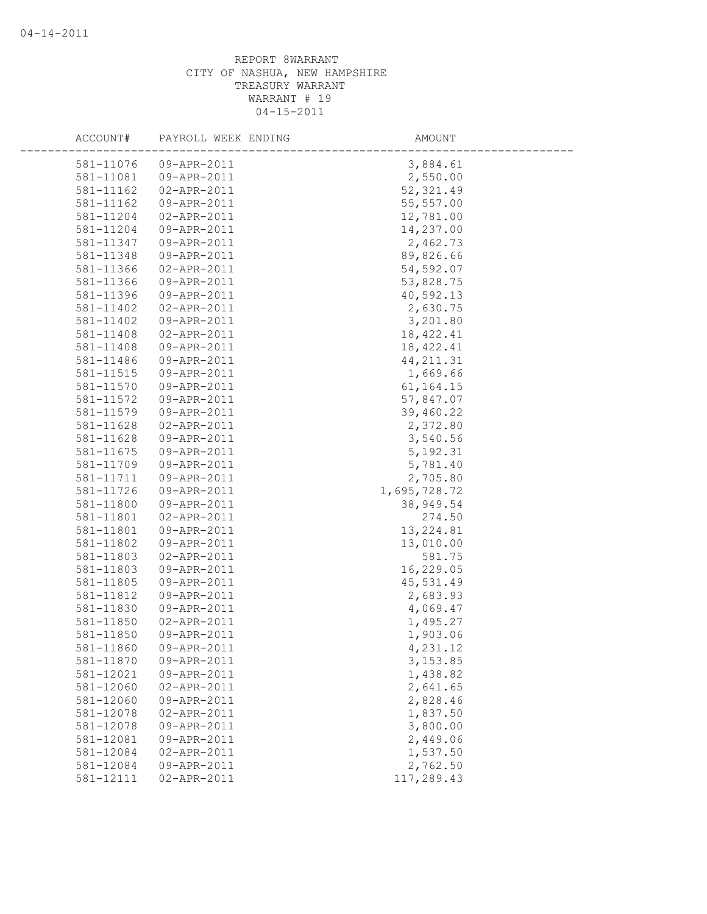REPORT 8WARRANT
CITY OF NASHUA, NEW HAMPSHIRE
TREASURY WARRANT
WARRANT # 19
04-15-2011

| ACCOUNT# | PAYROLL WEEK ENDING | AMOUNT |
|---|---|---|
| 581-11076 | 09-APR-2011 | 3,884.61 |
| 581-11081 | 09-APR-2011 | 2,550.00 |
| 581-11162 | 02-APR-2011 | 52,321.49 |
| 581-11162 | 09-APR-2011 | 55,557.00 |
| 581-11204 | 02-APR-2011 | 12,781.00 |
| 581-11204 | 09-APR-2011 | 14,237.00 |
| 581-11347 | 09-APR-2011 | 2,462.73 |
| 581-11348 | 09-APR-2011 | 89,826.66 |
| 581-11366 | 02-APR-2011 | 54,592.07 |
| 581-11366 | 09-APR-2011 | 53,828.75 |
| 581-11396 | 09-APR-2011 | 40,592.13 |
| 581-11402 | 02-APR-2011 | 2,630.75 |
| 581-11402 | 09-APR-2011 | 3,201.80 |
| 581-11408 | 02-APR-2011 | 18,422.41 |
| 581-11408 | 09-APR-2011 | 18,422.41 |
| 581-11486 | 09-APR-2011 | 44,211.31 |
| 581-11515 | 09-APR-2011 | 1,669.66 |
| 581-11570 | 09-APR-2011 | 61,164.15 |
| 581-11572 | 09-APR-2011 | 57,847.07 |
| 581-11579 | 09-APR-2011 | 39,460.22 |
| 581-11628 | 02-APR-2011 | 2,372.80 |
| 581-11628 | 09-APR-2011 | 3,540.56 |
| 581-11675 | 09-APR-2011 | 5,192.31 |
| 581-11709 | 09-APR-2011 | 5,781.40 |
| 581-11711 | 09-APR-2011 | 2,705.80 |
| 581-11726 | 09-APR-2011 | 1,695,728.72 |
| 581-11800 | 09-APR-2011 | 38,949.54 |
| 581-11801 | 02-APR-2011 | 274.50 |
| 581-11801 | 09-APR-2011 | 13,224.81 |
| 581-11802 | 09-APR-2011 | 13,010.00 |
| 581-11803 | 02-APR-2011 | 581.75 |
| 581-11803 | 09-APR-2011 | 16,229.05 |
| 581-11805 | 09-APR-2011 | 45,531.49 |
| 581-11812 | 09-APR-2011 | 2,683.93 |
| 581-11830 | 09-APR-2011 | 4,069.47 |
| 581-11850 | 02-APR-2011 | 1,495.27 |
| 581-11850 | 09-APR-2011 | 1,903.06 |
| 581-11860 | 09-APR-2011 | 4,231.12 |
| 581-11870 | 09-APR-2011 | 3,153.85 |
| 581-12021 | 09-APR-2011 | 1,438.82 |
| 581-12060 | 02-APR-2011 | 2,641.65 |
| 581-12060 | 09-APR-2011 | 2,828.46 |
| 581-12078 | 02-APR-2011 | 1,837.50 |
| 581-12078 | 09-APR-2011 | 3,800.00 |
| 581-12081 | 09-APR-2011 | 2,449.06 |
| 581-12084 | 02-APR-2011 | 1,537.50 |
| 581-12084 | 09-APR-2011 | 2,762.50 |
| 581-12111 | 02-APR-2011 | 117,289.43 |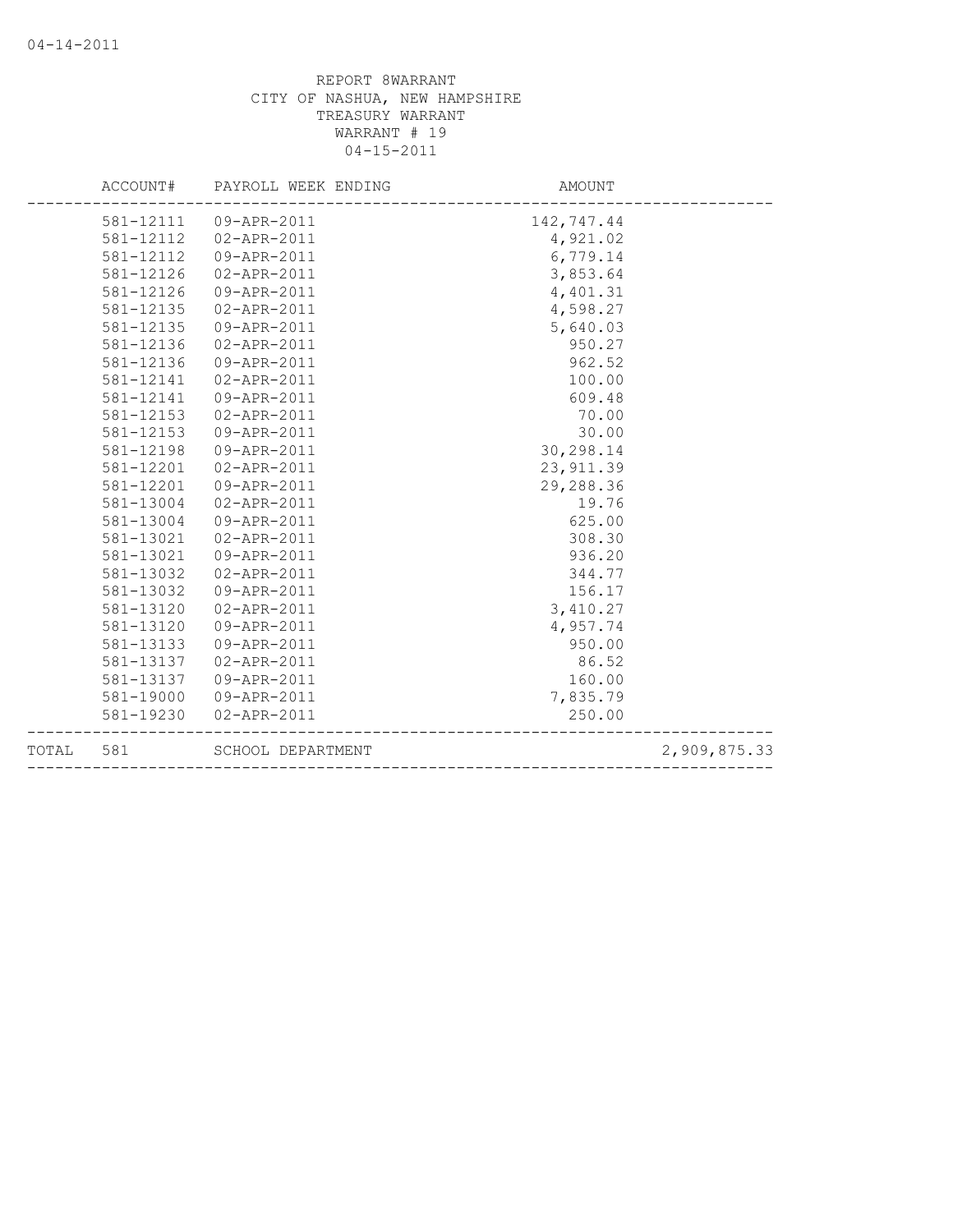REPORT 8WARRANT
CITY OF NASHUA, NEW HAMPSHIRE
TREASURY WARRANT
WARRANT # 19
04-15-2011

| ACCOUNT# | PAYROLL WEEK ENDING | AMOUNT | |
|---|---|---|---|
| 581-12111 | 09-APR-2011 | 142,747.44 | |
| 581-12112 | 02-APR-2011 | 4,921.02 | |
| 581-12112 | 09-APR-2011 | 6,779.14 | |
| 581-12126 | 02-APR-2011 | 3,853.64 | |
| 581-12126 | 09-APR-2011 | 4,401.31 | |
| 581-12135 | 02-APR-2011 | 4,598.27 | |
| 581-12135 | 09-APR-2011 | 5,640.03 | |
| 581-12136 | 02-APR-2011 | 950.27 | |
| 581-12136 | 09-APR-2011 | 962.52 | |
| 581-12141 | 02-APR-2011 | 100.00 | |
| 581-12141 | 09-APR-2011 | 609.48 | |
| 581-12153 | 02-APR-2011 | 70.00 | |
| 581-12153 | 09-APR-2011 | 30.00 | |
| 581-12198 | 09-APR-2011 | 30,298.14 | |
| 581-12201 | 02-APR-2011 | 23,911.39 | |
| 581-12201 | 09-APR-2011 | 29,288.36 | |
| 581-13004 | 02-APR-2011 | 19.76 | |
| 581-13004 | 09-APR-2011 | 625.00 | |
| 581-13021 | 02-APR-2011 | 308.30 | |
| 581-13021 | 09-APR-2011 | 936.20 | |
| 581-13032 | 02-APR-2011 | 344.77 | |
| 581-13032 | 09-APR-2011 | 156.17 | |
| 581-13120 | 02-APR-2011 | 3,410.27 | |
| 581-13120 | 09-APR-2011 | 4,957.74 | |
| 581-13133 | 09-APR-2011 | 950.00 | |
| 581-13137 | 02-APR-2011 | 86.52 | |
| 581-13137 | 09-APR-2011 | 160.00 | |
| 581-19000 | 09-APR-2011 | 7,835.79 | |
| 581-19230 | 02-APR-2011 | 250.00 | |
| TOTAL 581 | SCHOOL DEPARTMENT | | 2,909,875.33 |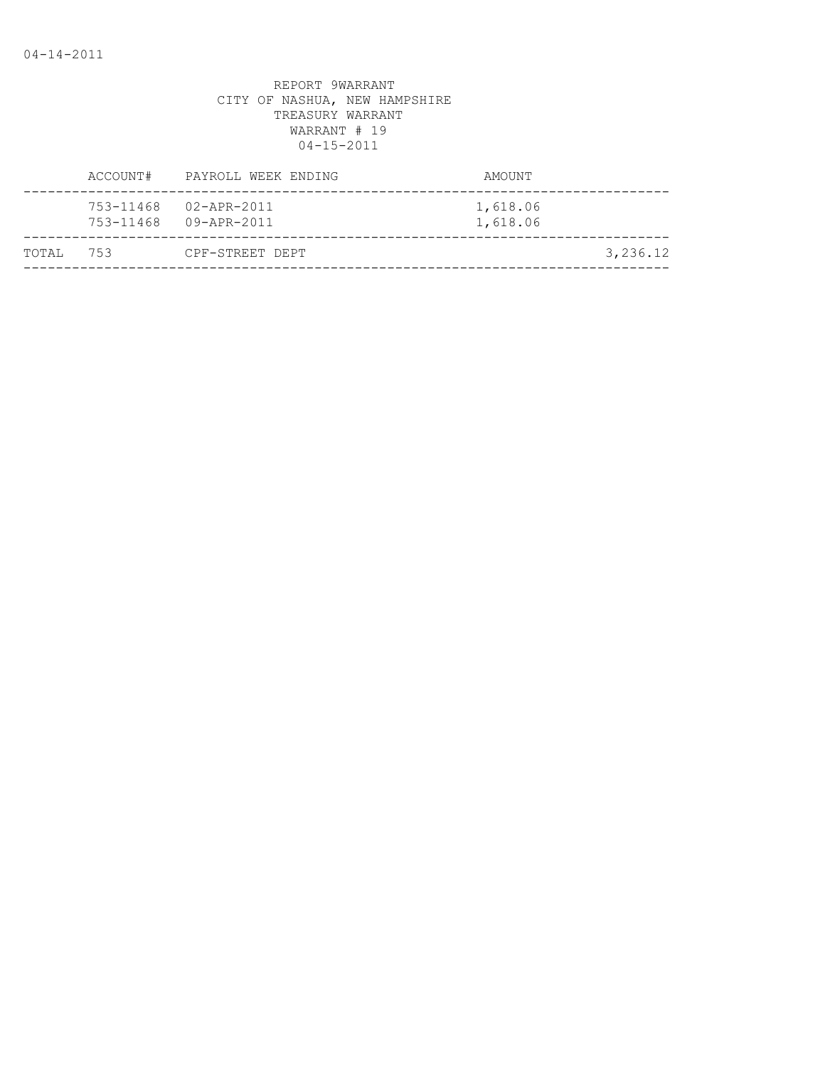REPORT 9WARRANT
CITY OF NASHUA, NEW HAMPSHIRE
TREASURY WARRANT
WARRANT # 19
04-15-2011

| | ACCOUNT# | PAYROLL WEEK ENDING | AMOUNT | |
|---|---|---|---|---|
| | 753-11468 | 02-APR-2011 | 1,618.06 | |
| | 753-11468 | 09-APR-2011 | 1,618.06 | |
| TOTAL | 753 | CPF-STREET DEPT | | 3,236.12 |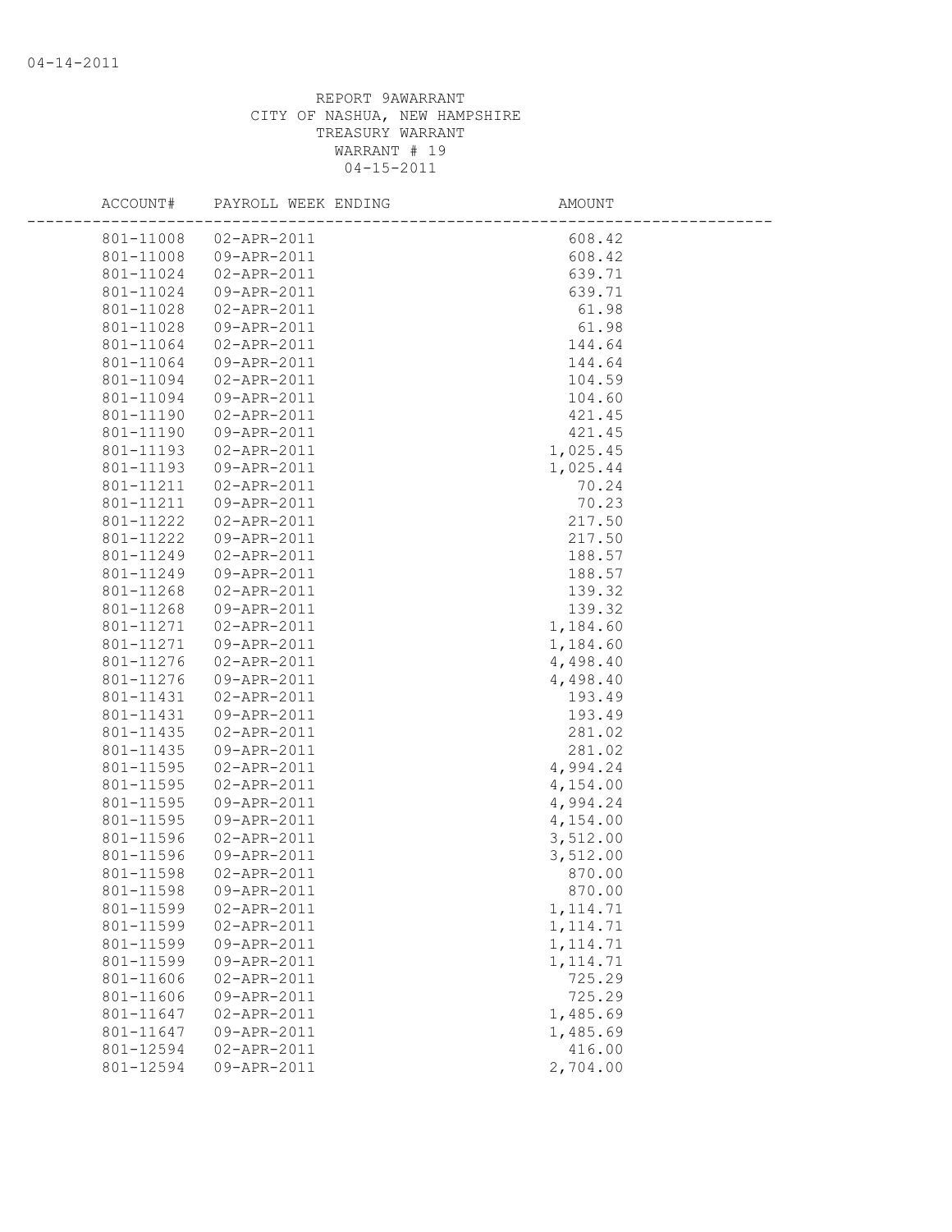REPORT 9AWARRANT
CITY OF NASHUA, NEW HAMPSHIRE
TREASURY WARRANT
WARRANT # 19
04-15-2011

| ACCOUNT# | PAYROLL WEEK ENDING | AMOUNT |
|---|---|---|
| 801-11008 | 02-APR-2011 | 608.42 |
| 801-11008 | 09-APR-2011 | 608.42 |
| 801-11024 | 02-APR-2011 | 639.71 |
| 801-11024 | 09-APR-2011 | 639.71 |
| 801-11028 | 02-APR-2011 | 61.98 |
| 801-11028 | 09-APR-2011 | 61.98 |
| 801-11064 | 02-APR-2011 | 144.64 |
| 801-11064 | 09-APR-2011 | 144.64 |
| 801-11094 | 02-APR-2011 | 104.59 |
| 801-11094 | 09-APR-2011 | 104.60 |
| 801-11190 | 02-APR-2011 | 421.45 |
| 801-11190 | 09-APR-2011 | 421.45 |
| 801-11193 | 02-APR-2011 | 1,025.45 |
| 801-11193 | 09-APR-2011 | 1,025.44 |
| 801-11211 | 02-APR-2011 | 70.24 |
| 801-11211 | 09-APR-2011 | 70.23 |
| 801-11222 | 02-APR-2011 | 217.50 |
| 801-11222 | 09-APR-2011 | 217.50 |
| 801-11249 | 02-APR-2011 | 188.57 |
| 801-11249 | 09-APR-2011 | 188.57 |
| 801-11268 | 02-APR-2011 | 139.32 |
| 801-11268 | 09-APR-2011 | 139.32 |
| 801-11271 | 02-APR-2011 | 1,184.60 |
| 801-11271 | 09-APR-2011 | 1,184.60 |
| 801-11276 | 02-APR-2011 | 4,498.40 |
| 801-11276 | 09-APR-2011 | 4,498.40 |
| 801-11431 | 02-APR-2011 | 193.49 |
| 801-11431 | 09-APR-2011 | 193.49 |
| 801-11435 | 02-APR-2011 | 281.02 |
| 801-11435 | 09-APR-2011 | 281.02 |
| 801-11595 | 02-APR-2011 | 4,994.24 |
| 801-11595 | 02-APR-2011 | 4,154.00 |
| 801-11595 | 09-APR-2011 | 4,994.24 |
| 801-11595 | 09-APR-2011 | 4,154.00 |
| 801-11596 | 02-APR-2011 | 3,512.00 |
| 801-11596 | 09-APR-2011 | 3,512.00 |
| 801-11598 | 02-APR-2011 | 870.00 |
| 801-11598 | 09-APR-2011 | 870.00 |
| 801-11599 | 02-APR-2011 | 1,114.71 |
| 801-11599 | 02-APR-2011 | 1,114.71 |
| 801-11599 | 09-APR-2011 | 1,114.71 |
| 801-11599 | 09-APR-2011 | 1,114.71 |
| 801-11606 | 02-APR-2011 | 725.29 |
| 801-11606 | 09-APR-2011 | 725.29 |
| 801-11647 | 02-APR-2011 | 1,485.69 |
| 801-11647 | 09-APR-2011 | 1,485.69 |
| 801-12594 | 02-APR-2011 | 416.00 |
| 801-12594 | 09-APR-2011 | 2,704.00 |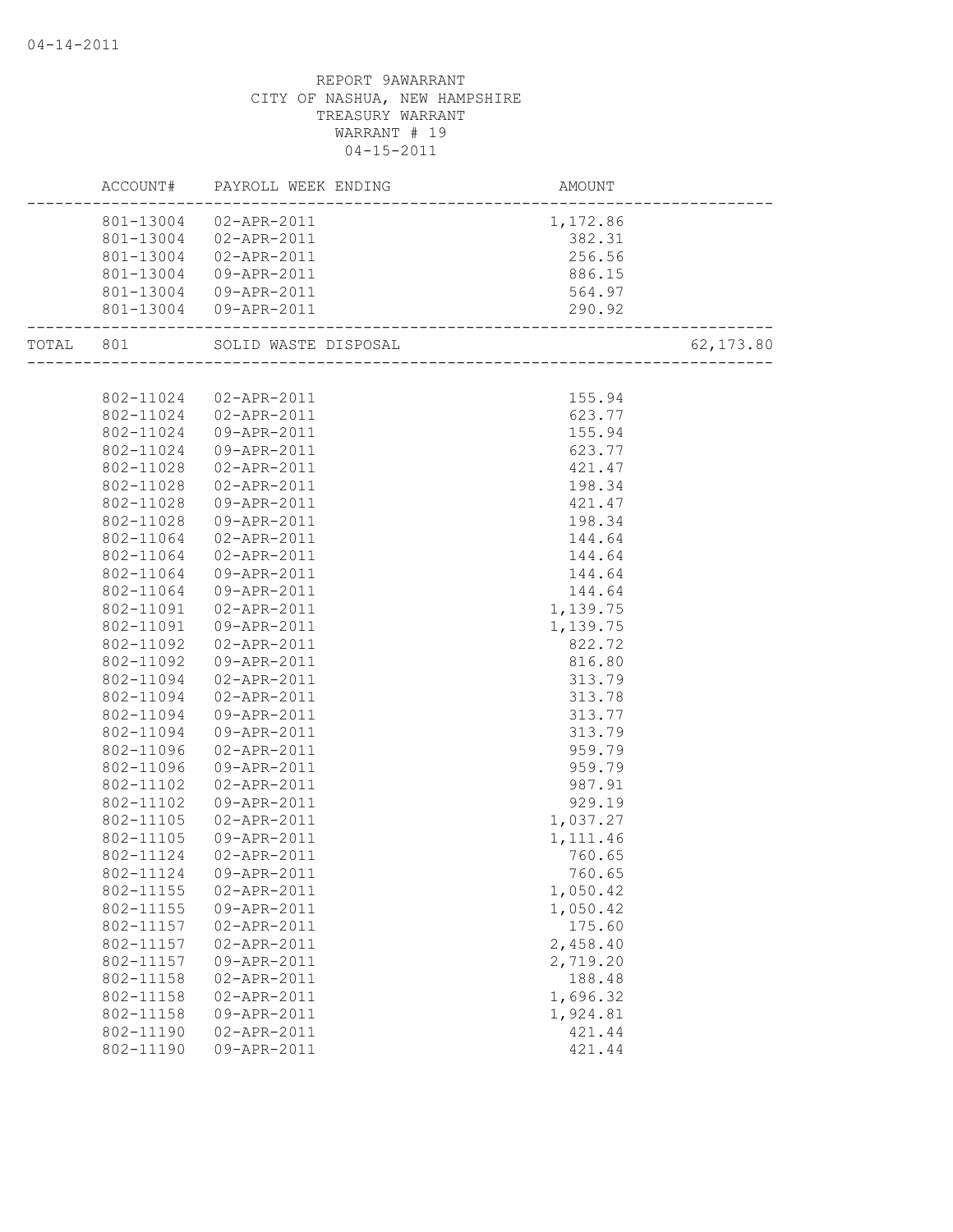04-14-2011

REPORT 9AWARRANT
CITY OF NASHUA, NEW HAMPSHIRE
TREASURY WARRANT
WARRANT # 19
04-15-2011

| | ACCOUNT# | PAYROLL WEEK ENDING | AMOUNT | |
|---|---|---|---|---|
| | 801-13004 | 02-APR-2011 | 1,172.86 | |
| | 801-13004 | 02-APR-2011 | 382.31 | |
| | 801-13004 | 02-APR-2011 | 256.56 | |
| | 801-13004 | 09-APR-2011 | 886.15 | |
| | 801-13004 | 09-APR-2011 | 564.97 | |
| | 801-13004 | 09-APR-2011 | 290.92 | |
| TOTAL | 801 | SOLID WASTE DISPOSAL | | 62,173.80 |
| | 802-11024 | 02-APR-2011 | 155.94 | |
| | 802-11024 | 02-APR-2011 | 623.77 | |
| | 802-11024 | 09-APR-2011 | 155.94 | |
| | 802-11024 | 09-APR-2011 | 623.77 | |
| | 802-11028 | 02-APR-2011 | 421.47 | |
| | 802-11028 | 02-APR-2011 | 198.34 | |
| | 802-11028 | 09-APR-2011 | 421.47 | |
| | 802-11028 | 09-APR-2011 | 198.34 | |
| | 802-11064 | 02-APR-2011 | 144.64 | |
| | 802-11064 | 02-APR-2011 | 144.64 | |
| | 802-11064 | 09-APR-2011 | 144.64 | |
| | 802-11064 | 09-APR-2011 | 144.64 | |
| | 802-11091 | 02-APR-2011 | 1,139.75 | |
| | 802-11091 | 09-APR-2011 | 1,139.75 | |
| | 802-11092 | 02-APR-2011 | 822.72 | |
| | 802-11092 | 09-APR-2011 | 816.80 | |
| | 802-11094 | 02-APR-2011 | 313.79 | |
| | 802-11094 | 02-APR-2011 | 313.78 | |
| | 802-11094 | 09-APR-2011 | 313.77 | |
| | 802-11094 | 09-APR-2011 | 313.79 | |
| | 802-11096 | 02-APR-2011 | 959.79 | |
| | 802-11096 | 09-APR-2011 | 959.79 | |
| | 802-11102 | 02-APR-2011 | 987.91 | |
| | 802-11102 | 09-APR-2011 | 929.19 | |
| | 802-11105 | 02-APR-2011 | 1,037.27 | |
| | 802-11105 | 09-APR-2011 | 1,111.46 | |
| | 802-11124 | 02-APR-2011 | 760.65 | |
| | 802-11124 | 09-APR-2011 | 760.65 | |
| | 802-11155 | 02-APR-2011 | 1,050.42 | |
| | 802-11155 | 09-APR-2011 | 1,050.42 | |
| | 802-11157 | 02-APR-2011 | 175.60 | |
| | 802-11157 | 02-APR-2011 | 2,458.40 | |
| | 802-11157 | 09-APR-2011 | 2,719.20 | |
| | 802-11158 | 02-APR-2011 | 188.48 | |
| | 802-11158 | 02-APR-2011 | 1,696.32 | |
| | 802-11158 | 09-APR-2011 | 1,924.81 | |
| | 802-11190 | 02-APR-2011 | 421.44 | |
| | 802-11190 | 09-APR-2011 | 421.44 | |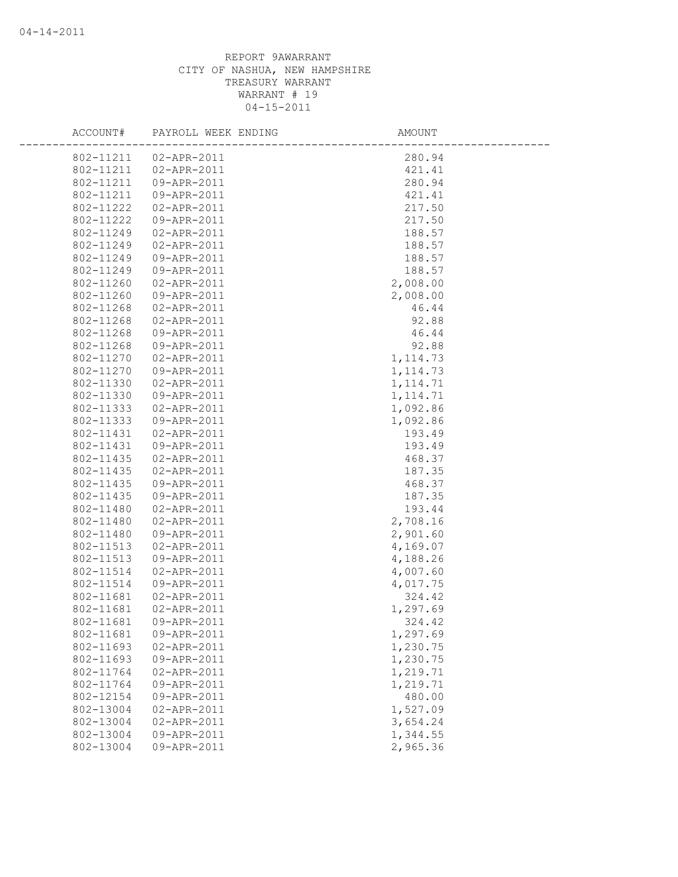REPORT 9AWARRANT
CITY OF NASHUA, NEW HAMPSHIRE
TREASURY WARRANT
WARRANT # 19
04-15-2011

| ACCOUNT# | PAYROLL WEEK ENDING | AMOUNT |
|---|---|---|
| 802-11211 | 02-APR-2011 | 280.94 |
| 802-11211 | 02-APR-2011 | 421.41 |
| 802-11211 | 09-APR-2011 | 280.94 |
| 802-11211 | 09-APR-2011 | 421.41 |
| 802-11222 | 02-APR-2011 | 217.50 |
| 802-11222 | 09-APR-2011 | 217.50 |
| 802-11249 | 02-APR-2011 | 188.57 |
| 802-11249 | 02-APR-2011 | 188.57 |
| 802-11249 | 09-APR-2011 | 188.57 |
| 802-11249 | 09-APR-2011 | 188.57 |
| 802-11260 | 02-APR-2011 | 2,008.00 |
| 802-11260 | 09-APR-2011 | 2,008.00 |
| 802-11268 | 02-APR-2011 | 46.44 |
| 802-11268 | 02-APR-2011 | 92.88 |
| 802-11268 | 09-APR-2011 | 46.44 |
| 802-11268 | 09-APR-2011 | 92.88 |
| 802-11270 | 02-APR-2011 | 1,114.73 |
| 802-11270 | 09-APR-2011 | 1,114.73 |
| 802-11330 | 02-APR-2011 | 1,114.71 |
| 802-11330 | 09-APR-2011 | 1,114.71 |
| 802-11333 | 02-APR-2011 | 1,092.86 |
| 802-11333 | 09-APR-2011 | 1,092.86 |
| 802-11431 | 02-APR-2011 | 193.49 |
| 802-11431 | 09-APR-2011 | 193.49 |
| 802-11435 | 02-APR-2011 | 468.37 |
| 802-11435 | 02-APR-2011 | 187.35 |
| 802-11435 | 09-APR-2011 | 468.37 |
| 802-11435 | 09-APR-2011 | 187.35 |
| 802-11480 | 02-APR-2011 | 193.44 |
| 802-11480 | 02-APR-2011 | 2,708.16 |
| 802-11480 | 09-APR-2011 | 2,901.60 |
| 802-11513 | 02-APR-2011 | 4,169.07 |
| 802-11513 | 09-APR-2011 | 4,188.26 |
| 802-11514 | 02-APR-2011 | 4,007.60 |
| 802-11514 | 09-APR-2011 | 4,017.75 |
| 802-11681 | 02-APR-2011 | 324.42 |
| 802-11681 | 02-APR-2011 | 1,297.69 |
| 802-11681 | 09-APR-2011 | 324.42 |
| 802-11681 | 09-APR-2011 | 1,297.69 |
| 802-11693 | 02-APR-2011 | 1,230.75 |
| 802-11693 | 09-APR-2011 | 1,230.75 |
| 802-11764 | 02-APR-2011 | 1,219.71 |
| 802-11764 | 09-APR-2011 | 1,219.71 |
| 802-12154 | 09-APR-2011 | 480.00 |
| 802-13004 | 02-APR-2011 | 1,527.09 |
| 802-13004 | 02-APR-2011 | 3,654.24 |
| 802-13004 | 09-APR-2011 | 1,344.55 |
| 802-13004 | 09-APR-2011 | 2,965.36 |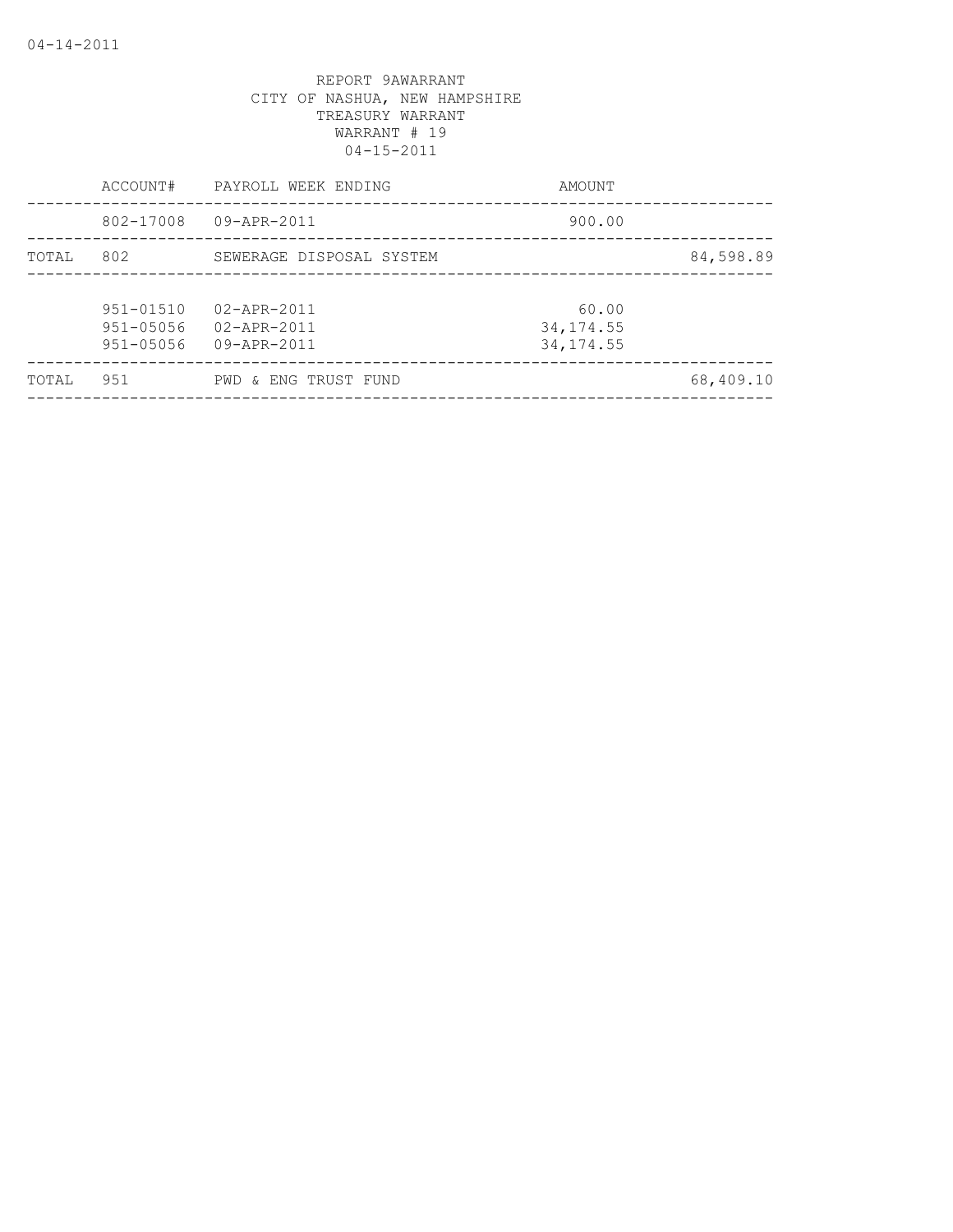04-14-2011

REPORT 9AWARRANT
CITY OF NASHUA, NEW HAMPSHIRE
TREASURY WARRANT
WARRANT # 19
04-15-2011

| | ACCOUNT# | PAYROLL WEEK ENDING | AMOUNT | |
|---|---|---|---|---|
| | 802-17008 | 09-APR-2011 | 900.00 | |
| TOTAL | 802 | SEWERAGE DISPOSAL SYSTEM | | 84,598.89 |
| | 951-01510 | 02-APR-2011 | 60.00 | |
| | 951-05056 | 02-APR-2011 | 34,174.55 | |
| | 951-05056 | 09-APR-2011 | 34,174.55 | |
| TOTAL | 951 | PWD & ENG TRUST FUND | | 68,409.10 |